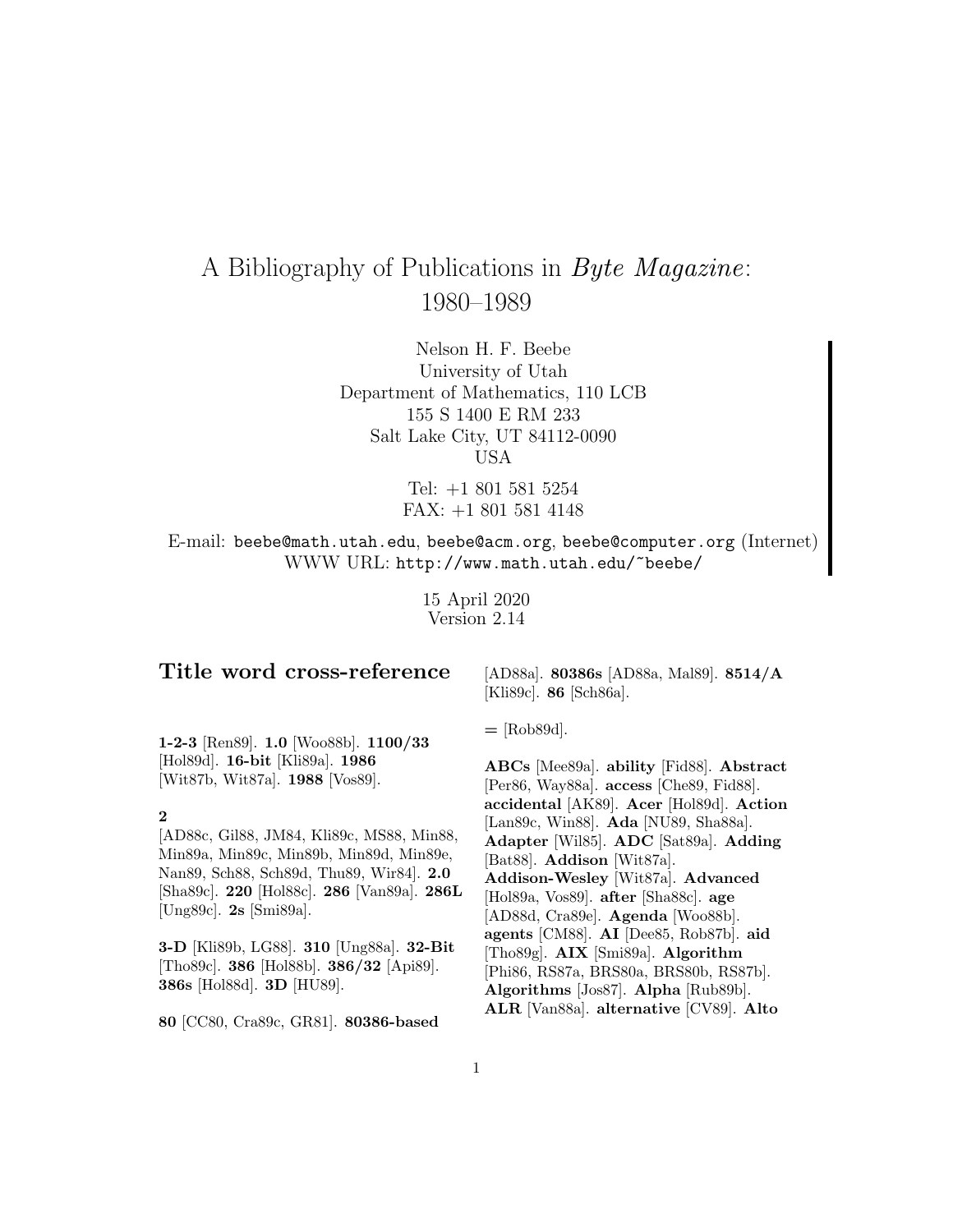# A Bibliography of Publications in *Byte Magazine*: 1980–1989

Nelson H. F. Beebe
University of Utah
Department of Mathematics, 110 LCB
155 S 1400 E RM 233
Salt Lake City, UT 84112-0090
USA

Tel: +1 801 581 5254
FAX: +1 801 581 4148

E-mail: `beebe@math.utah.edu`, `beebe@acm.org`, `beebe@computer.org` (Internet)
WWW URL: `http://www.math.utah.edu/~beebe/`

15 April 2020
Version 2.14

## Title word cross-reference

**1-2-3** [Ren89]. **1.0** [Woo88b]. **1100/33** [Hol89d]. **16-bit** [Kli89a]. **1986** [Wit87b, Wit87a]. **1988** [Vos89].

**2** [AD88c, Gil88, JM84, Kli89c, MS88, Min88, Min89a, Min89c, Min89b, Min89d, Min89e, Nan89, Sch88, Sch89d, Thu89, Wir84]. **2.0** [Sha89c]. **220** [Hol88c]. **286** [Van89a]. **286L** [Ung89c]. **2s** [Smi89a].

**3-D** [Kli89b, LG88]. **310** [Ung88a]. **32-Bit** [Tho89c]. **386** [Hol88b]. **386/32** [Api89]. **386s** [Hol88d]. **3D** [HU89].

**80** [CC80, Cra89c, GR81]. **80386-based** [AD88a]. **80386s** [AD88a, Mal89]. **8514/A** [Kli89c]. **86** [Sch86a].

**=** [Rob89d].

**ABCs** [Mee89a]. **ability** [Fid88]. **Abstract** [Per86, Way88a]. **access** [Che89, Fid88]. **accidental** [AK89]. **Acer** [Hol89d]. **Action** [Lan89c, Win88]. **Ada** [NU89, Sha88a]. **Adapter** [Wil85]. **ADC** [Sat89a]. **Adding** [Bat88]. **Addison** [Wit87a]. **Addison-Wesley** [Wit87a]. **Advanced** [Hol89a, Vos89]. **after** [Sha88c]. **age** [AD88d, Cra89e]. **Agenda** [Woo88b]. **agents** [CM88]. **AI** [Dee85, Rob87b]. **aid** [Tho89g]. **AIX** [Smi89a]. **Algorithm** [Phi86, RS87a, BRS80a, BRS80b, RS87b]. **Algorithms** [Jos87]. **Alpha** [Rub89b]. **ALR** [Van88a]. **alternative** [CV89]. **Alto**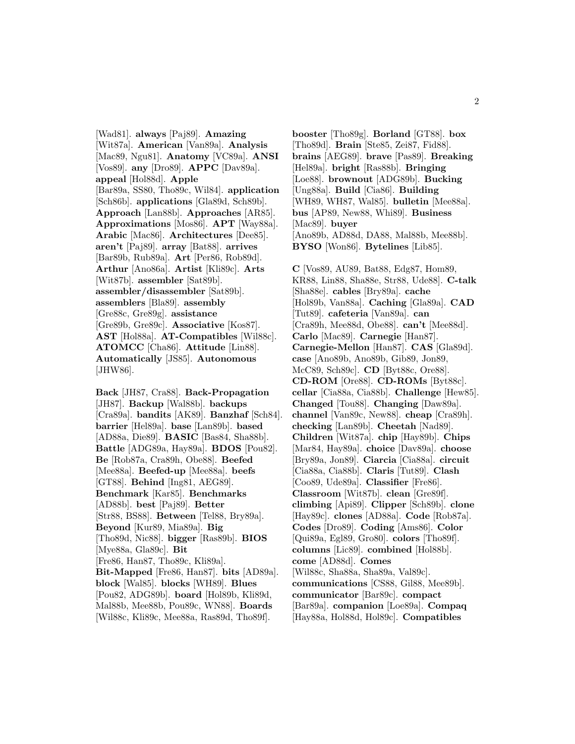[Wad81]. **always** [Paj89]. **Amazing** [Wit87a]. **American** [Van89a]. **Analysis** [Mac89, Ngu81]. **Anatomy** [VC89a]. **ANSI** [Vos89]. **any** [Dro89]. **APPC** [Dav89a]. **appeal** [Hol88d]. **Apple** [Bar89a, SS80, Tho89c, Wil84]. **application** [Sch86b]. **applications** [Gla89d, Sch89b]. **Approach** [Lan88b]. **Approaches** [AR85]. **Approximations** [Mos86]. **APT** [Way88a]. **Arabic** [Mac86]. **Architectures** [Dee85]. **aren't** [Paj89]. **array** [Bat88]. **arrives** [Bar89b, Rub89a]. **Art** [Per86, Rob89d]. **Arthur** [Ano86a]. **Artist** [Kli89c]. **Arts** [Wit87b]. **assembler** [Sat89b]. **assembler/disassembler** [Sat89b]. **assemblers** [Bla89]. **assembly** [Gre88c, Gre89g]. **assistance** [Gre89b, Gre89c]. **Associative** [Kos87]. **AST** [Hol88a]. **AT-Compatibles** [Wil88c]. **ATOMCC** [Cha86]. **Attitude** [Lin88]. **Automatically** [JS85]. **Autonomous** [JHW86].

**Back** [JH87, Cra88]. **Back-Propagation** [JH87]. **Backup** [Wal88b]. **backups** [Cra89a]. **bandits** [AK89]. **Banzhaf** [Sch84]. **barrier** [Hel89a]. **base** [Lan89b]. **based** [AD88a, Die89]. **BASIC** [Bas84, Sha88b]. **Battle** [ADG89a, Hay89a]. **BDOS** [Pou82]. **Be** [Rob87a, Cra89h, Obe88]. **Beefed** [Mee88a]. **Beefed-up** [Mee88a]. **beefs** [GT88]. **Behind** [Ing81, AEG89]. **Benchmark** [Kar85]. **Benchmarks** [AD88b]. **best** [Paj89]. **Better** [Str88, BS88]. **Between** [Tel88, Bry89a]. **Beyond** [Kur89, Mia89a]. **Big** [Tho89d, Nic88]. **bigger** [Ras89b]. **BIOS** [Mye88a, Gla89c]. **Bit** [Fre86, Han87, Tho89c, Kli89a]. **Bit-Mapped** [Fre86, Han87]. **bits** [AD89a]. **block** [Wal85]. **blocks** [WH89]. **Blues** [Pou82, ADG89b]. **board** [Hol89b, Kli89d, Mal88b, Mee88b, Pou89c, WN88]. **Boards** [Wil88c, Kli89c, Mee88a, Ras89d, Tho89f]. **booster** [Tho89g]. **Borland** [GT88]. **box** [Tho89d]. **Brain** [Ste85, Zei87, Fid88]. **brains** [AEG89]. **brave** [Pas89]. **Breaking** [Hel89a]. **bright** [Ras88b]. **Bringing** [Loe88]. **brownout** [ADG89b]. **Bucking** [Ung88a]. **Build** [Cia86]. **Building** [WH89, WH87, Wal85]. **bulletin** [Mee88a]. **bus** [AP89, New88, Whi89]. **Business** [Mac89]. **buyer** [Ano89b, AD88d, DA88, Mal88b, Mee88b]. **BYSO** [Won86]. **Bytelines** [Lib85].

**C** [Vos89, AU89, Bat88, Edg87, Hom89, KR88, Lin88, Sha88e, Str88, Ude88]. **C-talk** [Sha88e]. **cables** [Bry89a]. **cache** [Hol89b, Van88a]. **Caching** [Gla89a]. **CAD** [Tut89]. **cafeteria** [Van89a]. **can** [Cra89h, Mee88d, Obe88]. **can't** [Mee88d]. **Carlo** [Mac89]. **Carnegie** [Han87]. **Carnegie-Mellon** [Han87]. **CAS** [Gla89d]. **case** [Ano89b, Ano89b, Gib89, Jon89, McC89, Sch89c]. **CD** [Byt88c, Ore88]. **CD-ROM** [Ore88]. **CD-ROMs** [Byt88c]. **cellar** [Cia88a, Cia88b]. **Challenge** [Hew85]. **Changed** [Tou88]. **Changing** [Daw89a]. **channel** [Van89c, New88]. **cheap** [Cra89h]. **checking** [Lan89b]. **Cheetah** [Nad89]. **Children** [Wit87a]. **chip** [Hay89b]. **Chips** [Mar84, Hay89a]. **choice** [Dav89a]. **choose** [Bry89a, Jon89]. **Ciarcia** [Cia88a]. **circuit** [Cia88a, Cia88b]. **Claris** [Tut89]. **Clash** [Coo89, Ude89a]. **Classifier** [Fre86]. **Classroom** [Wit87b]. **clean** [Gre89f]. **climbing** [Api89]. **Clipper** [Sch89b]. **clone** [Hay89c]. **clones** [AD88a]. **Code** [Rob87a]. **Codes** [Dro89]. **Coding** [Ams86]. **Color** [Qui89a, Egl89, Gro80]. **colors** [Tho89f]. **columns** [Lic89]. **combined** [Hol88b]. **come** [AD88d]. **Comes** [Wil88c, Sha88a, Sha89a, Val89c]. **communications** [CS88, Gil88, Mee89b]. **communicator** [Bar89c]. **compact** [Bar89a]. **companion** [Loe89a]. **Compaq** [Hay88a, Hol88d, Hol89c]. **Compatibles**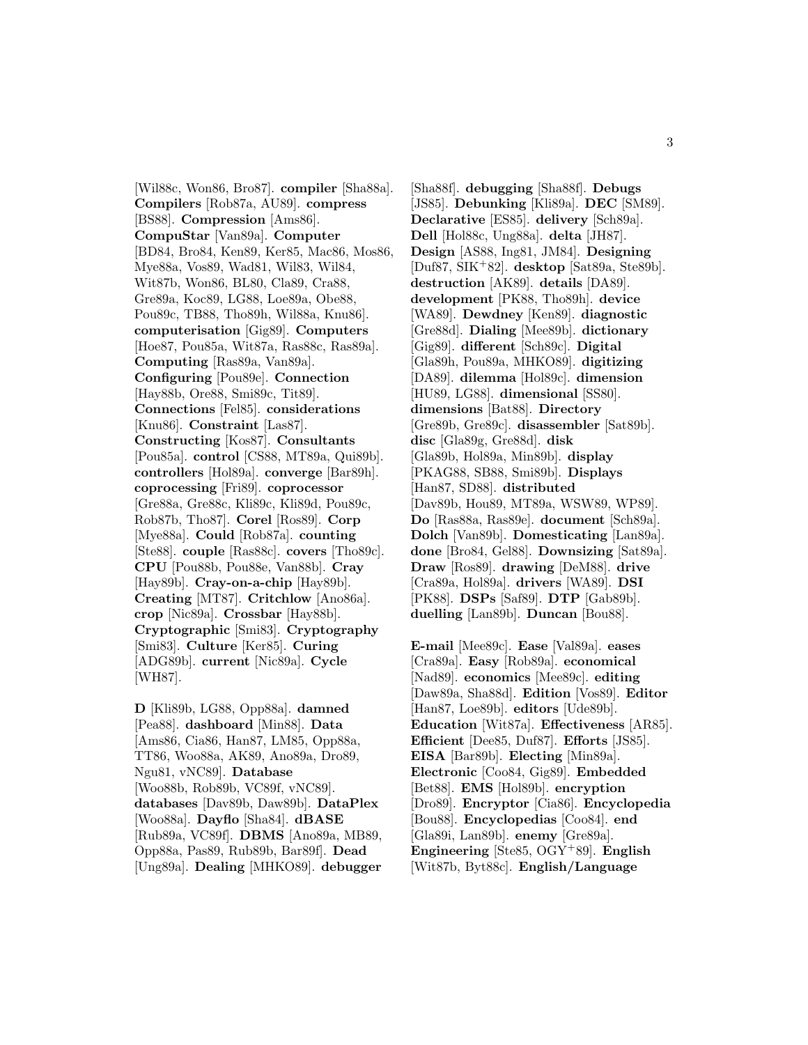[Wil88c, Won86, Bro87]. **compiler** [Sha88a]. **Compilers** [Rob87a, AU89]. **compress** [BS88]. **Compression** [Ams86]. **CompuStar** [Van89a]. **Computer** [BD84, Bro84, Ken89, Ker85, Mac86, Mos86, Mye88a, Vos89, Wad81, Wil83, Wil84, Wit87b, Won86, BL80, Cla89, Cra88, Gre89a, Koc89, LG88, Loe89a, Obe88, Pou89c, TB88, Tho89h, Wil88a, Knu86]. **computerisation** [Gig89]. **Computers** [Hoe87, Pou85a, Wit87a, Ras88c, Ras89a]. **Computing** [Ras89a, Van89a]. **Configuring** [Pou89e]. **Connection** [Hay88b, Ore88, Smi89c, Tit89]. **Connections** [Fel85]. **considerations** [Knu86]. **Constraint** [Las87]. **Constructing** [Kos87]. **Consultants** [Pou85a]. **control** [CS88, MT89a, Qui89b]. **controllers** [Hol89a]. **converge** [Bar89h]. **coprocessing** [Fri89]. **coprocessor** [Gre88a, Gre88c, Kli89c, Kli89d, Pou89c, Rob87b, Tho87]. **Corel** [Ros89]. **Corp** [Mye88a]. **Could** [Rob87a]. **counting** [Ste88]. **couple** [Ras88c]. **covers** [Tho89c]. **CPU** [Pou88b, Pou88e, Van88b]. **Cray** [Hay89b]. **Cray-on-a-chip** [Hay89b]. **Creating** [MT87]. **Critchlow** [Ano86a]. **crop** [Nic89a]. **Crossbar** [Hay88b]. **Cryptographic** [Smi83]. **Cryptography** [Smi83]. **Culture** [Ker85]. **Curing** [ADG89b]. **current** [Nic89a]. **Cycle** [WH87].

**D** [Kli89b, LG88, Opp88a]. **damned** [Pea88]. **dashboard** [Min88]. **Data** [Ams86, Cia86, Han87, LM85, Opp88a, TT86, Woo88a, AK89, Ano89a, Dro89, Ngu81, vNC89]. **Database** [Woo88b, Rob89b, VC89f, vNC89]. **databases** [Dav89b, Daw89b]. **DataPlex** [Woo88a]. **Dayflo** [Sha84]. **dBASE** [Rub89a, VC89f]. **DBMS** [Ano89a, MB89, Opp88a, Pas89, Rub89b, Bar89f]. **Dead** [Ung89a]. **Dealing** [MHKO89]. **debugger** [Sha88f]. **debugging** [Sha88f]. **Debugs** [JS85]. **Debunking** [Kli89a]. **DEC** [SM89]. **Declarative** [ES85]. **delivery** [Sch89a]. **Dell** [Hol88c, Ung88a]. **delta** [JH87]. **Design** [AS88, Ing81, JM84]. **Designing** [Duf87, SIK+82]. **desktop** [Sat89a, Ste89b]. **destruction** [AK89]. **details** [DA89]. **development** [PK88, Tho89h]. **device** [WA89]. **Dewdney** [Ken89]. **diagnostic** [Gre88d]. **Dialing** [Mee89b]. **dictionary** [Gig89]. **different** [Sch89c]. **Digital** [Gla89h, Pou89a, MHKO89]. **digitizing** [DA89]. **dilemma** [Hol89c]. **dimension** [HU89, LG88]. **dimensional** [SS80]. **dimensions** [Bat88]. **Directory** [Gre89b, Gre89c]. **disassembler** [Sat89b]. **disc** [Gla89g, Gre88d]. **disk** [Gla89b, Hol89a, Min89b]. **display** [PKAG88, SB88, Smi89b]. **Displays** [Han87, SD88]. **distributed** [Dav89b, Hou89, MT89a, WSW89, WP89]. **Do** [Ras88a, Ras89e]. **document** [Sch89a]. **Dolch** [Van89b]. **Domesticating** [Lan89a]. **done** [Bro84, Gel88]. **Downsizing** [Sat89a]. **Draw** [Ros89]. **drawing** [DeM88]. **drive** [Cra89a, Hol89a]. **drivers** [WA89]. **DSI** [PK88]. **DSPs** [Saf89]. **DTP** [Gab89b]. **duelling** [Lan89b]. **Duncan** [Bou88].

**E-mail** [Mee89c]. **Ease** [Val89a]. **eases** [Cra89a]. **Easy** [Rob89a]. **economical** [Nad89]. **economics** [Mee89c]. **editing** [Daw89a, Sha88d]. **Edition** [Vos89]. **Editor** [Han87, Loe89b]. **editors** [Ude89b]. **Education** [Wit87a]. **Effectiveness** [AR85]. **Efficient** [Dee85, Duf87]. **Efforts** [JS85]. **EISA** [Bar89b]. **Electing** [Min89a]. **Electronic** [Coo84, Gig89]. **Embedded** [Bet88]. **EMS** [Hol89b]. **encryption** [Dro89]. **Encryptor** [Cia86]. **Encyclopedia** [Bou88]. **Encyclopedias** [Coo84]. **end** [Gla89i, Lan89b]. **enemy** [Gre89a]. **Engineering** [Ste85, OGY+89]. **English** [Wit87b, Byt88c]. **English/Language**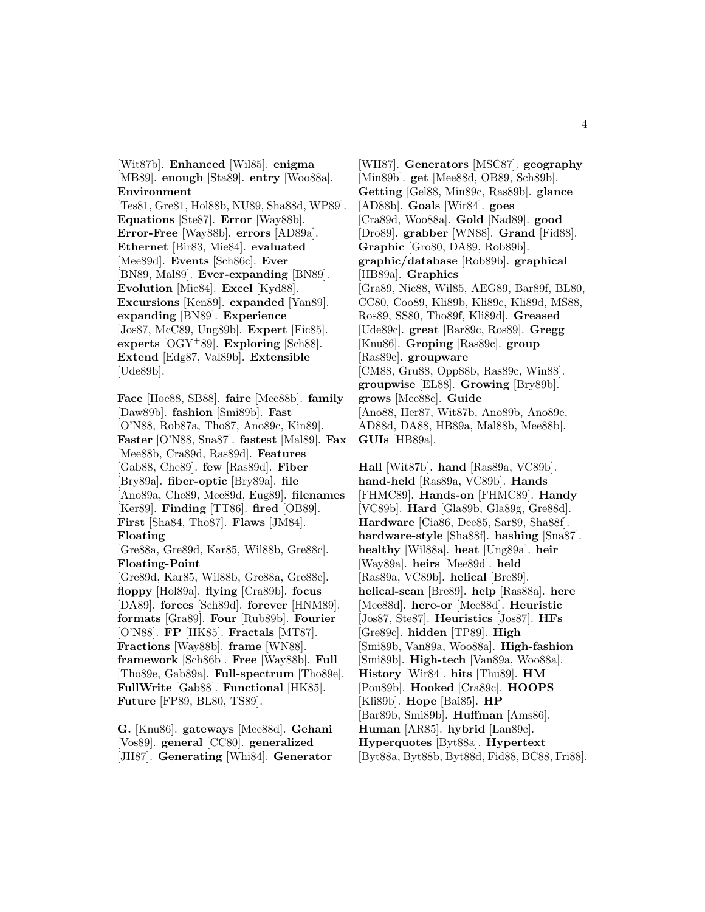[Wit87b]. **Enhanced** [Wil85]. **enigma** [MB89]. **enough** [Sta89]. **entry** [Woo88a]. **Environment** [Tes81, Gre81, Hol88b, NU89, Sha88d, WP89]. **Equations** [Ste87]. **Error** [Way88b]. **Error-Free** [Way88b]. **errors** [AD89a]. **Ethernet** [Bir83, Mie84]. **evaluated** [Mee89d]. **Events** [Sch86c]. **Ever** [BN89, Mal89]. **Ever-expanding** [BN89]. **Evolution** [Mie84]. **Excel** [Kyd88]. **Excursions** [Ken89]. **expanded** [Yan89]. **expanding** [BN89]. **Experience** [Jos87, McC89, Ung89b]. **Expert** [Fic85]. **experts** [OGY+89]. **Exploring** [Sch88]. **Extend** [Edg87, Val89b]. **Extensible** [Ude89b].

**Face** [Hoe88, SB88]. **faire** [Mee88b]. **family** [Daw89b]. **fashion** [Smi89b]. **Fast** [O'N88, Rob87a, Tho87, Ano89c, Kin89]. **Faster** [O'N88, Sna87]. **fastest** [Mal89]. **Fax** [Mee88b, Cra89d, Ras89d]. **Features** [Gab88, Che89]. **few** [Ras89d]. **Fiber** [Bry89a]. **fiber-optic** [Bry89a]. **file** [Ano89a, Che89, Mee89d, Eug89]. **filenames** [Ker89]. **Finding** [TT86]. **fired** [OB89]. **First** [Sha84, Tho87]. **Flaws** [JM84]. **Floating** [Gre88a, Gre89d, Kar85, Wil88b, Gre88c]. **Floating-Point** [Gre89d, Kar85, Wil88b, Gre88a, Gre88c]. **floppy** [Hol89a]. **flying** [Cra89b]. **focus** [DA89]. **forces** [Sch89d]. **forever** [HNM89]. **formats** [Gra89]. **Four** [Rub89b]. **Fourier** [O'N88]. **FP** [HK85]. **Fractals** [MT87]. **Fractions** [Way88b]. **frame** [WN88]. **framework** [Sch86b]. **Free** [Way88b]. **Full** [Tho89e, Gab89a]. **Full-spectrum** [Tho89e]. **FullWrite** [Gab88]. **Functional** [HK85]. **Future** [FP89, BL80, TS89].

**G.** [Knu86]. **gateways** [Mee88d]. **Gehani** [Vos89]. **general** [CC80]. **generalized** [JH87]. **Generating** [Whi84]. **Generator** [WH87]. **Generators** [MSC87]. **geography** [Min89b]. **get** [Mee88d, OB89, Sch89b]. **Getting** [Gel88, Min89c, Ras89b]. **glance** [AD88b]. **Goals** [Wir84]. **goes** [Cra89d, Woo88a]. **Gold** [Nad89]. **good** [Dro89]. **grabber** [WN88]. **Grand** [Fid88]. **Graphic** [Gro80, DA89, Rob89b]. **graphic/database** [Rob89b]. **graphical** [HB89a]. **Graphics** [Gra89, Nic88, Wil85, AEG89, Bar89f, BL80, CC80, Coo89, Kli89b, Kli89c, Kli89d, MS88, Ros89, SS80, Tho89f, Kli89d]. **Greased** [Ude89c]. **great** [Bar89c, Ros89]. **Gregg** [Knu86]. **Groping** [Ras89c]. **group** [Ras89c]. **groupware** [CM88, Gru88, Opp88b, Ras89c, Win88]. **groupwise** [EL88]. **Growing** [Bry89b]. **grows** [Mee88c]. **Guide** [Ano88, Her87, Wit87b, Ano89b, Ano89e, AD88d, DA88, HB89a, Mal88b, Mee88b]. **GUIs** [HB89a].

**Hall** [Wit87b]. **hand** [Ras89a, VC89b]. **hand-held** [Ras89a, VC89b]. **Hands** [FHMC89]. **Hands-on** [FHMC89]. **Handy** [VC89b]. **Hard** [Gla89b, Gla89g, Gre88d]. **Hardware** [Cia86, Dee85, Sar89, Sha88f]. **hardware-style** [Sha88f]. **hashing** [Sna87]. **healthy** [Wil88a]. **heat** [Ung89a]. **heir** [Way89a]. **heirs** [Mee89d]. **held** [Ras89a, VC89b]. **helical** [Bre89]. **helical-scan** [Bre89]. **help** [Ras88a]. **here** [Mee88d]. **here-or** [Mee88d]. **Heuristic** [Jos87, Ste87]. **Heuristics** [Jos87]. **HFs** [Gre89c]. **hidden** [TP89]. **High** [Smi89b, Van89a, Woo88a]. **High-fashion** [Smi89b]. **High-tech** [Van89a, Woo88a]. **History** [Wir84]. **hits** [Thu89]. **HM** [Pou89b]. **Hooked** [Cra89c]. **HOOPS** [Kli89b]. **Hope** [Bai85]. **HP** [Bar89b, Smi89b]. **Huffman** [Ams86]. **Human** [AR85]. **hybrid** [Lan89c]. **Hyperquotes** [Byt88a]. **Hypertext** [Byt88a, Byt88b, Byt88d, Fid88, BC88, Fri88].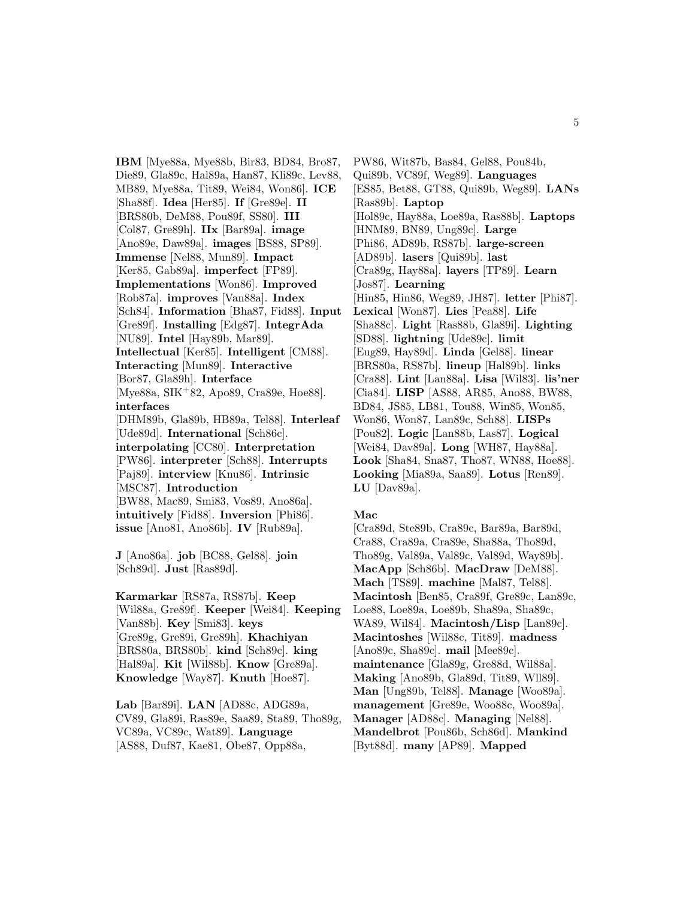**IBM** [Mye88a, Mye88b, Bir83, BD84, Bro87, Die89, Gla89c, Hal89a, Han87, Kli89c, Lev88, MB89, Mye88a, Tit89, Wei84, Won86]. **ICE** [Sha88f]. **Idea** [Her85]. **If** [Gre89e]. **II** [BRS80b, DeM88, Pou89f, SS80]. **III** [Col87, Gre89h]. **IIx** [Bar89a]. **image** [Ano89e, Daw89a]. **images** [BS88, SP89]. **Immense** [Nel88, Mun89]. **Impact** [Ker85, Gab89a]. **imperfect** [FP89]. **Implementations** [Won86]. **Improved** [Rob87a]. **improves** [Van88a]. **Index** [Sch84]. **Information** [Bha87, Fid88]. **Input** [Gre89f]. **Installing** [Edg87]. **IntegrAda** [NU89]. **Intel** [Hay89b, Mar89]. **Intellectual** [Ker85]. **Intelligent** [CM88]. **Interacting** [Mun89]. **Interactive** [Bor87, Gla89h]. **Interface** [Mye88a, SIK+82, Apo89, Cra89e, Hoe88]. **interfaces** [DHM89b, Gla89b, HB89a, Tel88]. **Interleaf** [Ude89d]. **International** [Sch86c]. **interpolating** [CC80]. **Interpretation** [PW86]. **interpreter** [Sch88]. **Interrupts** [Paj89]. **interview** [Knu86]. **Intrinsic** [MSC87]. **Introduction** [BW88, Mac89, Smi83, Vos89, Ano86a]. **intuitively** [Fid88]. **Inversion** [Phi86]. **issue** [Ano81, Ano86b]. **IV** [Rub89a].

**J** [Ano86a]. **job** [BC88, Gel88]. **join** [Sch89d]. **Just** [Ras89d].

**Karmarkar** [RS87a, RS87b]. **Keep** [Wil88a, Gre89f]. **Keeper** [Wei84]. **Keeping** [Van88b]. **Key** [Smi83]. **keys** [Gre89g, Gre89i, Gre89h]. **Khachiyan** [BRS80a, BRS80b]. **kind** [Sch89c]. **king** [Hal89a]. **Kit** [Wil88b]. **Know** [Gre89a]. **Knowledge** [Way87]. **Knuth** [Hoe87].

**Lab** [Bar89i]. **LAN** [AD88c, ADG89a, CV89, Gla89i, Ras89e, Saa89, Sta89, Tho89g, VC89a, VC89c, Wat89]. **Language** [AS88, Duf87, Kae81, Obe87, Opp88a, PW86, Wit87b, Bas84, Gel88, Pou84b, Qui89b, VC89f, Weg89]. **Languages** [ES85, Bet88, GT88, Qui89b, Weg89]. **LANs** [Ras89b]. **Laptop** [Hol89c, Hay88a, Loe89a, Ras88b]. **Laptops** [HNM89, BN89, Ung89c]. **Large** [Phi86, AD89b, RS87b]. **large-screen** [AD89b]. **lasers** [Qui89b]. **last** [Cra89g, Hay88a]. **layers** [TP89]. **Learn** [Jos87]. **Learning** [Hin85, Hin86, Weg89, JH87]. **letter** [Phi87]. **Lexical** [Won87]. **Lies** [Pea88]. **Life** [Sha88c]. **Light** [Ras88b, Gla89i]. **Lighting** [SD88]. **lightning** [Ude89c]. **limit** [Eug89, Hay89d]. **Linda** [Gel88]. **linear** [BRS80a, RS87b]. **lineup** [Hal89b]. **links** [Cra88]. **Lint** [Lan88a]. **Lisa** [Wil83]. **lis'ner** [Cia84]. **LISP** [AS88, AR85, Ano88, BW88, BD84, JS85, LB81, Tou88, Win85, Won85, Won86, Won87, Lan89c, Sch88]. **LISPs** [Pou82]. **Logic** [Lan88b, Las87]. **Logical** [Wei84, Dav89a]. **Long** [WH87, Hay88a]. **Look** [Sha84, Sna87, Tho87, WN88, Hoe88]. **Looking** [Mia89a, Saa89]. **Lotus** [Ren89]. **LU** [Dav89a].

**Mac** [Cra89d, Ste89b, Cra89c, Bar89a, Bar89d, Cra88, Cra89a, Cra89e, Sha88a, Tho89d, Tho89g, Val89a, Val89c, Val89d, Way89b]. **MacApp** [Sch86b]. **MacDraw** [DeM88]. **Mach** [TS89]. **machine** [Mal87, Tel88]. **Macintosh** [Ben85, Cra89f, Gre89c, Lan89c, Loe88, Loe89a, Loe89b, Sha89a, Sha89c, WA89, Wil84]. **Macintosh/Lisp** [Lan89c]. **Macintoshes** [Wil88c, Tit89]. **madness** [Ano89c, Sha89c]. **mail** [Mee89c]. **maintenance** [Gla89g, Gre88d, Wil88a]. **Making** [Ano89b, Gla89d, Tit89, Wll89]. **Man** [Ung89b, Tel88]. **Manage** [Woo89a]. **management** [Gre89e, Woo88c, Woo89a]. **Manager** [AD88c]. **Managing** [Nel88]. **Mandelbrot** [Pou86b, Sch86d]. **Mankind** [Byt88d]. **many** [AP89]. **Mapped**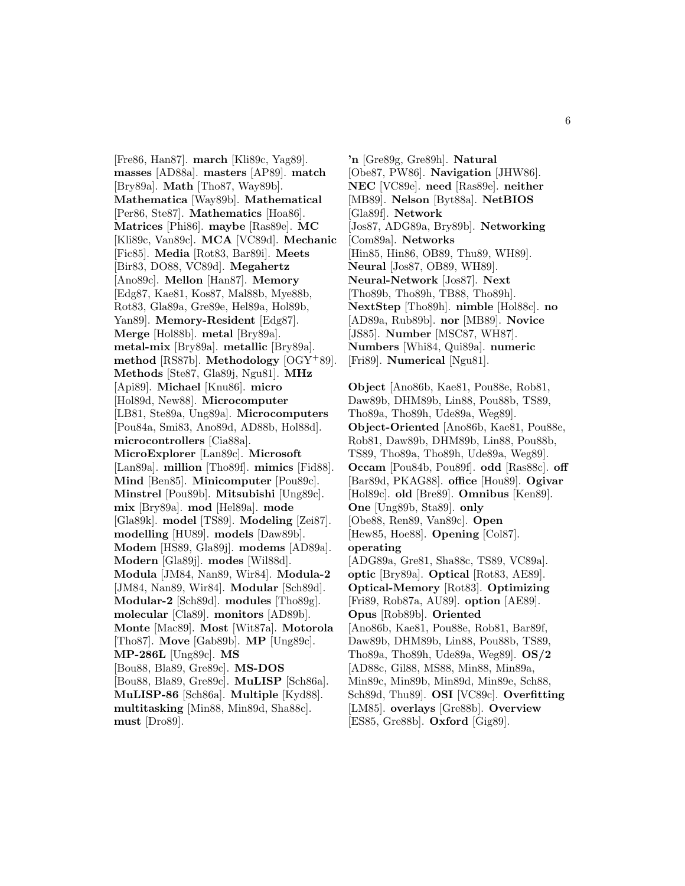[Fre86, Han87]. **march** [Kli89c, Yag89]. **masses** [AD88a]. **masters** [AP89]. **match** [Bry89a]. **Math** [Tho87, Way89b]. **Mathematica** [Way89b]. **Mathematical** [Per86, Ste87]. **Mathematics** [Hoa86]. **Matrices** [Phi86]. **maybe** [Ras89e]. **MC** [Kli89c, Van89c]. **MCA** [VC89d]. **Mechanic** [Fic85]. **Media** [Rot83, Bar89i]. **Meets** [Bir83, DO88, VC89d]. **Megahertz** [Ano89c]. **Mellon** [Han87]. **Memory** [Edg87, Kae81, Kos87, Mal88b, Mye88b, Rot83, Gla89a, Gre89e, Hel89a, Hol89b, Yan89]. **Memory-Resident** [Edg87]. **Merge** [Hol88b]. **metal** [Bry89a]. **metal-mix** [Bry89a]. **metallic** [Bry89a]. **method** [RS87b]. **Methodology** [OGY+89]. **Methods** [Ste87, Gla89j, Ngu81]. **MHz** [Api89]. **Michael** [Knu86]. **micro** [Hol89d, New88]. **Microcomputer** [LB81, Ste89a, Ung89a]. **Microcomputers** [Pou84a, Smi83, Ano89d, AD88b, Hol88d]. **microcontrollers** [Cia88a]. **MicroExplorer** [Lan89c]. **Microsoft** [Lan89a]. **million** [Tho89f]. **mimics** [Fid88]. **Mind** [Ben85]. **Minicomputer** [Pou89c]. **Minstrel** [Pou89b]. **Mitsubishi** [Ung89c]. **mix** [Bry89a]. **mod** [Hel89a]. **mode** [Gla89k]. **model** [TS89]. **Modeling** [Zei87]. **modelling** [HU89]. **models** [Daw89b]. **Modem** [HS89, Gla89j]. **modems** [AD89a]. **Modern** [Gla89j]. **modes** [Wil88d]. **Modula** [JM84, Nan89, Wir84]. **Modula-2** [JM84, Nan89, Wir84]. **Modular** [Sch89d]. **Modular-2** [Sch89d]. **modules** [Tho89g]. **molecular** [Cla89]. **monitors** [AD89b]. **Monte** [Mac89]. **Most** [Wit87a]. **Motorola** [Tho87]. **Move** [Gab89b]. **MP** [Ung89c]. **MP-286L** [Ung89c]. **MS** [Bou88, Bla89, Gre89c]. **MS-DOS** [Bou88, Bla89, Gre89c]. **MuLISP** [Sch86a]. **MuLISP-86** [Sch86a]. **Multiple** [Kyd88]. **multitasking** [Min88, Min89d, Sha88c]. **must** [Dro89].

**'n** [Gre89g, Gre89h]. **Natural** [Obe87, PW86]. **Navigation** [JHW86]. **NEC** [VC89e]. **need** [Ras89e]. **neither** [MB89]. **Nelson** [Byt88a]. **NetBIOS** [Gla89f]. **Network** [Jos87, ADG89a, Bry89b]. **Networking** [Com89a]. **Networks** [Hin85, Hin86, OB89, Thu89, WH89]. **Neural** [Jos87, OB89, WH89]. **Neural-Network** [Jos87]. **Next** [Tho89b, Tho89h, TB88, Tho89h]. **NextStep** [Tho89h]. **nimble** [Hol88c]. **no** [AD89a, Rub89b]. **nor** [MB89]. **Novice** [JS85]. **Number** [MSC87, WH87]. **Numbers** [Whi84, Qui89a]. **numeric** [Fri89]. **Numerical** [Ngu81].

**Object** [Ano86b, Kae81, Pou88e, Rob81, Daw89b, DHM89b, Lin88, Pou88b, TS89, Tho89a, Tho89h, Ude89a, Weg89]. **Object-Oriented** [Ano86b, Kae81, Pou88e, Rob81, Daw89b, DHM89b, Lin88, Pou88b, TS89, Tho89a, Tho89h, Ude89a, Weg89]. **Occam** [Pou84b, Pou89f]. **odd** [Ras88c]. **off** [Bar89d, PKAG88]. **office** [Hou89]. **Ogivar** [Hol89c]. **old** [Bre89]. **Omnibus** [Ken89]. **One** [Ung89b, Sta89]. **only** [Obe88, Ren89, Van89c]. **Open** [Hew85, Hoe88]. **Opening** [Col87]. **operating** [ADG89a, Gre81, Sha88c, TS89, VC89a]. **optic** [Bry89a]. **Optical** [Rot83, AE89]. **Optical-Memory** [Rot83]. **Optimizing** [Fri89, Rob87a, AU89]. **option** [AE89]. **Opus** [Rob89b]. **Oriented** [Ano86b, Kae81, Pou88e, Rob81, Bar89f, Daw89b, DHM89b, Lin88, Pou88b, TS89, Tho89a, Tho89h, Ude89a, Weg89]. **OS/2** [AD88c, Gil88, MS88, Min88, Min89a, Min89c, Min89b, Min89d, Min89e, Sch88, Sch89d, Thu89]. **OSI** [VC89c]. **Overfitting** [LM85]. **overlays** [Gre88b]. **Overview** [ES85, Gre88b]. **Oxford** [Gig89].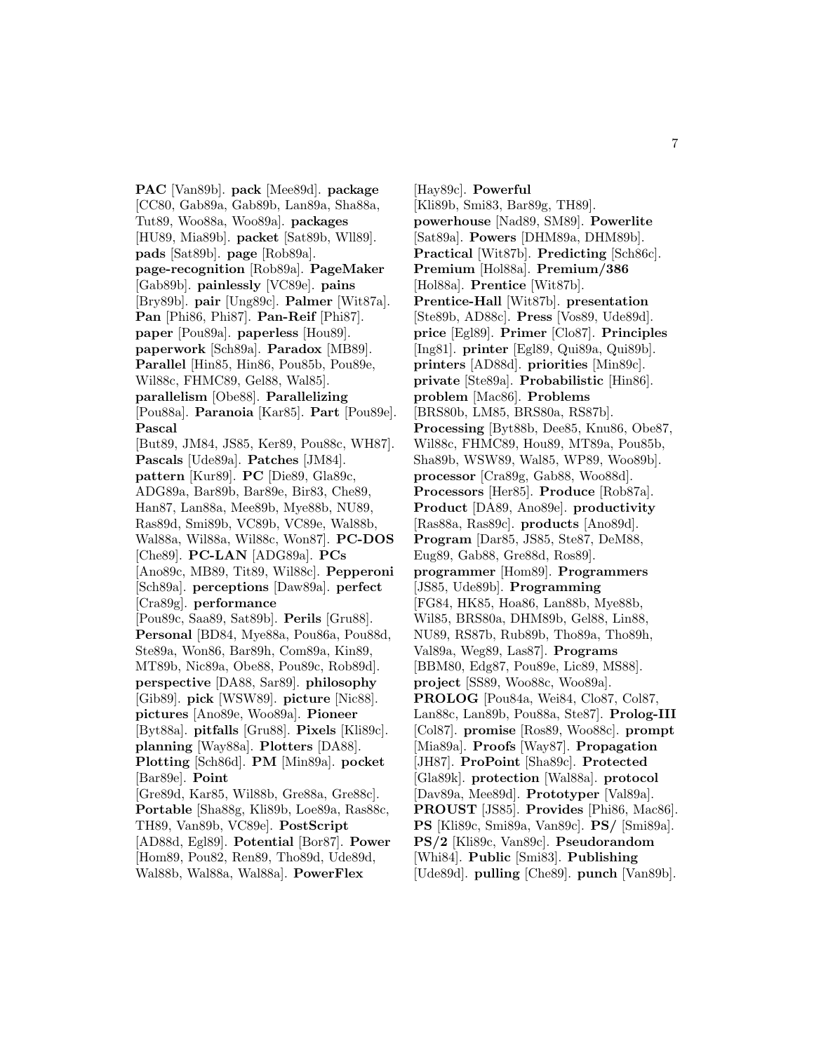**PAC** [Van89b]. **pack** [Mee89d]. **package** [CC80, Gab89a, Gab89b, Lan89a, Sha88a, Tut89, Woo88a, Woo89a]. **packages** [HU89, Mia89b]. **packet** [Sat89b, Wll89]. **pads** [Sat89b]. **page** [Rob89a]. **page-recognition** [Rob89a]. **PageMaker** [Gab89b]. **painlessly** [VC89e]. **pains** [Bry89b]. **pair** [Ung89c]. **Palmer** [Wit87a]. **Pan** [Phi86, Phi87]. **Pan-Reif** [Phi87]. **paper** [Pou89a]. **paperless** [Hou89]. **paperwork** [Sch89a]. **Paradox** [MB89]. **Parallel** [Hin85, Hin86, Pou85b, Pou89e, Wil88c, FHMC89, Gel88, Wal85]. **parallelism** [Obe88]. **Parallelizing** [Pou88a]. **Paranoia** [Kar85]. **Part** [Pou89e]. **Pascal** [But89, JM84, JS85, Ker89, Pou88c, WH87]. **Pascals** [Ude89a]. **Patches** [JM84]. **pattern** [Kur89]. **PC** [Die89, Gla89c, ADG89a, Bar89b, Bar89e, Bir83, Che89, Han87, Lan88a, Mee89b, Mye88b, NU89, Ras89d, Smi89b, VC89b, VC89e, Wal88b, Wal88a, Wil88a, Wil88c, Won87]. **PC-DOS** [Che89]. **PC-LAN** [ADG89a]. **PCs** [Ano89c, MB89, Tit89, Wil88c]. **Pepperoni** [Sch89a]. **perceptions** [Daw89a]. **perfect** [Cra89g]. **performance** [Pou89c, Saa89, Sat89b]. **Perils** [Gru88]. **Personal** [BD84, Mye88a, Pou86a, Pou88d, Ste89a, Won86, Bar89h, Com89a, Kin89, MT89b, Nic89a, Obe88, Pou89c, Rob89d]. **perspective** [DA88, Sar89]. **philosophy** [Gib89]. **pick** [WSW89]. **picture** [Nic88]. **pictures** [Ano89e, Woo89a]. **Pioneer** [Byt88a]. **pitfalls** [Gru88]. **Pixels** [Kli89c]. **planning** [Way88a]. **Plotters** [DA88]. **Plotting** [Sch86d]. **PM** [Min89a]. **pocket** [Bar89e]. **Point** [Gre89d, Kar85, Wil88b, Gre88a, Gre88c]. **Portable** [Sha88g, Kli89b, Loe89a, Ras88c, TH89, Van89b, VC89e]. **PostScript** [AD88d, Egl89]. **Potential** [Bor87]. **Power** [Hom89, Pou82, Ren89, Tho89d, Ude89d, Wal88b, Wal88a, Wal88a]. **PowerFlex** [Hay89c]. **Powerful** [Kli89b, Smi83, Bar89g, TH89]. **powerhouse** [Nad89, SM89]. **Powerlite** [Sat89a]. **Powers** [DHM89a, DHM89b]. **Practical** [Wit87b]. **Predicting** [Sch86c]. **Premium** [Hol88a]. **Premium/386** [Hol88a]. **Prentice** [Wit87b]. **Prentice-Hall** [Wit87b]. **presentation** [Ste89b, AD88c]. **Press** [Vos89, Ude89d]. **price** [Egl89]. **Primer** [Clo87]. **Principles** [Ing81]. **printer** [Egl89, Qui89a, Qui89b]. **printers** [AD88d]. **priorities** [Min89c]. **private** [Ste89a]. **Probabilistic** [Hin86]. **problem** [Mac86]. **Problems** [BRS80b, LM85, BRS80a, RS87b]. **Processing** [Byt88b, Dee85, Knu86, Obe87, Wil88c, FHMC89, Hou89, MT89a, Pou85b, Sha89b, WSW89, Wal85, WP89, Woo89b]. **processor** [Cra89g, Gab88, Woo88d]. **Processors** [Her85]. **Produce** [Rob87a]. **Product** [DA89, Ano89e]. **productivity** [Ras88a, Ras89c]. **products** [Ano89d]. **Program** [Dar85, JS85, Ste87, DeM88, Eug89, Gab88, Gre88d, Ros89]. **programmer** [Hom89]. **Programmers** [JS85, Ude89b]. **Programming** [FG84, HK85, Hoa86, Lan88b, Mye88b, Wil85, BRS80a, DHM89b, Gel88, Lin88, NU89, RS87b, Rub89b, Tho89a, Tho89h, Val89a, Weg89, Las87]. **Programs** [BBM80, Edg87, Pou89e, Lic89, MS88]. **project** [SS89, Woo88c, Woo89a]. **PROLOG** [Pou84a, Wei84, Clo87, Col87, Lan88c, Lan89b, Pou88a, Ste87]. **Prolog-III** [Col87]. **promise** [Ros89, Woo88c]. **prompt** [Mia89a]. **Proofs** [Way87]. **Propagation** [JH87]. **ProPoint** [Sha89c]. **Protected** [Gla89k]. **protection** [Wal88a]. **protocol** [Dav89a, Mee89d]. **Prototyper** [Val89a]. **PROUST** [JS85]. **Provides** [Phi86, Mac86]. **PS** [Kli89c, Smi89a, Van89c]. **PS/** [Smi89a]. **PS/2** [Kli89c, Van89c]. **Pseudorandom** [Whi84]. **Public** [Smi83]. **Publishing** [Ude89d]. **pulling** [Che89]. **punch** [Van89b].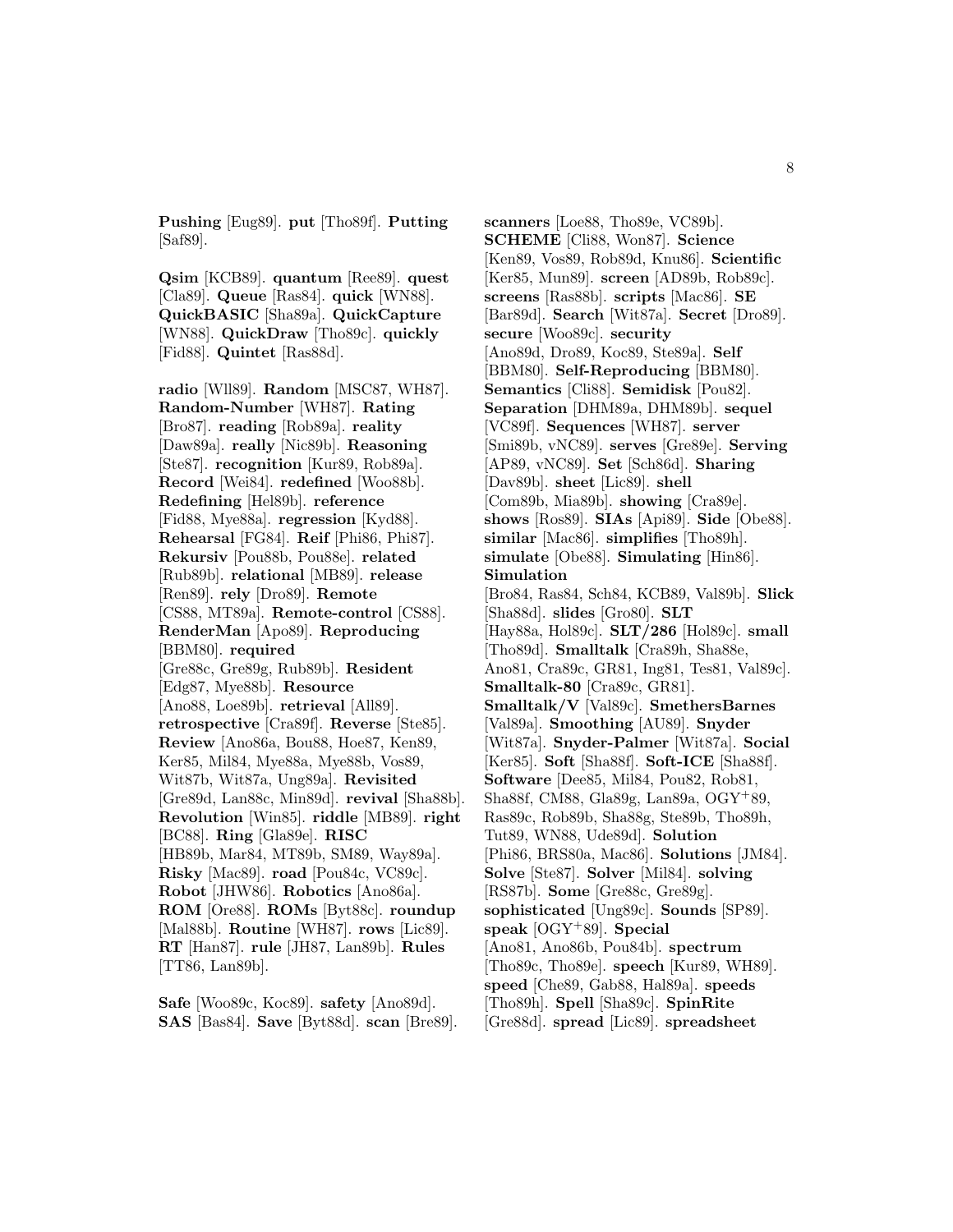**Pushing** [Eug89]. **put** [Tho89f]. **Putting** [Saf89].

**Qsim** [KCB89]. **quantum** [Ree89]. **quest** [Cla89]. **Queue** [Ras84]. **quick** [WN88]. **QuickBASIC** [Sha89a]. **QuickCapture** [WN88]. **QuickDraw** [Tho89c]. **quickly** [Fid88]. **Quintet** [Ras88d].

**radio** [Wll89]. **Random** [MSC87, WH87]. **Random-Number** [WH87]. **Rating** [Bro87]. **reading** [Rob89a]. **reality** [Daw89a]. **really** [Nic89b]. **Reasoning** [Ste87]. **recognition** [Kur89, Rob89a]. **Record** [Wei84]. **redefined** [Woo88b]. **Redefining** [Hel89b]. **reference** [Fid88, Mye88a]. **regression** [Kyd88]. **Rehearsal** [FG84]. **Reif** [Phi86, Phi87]. **Rekursiv** [Pou88b, Pou88e]. **related** [Rub89b]. **relational** [MB89]. **release** [Ren89]. **rely** [Dro89]. **Remote** [CS88, MT89a]. **Remote-control** [CS88]. **RenderMan** [Apo89]. **Reproducing** [BBM80]. **required** [Gre88c, Gre89g, Rub89b]. **Resident** [Edg87, Mye88b]. **Resource** [Ano88, Loe89b]. **retrieval** [All89]. **retrospective** [Cra89f]. **Reverse** [Ste85]. **Review** [Ano86a, Bou88, Hoe87, Ken89, Ker85, Mil84, Mye88a, Mye88b, Vos89, Wit87b, Wit87a, Ung89a]. **Revisited** [Gre89d, Lan88c, Min89d]. **revival** [Sha88b]. **Revolution** [Win85]. **riddle** [MB89]. **right** [BC88]. **Ring** [Gla89e]. **RISC** [HB89b, Mar84, MT89b, SM89, Way89a]. **Risky** [Mac89]. **road** [Pou84c, VC89c]. **Robot** [JHW86]. **Robotics** [Ano86a]. **ROM** [Ore88]. **ROMs** [Byt88c]. **roundup** [Mal88b]. **Routine** [WH87]. **rows** [Lic89]. **RT** [Han87]. **rule** [JH87, Lan89b]. **Rules** [TT86, Lan89b].

**Safe** [Woo89c, Koc89]. **safety** [Ano89d]. **SAS** [Bas84]. **Save** [Byt88d]. **scan** [Bre89]. **scanners** [Loe88, Tho89e, VC89b]. **SCHEME** [Cli88, Won87]. **Science** [Ken89, Vos89, Rob89d, Knu86]. **Scientific** [Ker85, Mun89]. **screen** [AD89b, Rob89c]. **screens** [Ras88b]. **scripts** [Mac86]. **SE** [Bar89d]. **Search** [Wit87a]. **Secret** [Dro89]. **secure** [Woo89c]. **security** [Ano89d, Dro89, Koc89, Ste89a]. **Self** [BBM80]. **Self-Reproducing** [BBM80]. **Semantics** [Cli88]. **Semidisk** [Pou82]. **Separation** [DHM89a, DHM89b]. **sequel** [VC89f]. **Sequences** [WH87]. **server** [Smi89b, vNC89]. **serves** [Gre89e]. **Serving** [AP89, vNC89]. **Set** [Sch86d]. **Sharing** [Dav89b]. **sheet** [Lic89]. **shell** [Com89b, Mia89b]. **showing** [Cra89e]. **shows** [Ros89]. **SIAs** [Api89]. **Side** [Obe88]. **similar** [Mac86]. **simplifies** [Tho89h]. **simulate** [Obe88]. **Simulating** [Hin86]. **Simulation** [Bro84, Ras84, Sch84, KCB89, Val89b]. **Slick** [Sha88d]. **slides** [Gro80]. **SLT** [Hay88a, Hol89c]. **SLT/286** [Hol89c]. **small** [Tho89d]. **Smalltalk** [Cra89h, Sha88e, Ano81, Cra89c, GR81, Ing81, Tes81, Val89c]. **Smalltalk-80** [Cra89c, GR81]. **Smalltalk/V** [Val89c]. **SmethersBarnes** [Val89a]. **Smoothing** [AU89]. **Snyder** [Wit87a]. **Snyder-Palmer** [Wit87a]. **Social** [Ker85]. **Soft** [Sha88f]. **Soft-ICE** [Sha88f]. **Software** [Dee85, Mil84, Pou82, Rob81, Sha88f, CM88, Gla89g, Lan89a, OGY+89, Ras89c, Rob89b, Sha88g, Ste89b, Tho89h, Tut89, WN88, Ude89d]. **Solution** [Phi86, BRS80a, Mac86]. **Solutions** [JM84]. **Solve** [Ste87]. **Solver** [Mil84]. **solving** [RS87b]. **Some** [Gre88c, Gre89g]. **sophisticated** [Ung89c]. **Sounds** [SP89]. **speak** [OGY+89]. **Special** [Ano81, Ano86b, Pou84b]. **spectrum** [Tho89c, Tho89e]. **speech** [Kur89, WH89]. **speed** [Che89, Gab88, Hal89a]. **speeds** [Tho89h]. **Spell** [Sha89c]. **SpinRite** [Gre88d]. **spread** [Lic89]. **spreadsheet**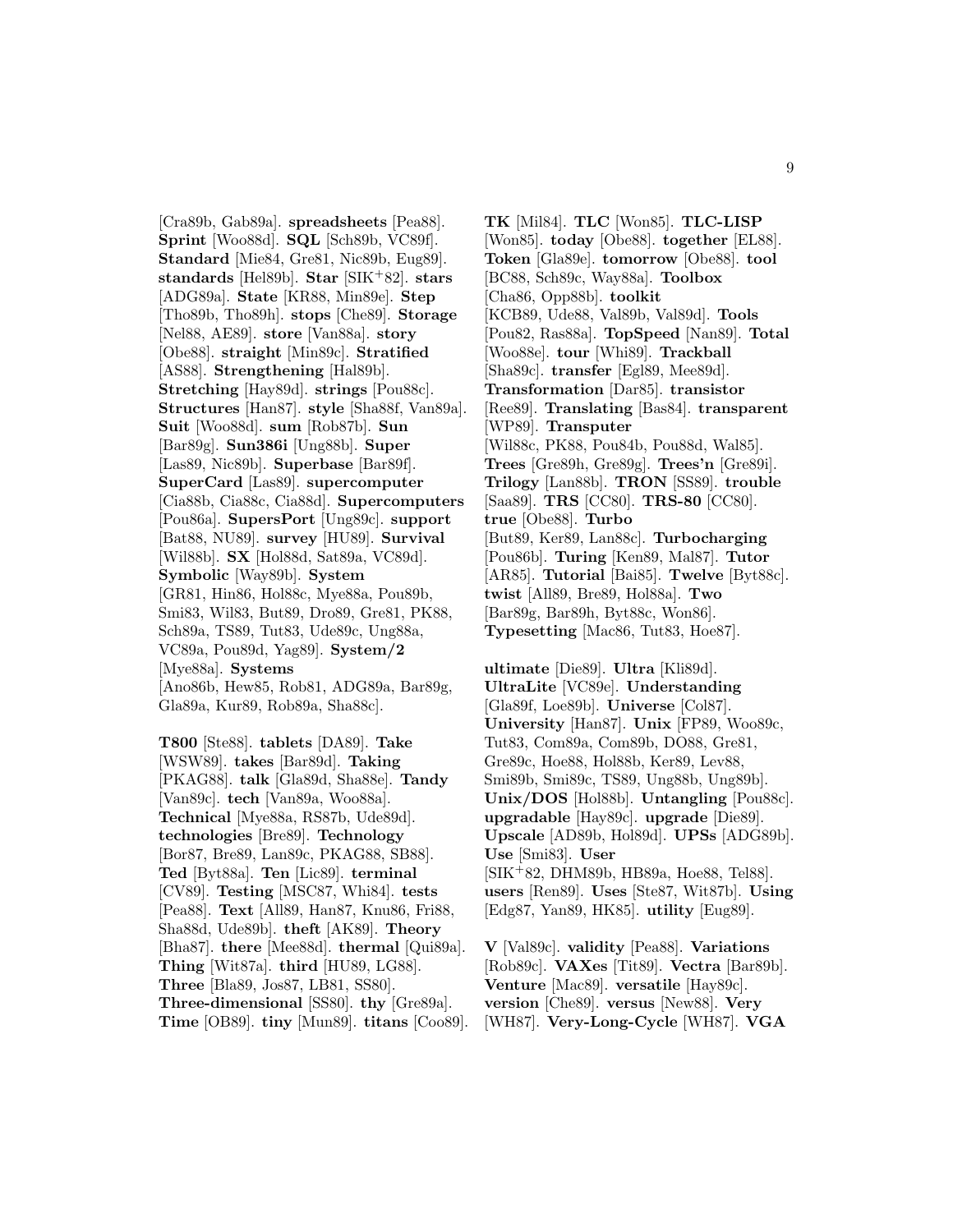[Cra89b, Gab89a]. **spreadsheets** [Pea88]. **Sprint** [Woo88d]. **SQL** [Sch89b, VC89f]. **Standard** [Mie84, Gre81, Nic89b, Eug89]. **standards** [Hel89b]. **Star** [SIK+82]. **stars** [ADG89a]. **State** [KR88, Min89e]. **Step** [Tho89b, Tho89h]. **stops** [Che89]. **Storage** [Nel88, AE89]. **store** [Van88a]. **story** [Obe88]. **straight** [Min89c]. **Stratified** [AS88]. **Strengthening** [Hal89b]. **Stretching** [Hay89d]. **strings** [Pou88c]. **Structures** [Han87]. **style** [Sha88f, Van89a]. **Suit** [Woo88d]. **sum** [Rob87b]. **Sun** [Bar89g]. **Sun386i** [Ung88b]. **Super** [Las89, Nic89b]. **Superbase** [Bar89f]. **SuperCard** [Las89]. **supercomputer** [Cia88b, Cia88c, Cia88d]. **Supercomputers** [Pou86a]. **SupersPort** [Ung89c]. **support** [Bat88, NU89]. **survey** [HU89]. **Survival** [Wil88b]. **SX** [Hol88d, Sat89a, VC89d]. **Symbolic** [Way89b]. **System** [GR81, Hin86, Hol88c, Mye88a, Pou89b, Smi83, Wil83, But89, Dro89, Gre81, PK88, Sch89a, TS89, Tut83, Ude89c, Ung88a, VC89a, Pou89d, Yag89]. **System/2** [Mye88a]. **Systems** [Ano86b, Hew85, Rob81, ADG89a, Bar89g, Gla89a, Kur89, Rob89a, Sha88c].

**T800** [Ste88]. **tablets** [DA89]. **Take** [WSW89]. **takes** [Bar89d]. **Taking** [PKAG88]. **talk** [Gla89d, Sha88e]. **Tandy** [Van89c]. **tech** [Van89a, Woo88a]. **Technical** [Mye88a, RS87b, Ude89d]. **technologies** [Bre89]. **Technology** [Bor87, Bre89, Lan89c, PKAG88, SB88]. **Ted** [Byt88a]. **Ten** [Lic89]. **terminal** [CV89]. **Testing** [MSC87, Whi84]. **tests** [Pea88]. **Text** [All89, Han87, Knu86, Fri88, Sha88d, Ude89b]. **theft** [AK89]. **Theory** [Bha87]. **there** [Mee88d]. **thermal** [Qui89a]. **Thing** [Wit87a]. **third** [HU89, LG88]. **Three** [Bla89, Jos87, LB81, SS80]. **Three-dimensional** [SS80]. **thy** [Gre89a]. **Time** [OB89]. **tiny** [Mun89]. **titans** [Coo89]. **TK** [Mil84]. **TLC** [Won85]. **TLC-LISP** [Won85]. **today** [Obe88]. **together** [EL88]. **Token** [Gla89e]. **tomorrow** [Obe88]. **tool** [BC88, Sch89c, Way88a]. **Toolbox** [Cha86, Opp88b]. **toolkit** [KCB89, Ude88, Val89b, Val89d]. **Tools** [Pou82, Ras88a]. **TopSpeed** [Nan89]. **Total** [Woo88e]. **tour** [Whi89]. **Trackball** [Sha89c]. **transfer** [Egl89, Mee89d]. **Transformation** [Dar85]. **transistor** [Ree89]. **Translating** [Bas84]. **transparent** [WP89]. **Transputer** [Wil88c, PK88, Pou84b, Pou88d, Wal85]. **Trees** [Gre89h, Gre89g]. **Trees'n** [Gre89i]. **Trilogy** [Lan88b]. **TRON** [SS89]. **trouble** [Saa89]. **TRS** [CC80]. **TRS-80** [CC80]. **true** [Obe88]. **Turbo** [But89, Ker89, Lan88c]. **Turbocharging** [Pou86b]. **Turing** [Ken89, Mal87]. **Tutor** [AR85]. **Tutorial** [Bai85]. **Twelve** [Byt88c]. **twist** [All89, Bre89, Hol88a]. **Two** [Bar89g, Bar89h, Byt88c, Won86]. **Typesetting** [Mac86, Tut83, Hoe87].

**ultimate** [Die89]. **Ultra** [Kli89d]. **UltraLite** [VC89e]. **Understanding** [Gla89f, Loe89b]. **Universe** [Col87]. **University** [Han87]. **Unix** [FP89, Woo89c, Tut83, Com89a, Com89b, DO88, Gre81, Gre89c, Hoe88, Hol88b, Ker89, Lev88, Smi89b, Smi89c, TS89, Ung88b, Ung89b]. **Unix/DOS** [Hol88b]. **Untangling** [Pou88c]. **upgradable** [Hay89c]. **upgrade** [Die89]. **Upscale** [AD89b, Hol89d]. **UPSs** [ADG89b]. **Use** [Smi83]. **User** [SIK+82, DHM89b, HB89a, Hoe88, Tel88]. **users** [Ren89]. **Uses** [Ste87, Wit87b]. **Using** [Edg87, Yan89, HK85]. **utility** [Eug89].

**V** [Val89c]. **validity** [Pea88]. **Variations** [Rob89c]. **VAXes** [Tit89]. **Vectra** [Bar89b]. **Venture** [Mac89]. **versatile** [Hay89c]. **version** [Che89]. **versus** [New88]. **Very** [WH87]. **Very-Long-Cycle** [WH87]. **VGA**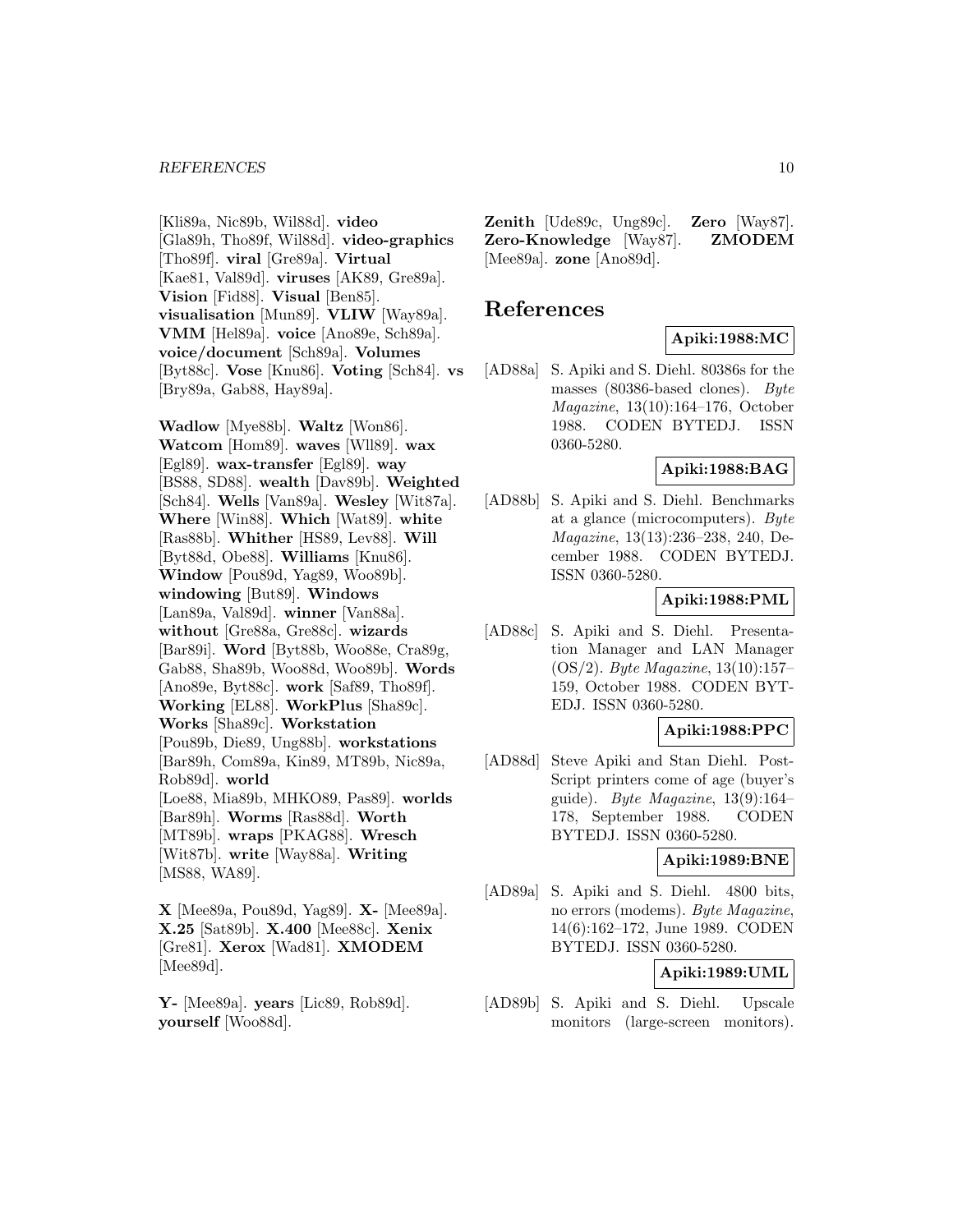[Kli89a, Nic89b, Wil88d]. **video** [Gla89h, Tho89f, Wil88d]. **video-graphics** [Tho89f]. **viral** [Gre89a]. **Virtual** [Kae81, Val89d]. **viruses** [AK89, Gre89a]. **Vision** [Fid88]. **Visual** [Ben85]. **visualisation** [Mun89]. **VLIW** [Way89a]. **VMM** [Hel89a]. **voice** [Ano89e, Sch89a]. **voice/document** [Sch89a]. **Volumes** [Byt88c]. **Vose** [Knu86]. **Voting** [Sch84]. **vs** [Bry89a, Gab88, Hay89a].

**Wadlow** [Mye88b]. **Waltz** [Won86]. **Watcom** [Hom89]. **waves** [Wll89]. **wax** [Egl89]. **wax-transfer** [Egl89]. **way** [BS88, SD88]. **wealth** [Dav89b]. **Weighted** [Sch84]. **Wells** [Van89a]. **Wesley** [Wit87a]. **Where** [Win88]. **Which** [Wat89]. **white** [Ras88b]. **Whither** [HS89, Lev88]. **Will** [Byt88d, Obe88]. **Williams** [Knu86]. **Window** [Pou89d, Yag89, Woo89b]. **windowing** [But89]. **Windows** [Lan89a, Val89d]. **winner** [Van88a]. **without** [Gre88a, Gre88c]. **wizards** [Bar89i]. **Word** [Byt88b, Woo88e, Cra89g, Gab88, Sha89b, Woo88d, Woo89b]. **Words** [Ano89e, Byt88c]. **work** [Saf89, Tho89f]. **Working** [EL88]. **WorkPlus** [Sha89c]. **Works** [Sha89c]. **Workstation** [Pou89b, Die89, Ung88b]. **workstations** [Bar89h, Com89a, Kin89, MT89b, Nic89a, Rob89d]. **world** [Loe88, Mia89b, MHKO89, Pas89]. **worlds** [Bar89h]. **Worms** [Ras88d]. **Worth** [MT89b]. **wraps** [PKAG88]. **Wresch** [Wit87b]. **write** [Way88a]. **Writing** [MS88, WA89].

**X** [Mee89a, Pou89d, Yag89]. **X-** [Mee89a]. **X.25** [Sat89b]. **X.400** [Mee88c]. **Xenix** [Gre81]. **Xerox** [Wad81]. **XMODEM** [Mee89d].

**Y-** [Mee89a]. **years** [Lic89, Rob89d]. **yourself** [Woo88d].

**Zenith** [Ude89c, Ung89c]. **Zero** [Way87]. **Zero-Knowledge** [Way87]. **ZMODEM** [Mee89a]. **zone** [Ano89d].

# References

**Apiki:1988:MC**

[AD88a] S. Apiki and S. Diehl. 80386s for the masses (80386-based clones). *Byte Magazine*, 13(10):164–176, October 1988. CODEN BYTEDJ. ISSN 0360-5280.

**Apiki:1988:BAG**

[AD88b] S. Apiki and S. Diehl. Benchmarks at a glance (microcomputers). *Byte Magazine*, 13(13):236–238, 240, December 1988. CODEN BYTEDJ. ISSN 0360-5280.

**Apiki:1988:PML**

[AD88c] S. Apiki and S. Diehl. Presentation Manager and LAN Manager (OS/2). *Byte Magazine*, 13(10):157–159, October 1988. CODEN BYTEDJ. ISSN 0360-5280.

**Apiki:1988:PPC**

[AD88d] Steve Apiki and Stan Diehl. PostScript printers come of age (buyer's guide). *Byte Magazine*, 13(9):164–178, September 1988. CODEN BYTEDJ. ISSN 0360-5280.

**Apiki:1989:BNE**

[AD89a] S. Apiki and S. Diehl. 4800 bits, no errors (modems). *Byte Magazine*, 14(6):162–172, June 1989. CODEN BYTEDJ. ISSN 0360-5280.

**Apiki:1989:UML**

[AD89b] S. Apiki and S. Diehl. Upscale monitors (large-screen monitors).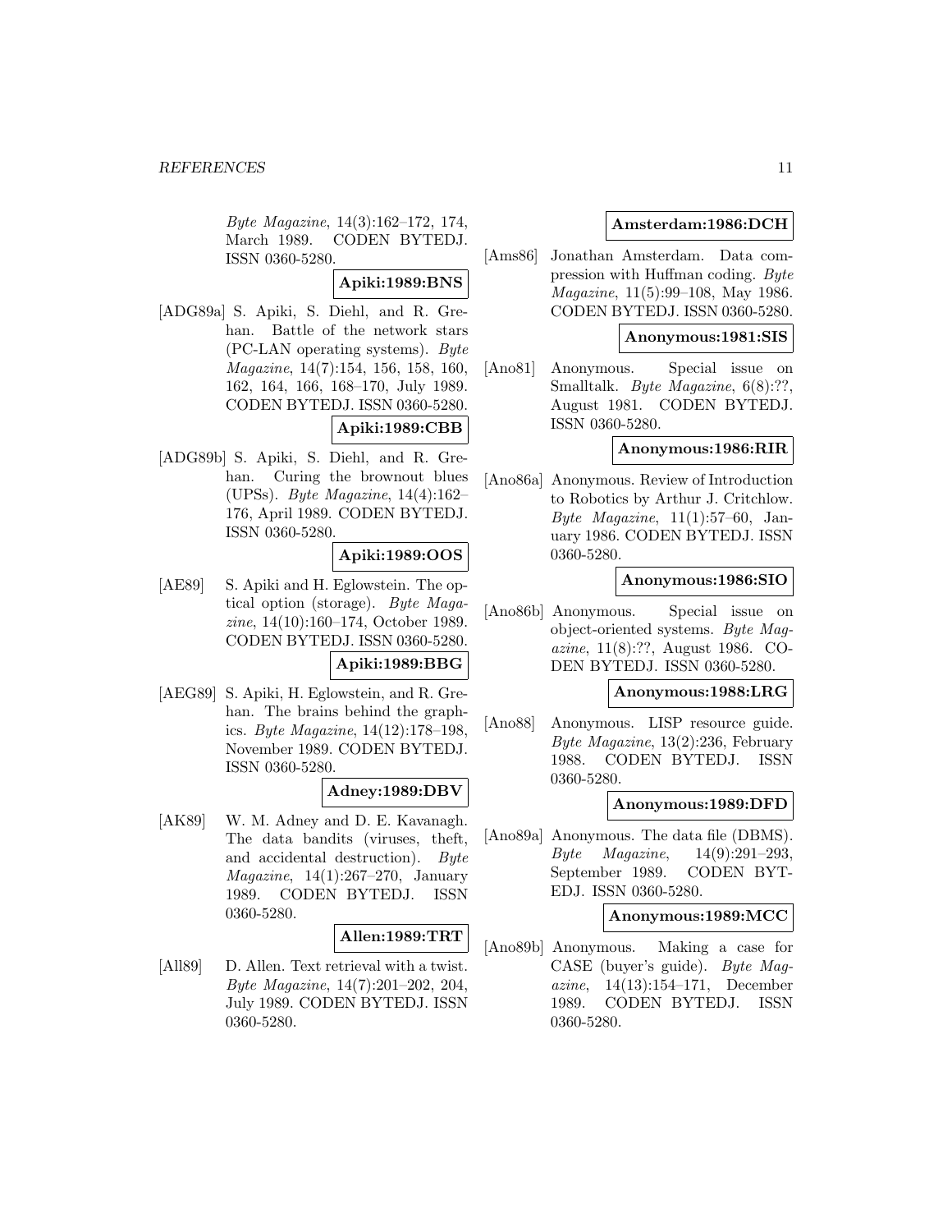*Byte Magazine*, 14(3):162–172, 174, March 1989. CODEN BYTEDJ. ISSN 0360-5280.

**Apiki:1989:BNS**

[ADG89a] S. Apiki, S. Diehl, and R. Grehan. Battle of the network stars (PC-LAN operating systems). *Byte Magazine*, 14(7):154, 156, 158, 160, 162, 164, 166, 168–170, July 1989. CODEN BYTEDJ. ISSN 0360-5280.

**Apiki:1989:CBB**

[ADG89b] S. Apiki, S. Diehl, and R. Grehan. Curing the brownout blues (UPSs). *Byte Magazine*, 14(4):162–176, April 1989. CODEN BYTEDJ. ISSN 0360-5280.

**Apiki:1989:OOS**

[AE89] S. Apiki and H. Eglowstein. The optical option (storage). *Byte Magazine*, 14(10):160–174, October 1989. CODEN BYTEDJ. ISSN 0360-5280.

**Apiki:1989:BBG**

[AEG89] S. Apiki, H. Eglowstein, and R. Grehan. The brains behind the graphics. *Byte Magazine*, 14(12):178–198, November 1989. CODEN BYTEDJ. ISSN 0360-5280.

**Adney:1989:DBV**

[AK89] W. M. Adney and D. E. Kavanagh. The data bandits (viruses, theft, and accidental destruction). *Byte Magazine*, 14(1):267–270, January 1989. CODEN BYTEDJ. ISSN 0360-5280.

**Allen:1989:TRT**

[All89] D. Allen. Text retrieval with a twist. *Byte Magazine*, 14(7):201–202, 204, July 1989. CODEN BYTEDJ. ISSN 0360-5280.

**Amsterdam:1986:DCH**

[Ams86] Jonathan Amsterdam. Data compression with Huffman coding. *Byte Magazine*, 11(5):99–108, May 1986. CODEN BYTEDJ. ISSN 0360-5280.

**Anonymous:1981:SIS**

[Ano81] Anonymous. Special issue on Smalltalk. *Byte Magazine*, 6(8):??, August 1981. CODEN BYTEDJ. ISSN 0360-5280.

**Anonymous:1986:RIR**

[Ano86a] Anonymous. Review of Introduction to Robotics by Arthur J. Critchlow. *Byte Magazine*, 11(1):57–60, January 1986. CODEN BYTEDJ. ISSN 0360-5280.

**Anonymous:1986:SIO**

[Ano86b] Anonymous. Special issue on object-oriented systems. *Byte Magazine*, 11(8):??, August 1986. CODEN BYTEDJ. ISSN 0360-5280.

**Anonymous:1988:LRG**

[Ano88] Anonymous. LISP resource guide. *Byte Magazine*, 13(2):236, February 1988. CODEN BYTEDJ. ISSN 0360-5280.

**Anonymous:1989:DFD**

[Ano89a] Anonymous. The data file (DBMS). *Byte Magazine*, 14(9):291–293, September 1989. CODEN BYTEDJ. ISSN 0360-5280.

**Anonymous:1989:MCC**

[Ano89b] Anonymous. Making a case for CASE (buyer's guide). *Byte Magazine*, 14(13):154–171, December 1989. CODEN BYTEDJ. ISSN 0360-5280.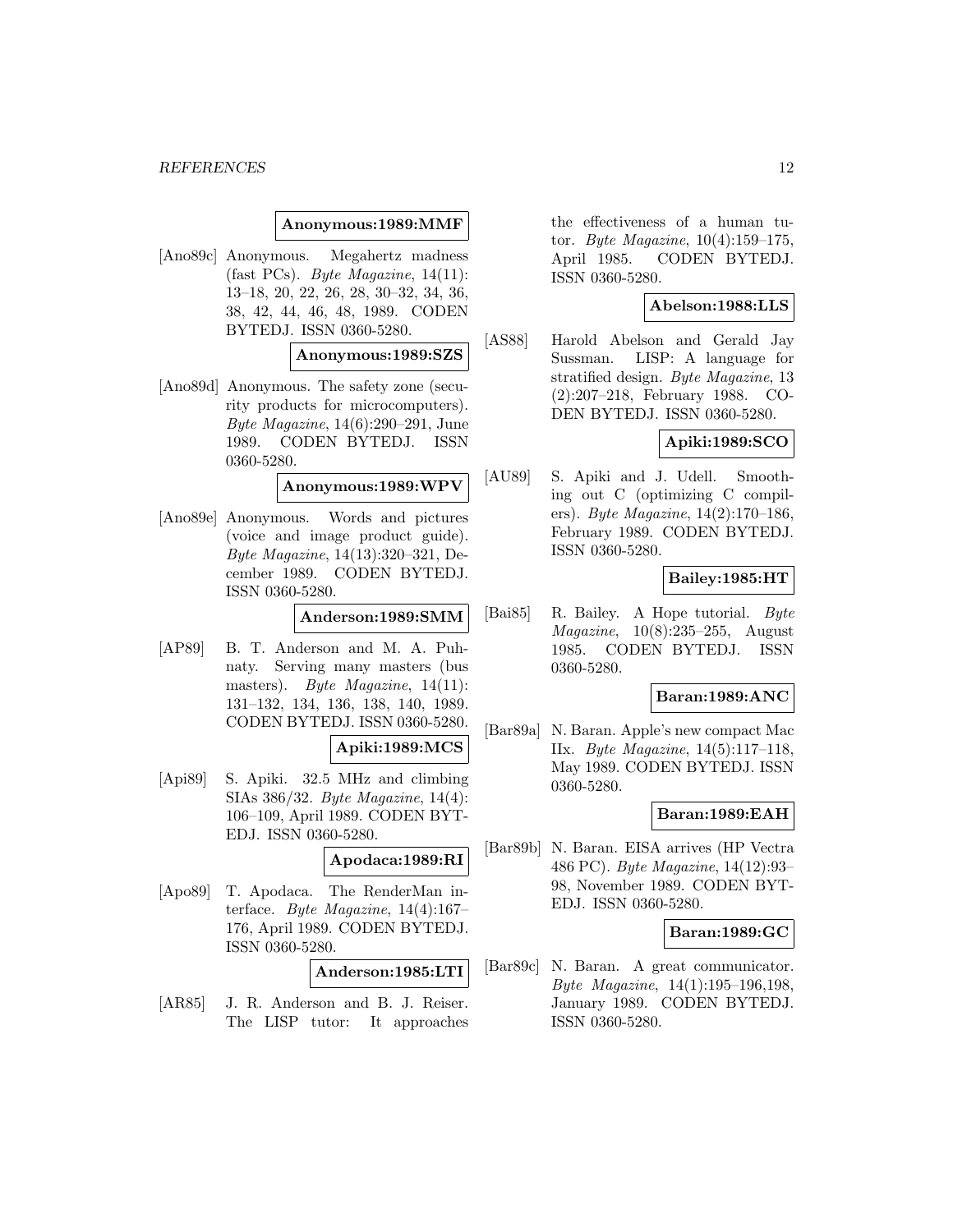**Anonymous:1989:MMF**

[Ano89c] Anonymous. Megahertz madness (fast PCs). *Byte Magazine*, 14(11): 13–18, 20, 22, 26, 28, 30–32, 34, 36, 38, 42, 44, 46, 48, 1989. CODEN BYTEDJ. ISSN 0360-5280.

**Anonymous:1989:SZS**

[Ano89d] Anonymous. The safety zone (security products for microcomputers). *Byte Magazine*, 14(6):290–291, June 1989. CODEN BYTEDJ. ISSN 0360-5280.

**Anonymous:1989:WPV**

[Ano89e] Anonymous. Words and pictures (voice and image product guide). *Byte Magazine*, 14(13):320–321, December 1989. CODEN BYTEDJ. ISSN 0360-5280.

**Anderson:1989:SMM**

[AP89] B. T. Anderson and M. A. Puhnaty. Serving many masters (bus masters). *Byte Magazine*, 14(11): 131–132, 134, 136, 138, 140, 1989. CODEN BYTEDJ. ISSN 0360-5280.

**Apiki:1989:MCS**

[Api89] S. Apiki. 32.5 MHz and climbing SIAs 386/32. *Byte Magazine*, 14(4): 106–109, April 1989. CODEN BYTEDJ. ISSN 0360-5280.

**Apodaca:1989:RI**

[Apo89] T. Apodaca. The RenderMan interface. *Byte Magazine*, 14(4):167–176, April 1989. CODEN BYTEDJ. ISSN 0360-5280.

**Anderson:1985:LTI**

[AR85] J. R. Anderson and B. J. Reiser. The LISP tutor: It approaches the effectiveness of a human tutor. *Byte Magazine*, 10(4):159–175, April 1985. CODEN BYTEDJ. ISSN 0360-5280.

**Abelson:1988:LLS**

[AS88] Harold Abelson and Gerald Jay Sussman. LISP: A language for stratified design. *Byte Magazine*, 13 (2):207–218, February 1988. CODEN BYTEDJ. ISSN 0360-5280.

**Apiki:1989:SCO**

[AU89] S. Apiki and J. Udell. Smoothing out C (optimizing C compilers). *Byte Magazine*, 14(2):170–186, February 1989. CODEN BYTEDJ. ISSN 0360-5280.

**Bailey:1985:HT**

[Bai85] R. Bailey. A Hope tutorial. *Byte Magazine*, 10(8):235–255, August 1985. CODEN BYTEDJ. ISSN 0360-5280.

**Baran:1989:ANC**

[Bar89a] N. Baran. Apple's new compact Mac IIx. *Byte Magazine*, 14(5):117–118, May 1989. CODEN BYTEDJ. ISSN 0360-5280.

**Baran:1989:EAH**

[Bar89b] N. Baran. EISA arrives (HP Vectra 486 PC). *Byte Magazine*, 14(12):93–98, November 1989. CODEN BYTEDJ. ISSN 0360-5280.

**Baran:1989:GC**

[Bar89c] N. Baran. A great communicator. *Byte Magazine*, 14(1):195–196,198, January 1989. CODEN BYTEDJ. ISSN 0360-5280.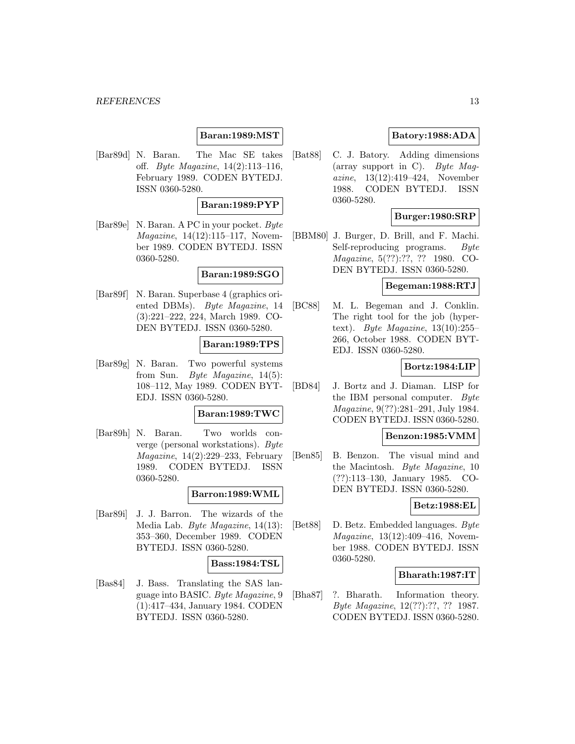**Baran:1989:MST**

[Bar89d] N. Baran. The Mac SE takes off. *Byte Magazine*, 14(2):113–116, February 1989. CODEN BYTEDJ. ISSN 0360-5280.

**Baran:1989:PYP**

[Bar89e] N. Baran. A PC in your pocket. *Byte Magazine*, 14(12):115–117, November 1989. CODEN BYTEDJ. ISSN 0360-5280.

**Baran:1989:SGO**

[Bar89f] N. Baran. Superbase 4 (graphics oriented DBMs). *Byte Magazine*, 14 (3):221–222, 224, March 1989. CODEN BYTEDJ. ISSN 0360-5280.

**Baran:1989:TPS**

[Bar89g] N. Baran. Two powerful systems from Sun. *Byte Magazine*, 14(5): 108–112, May 1989. CODEN BYTEDJ. ISSN 0360-5280.

**Baran:1989:TWC**

[Bar89h] N. Baran. Two worlds converge (personal workstations). *Byte Magazine*, 14(2):229–233, February 1989. CODEN BYTEDJ. ISSN 0360-5280.

**Barron:1989:WML**

[Bar89i] J. J. Barron. The wizards of the Media Lab. *Byte Magazine*, 14(13): 353–360, December 1989. CODEN BYTEDJ. ISSN 0360-5280.

**Bass:1984:TSL**

[Bas84] J. Bass. Translating the SAS language into BASIC. *Byte Magazine*, 9 (1):417–434, January 1984. CODEN BYTEDJ. ISSN 0360-5280.

**Batory:1988:ADA**

[Bat88] C. J. Batory. Adding dimensions (array support in C). *Byte Magazine*, 13(12):419–424, November 1988. CODEN BYTEDJ. ISSN 0360-5280.

**Burger:1980:SRP**

[BBM80] J. Burger, D. Brill, and F. Machi. Self-reproducing programs. *Byte Magazine*, 5(??):??, ?? 1980. CODEN BYTEDJ. ISSN 0360-5280.

**Begeman:1988:RTJ**

[BC88] M. L. Begeman and J. Conklin. The right tool for the job (hypertext). *Byte Magazine*, 13(10):255–266, October 1988. CODEN BYTEDJ. ISSN 0360-5280.

**Bortz:1984:LIP**

[BD84] J. Bortz and J. Diaman. LISP for the IBM personal computer. *Byte Magazine*, 9(??):281–291, July 1984. CODEN BYTEDJ. ISSN 0360-5280.

**Benzon:1985:VMM**

[Ben85] B. Benzon. The visual mind and the Macintosh. *Byte Magazine*, 10 (??):113–130, January 1985. CODEN BYTEDJ. ISSN 0360-5280.

**Betz:1988:EL**

[Bet88] D. Betz. Embedded languages. *Byte Magazine*, 13(12):409–416, November 1988. CODEN BYTEDJ. ISSN 0360-5280.

**Bharath:1987:IT**

[Bha87] ?. Bharath. Information theory. *Byte Magazine*, 12(??):??, ?? 1987. CODEN BYTEDJ. ISSN 0360-5280.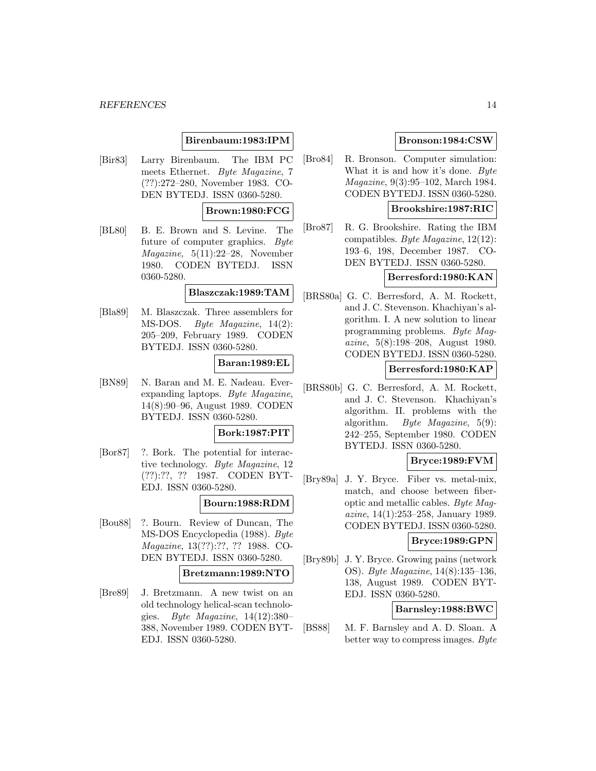**Birenbaum:1983:IPM**

[Bir83] Larry Birenbaum. The IBM PC meets Ethernet. *Byte Magazine*, 7 (??):272–280, November 1983. CODEN BYTEDJ. ISSN 0360-5280.

**Brown:1980:FCG**

[BL80] B. E. Brown and S. Levine. The future of computer graphics. *Byte Magazine*, 5(11):22–28, November 1980. CODEN BYTEDJ. ISSN 0360-5280.

**Blaszczak:1989:TAM**

[Bla89] M. Blaszczak. Three assemblers for MS-DOS. *Byte Magazine*, 14(2): 205–209, February 1989. CODEN BYTEDJ. ISSN 0360-5280.

**Baran:1989:EL**

[BN89] N. Baran and M. E. Nadeau. Ever-expanding laptops. *Byte Magazine*, 14(8):90–96, August 1989. CODEN BYTEDJ. ISSN 0360-5280.

**Bork:1987:PIT**

[Bor87] ?. Bork. The potential for interactive technology. *Byte Magazine*, 12 (??):??, ?? 1987. CODEN BYTEDJ. ISSN 0360-5280.

**Bourn:1988:RDM**

[Bou88] ?. Bourn. Review of Duncan, The MS-DOS Encyclopedia (1988). *Byte Magazine*, 13(??):??, ?? 1988. CODEN BYTEDJ. ISSN 0360-5280.

**Bretzmann:1989:NTO**

[Bre89] J. Bretzmann. A new twist on an old technology helical-scan technologies. *Byte Magazine*, 14(12):380–388, November 1989. CODEN BYTEDJ. ISSN 0360-5280.

**Bronson:1984:CSW**

[Bro84] R. Bronson. Computer simulation: What it is and how it's done. *Byte Magazine*, 9(3):95–102, March 1984. CODEN BYTEDJ. ISSN 0360-5280.

**Brookshire:1987:RIC**

[Bro87] R. G. Brookshire. Rating the IBM compatibles. *Byte Magazine*, 12(12): 193–6, 198, December 1987. CODEN BYTEDJ. ISSN 0360-5280.

**Berresford:1980:KAN**

[BRS80a] G. C. Berresford, A. M. Rockett, and J. C. Stevenson. Khachiyan's algorithm. I. A new solution to linear programming problems. *Byte Magazine*, 5(8):198–208, August 1980. CODEN BYTEDJ. ISSN 0360-5280.

**Berresford:1980:KAP**

[BRS80b] G. C. Berresford, A. M. Rockett, and J. C. Stevenson. Khachiyan's algorithm. II. problems with the algorithm. *Byte Magazine*, 5(9): 242–255, September 1980. CODEN BYTEDJ. ISSN 0360-5280.

**Bryce:1989:FVM**

[Bry89a] J. Y. Bryce. Fiber vs. metal-mix, match, and choose between fiber-optic and metallic cables. *Byte Magazine*, 14(1):253–258, January 1989. CODEN BYTEDJ. ISSN 0360-5280.

**Bryce:1989:GPN**

[Bry89b] J. Y. Bryce. Growing pains (network OS). *Byte Magazine*, 14(8):135–136, 138, August 1989. CODEN BYTEDJ. ISSN 0360-5280.

**Barnsley:1988:BWC**

[BS88] M. F. Barnsley and A. D. Sloan. A better way to compress images. *Byte*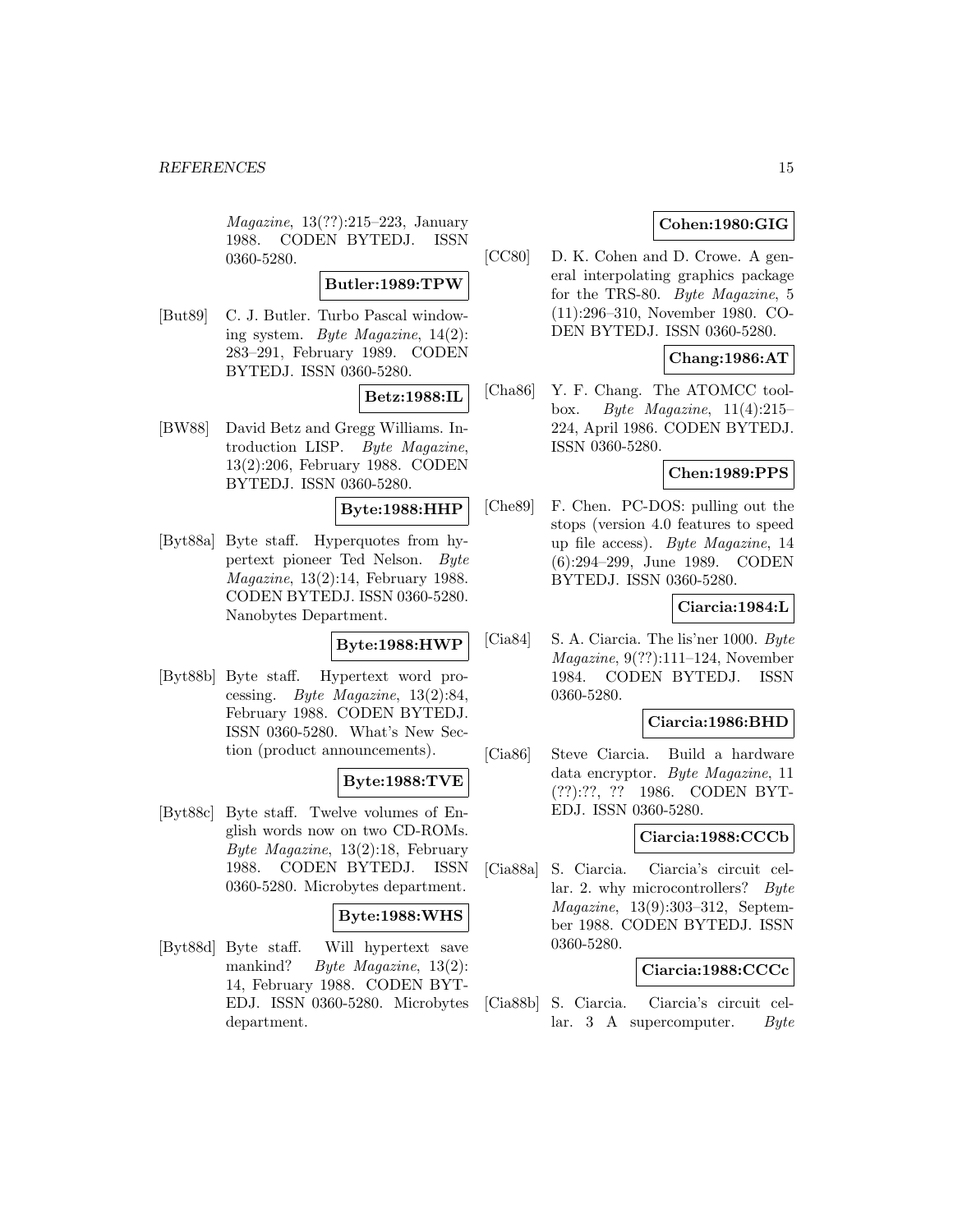*Magazine*, 13(??):215–223, January 1988. CODEN BYTEDJ. ISSN 0360-5280.

**Butler:1989:TPW**

[But89] C. J. Butler. Turbo Pascal windowing system. *Byte Magazine*, 14(2): 283–291, February 1989. CODEN BYTEDJ. ISSN 0360-5280.

**Betz:1988:IL**

[BW88] David Betz and Gregg Williams. Introduction LISP. *Byte Magazine*, 13(2):206, February 1988. CODEN BYTEDJ. ISSN 0360-5280.

**Byte:1988:HHP**

[Byt88a] Byte staff. Hyperquotes from hypertext pioneer Ted Nelson. *Byte Magazine*, 13(2):14, February 1988. CODEN BYTEDJ. ISSN 0360-5280. Nanobytes Department.

**Byte:1988:HWP**

[Byt88b] Byte staff. Hypertext word processing. *Byte Magazine*, 13(2):84, February 1988. CODEN BYTEDJ. ISSN 0360-5280. What's New Section (product announcements).

**Byte:1988:TVE**

[Byt88c] Byte staff. Twelve volumes of English words now on two CD-ROMs. *Byte Magazine*, 13(2):18, February 1988. CODEN BYTEDJ. ISSN 0360-5280. Microbytes department.

**Byte:1988:WHS**

[Byt88d] Byte staff. Will hypertext save mankind? *Byte Magazine*, 13(2): 14, February 1988. CODEN BYTEDJ. ISSN 0360-5280. Microbytes department.

**Cohen:1980:GIG**

[CC80] D. K. Cohen and D. Crowe. A general interpolating graphics package for the TRS-80. *Byte Magazine*, 5 (11):296–310, November 1980. CODEN BYTEDJ. ISSN 0360-5280.

**Chang:1986:AT**

[Cha86] Y. F. Chang. The ATOMCC toolbox. *Byte Magazine*, 11(4):215–224, April 1986. CODEN BYTEDJ. ISSN 0360-5280.

**Chen:1989:PPS**

[Che89] F. Chen. PC-DOS: pulling out the stops (version 4.0 features to speed up file access). *Byte Magazine*, 14 (6):294–299, June 1989. CODEN BYTEDJ. ISSN 0360-5280.

**Ciarcia:1984:L**

[Cia84] S. A. Ciarcia. The lis'ner 1000. *Byte Magazine*, 9(??):111–124, November 1984. CODEN BYTEDJ. ISSN 0360-5280.

**Ciarcia:1986:BHD**

[Cia86] Steve Ciarcia. Build a hardware data encryptor. *Byte Magazine*, 11 (??):??, ?? 1986. CODEN BYTEDJ. ISSN 0360-5280.

**Ciarcia:1988:CCCb**

[Cia88a] S. Ciarcia. Ciarcia's circuit cellar. 2. why microcontrollers? *Byte Magazine*, 13(9):303–312, September 1988. CODEN BYTEDJ. ISSN 0360-5280.

**Ciarcia:1988:CCCc**

[Cia88b] S. Ciarcia. Ciarcia's circuit cellar. 3 A supercomputer. *Byte*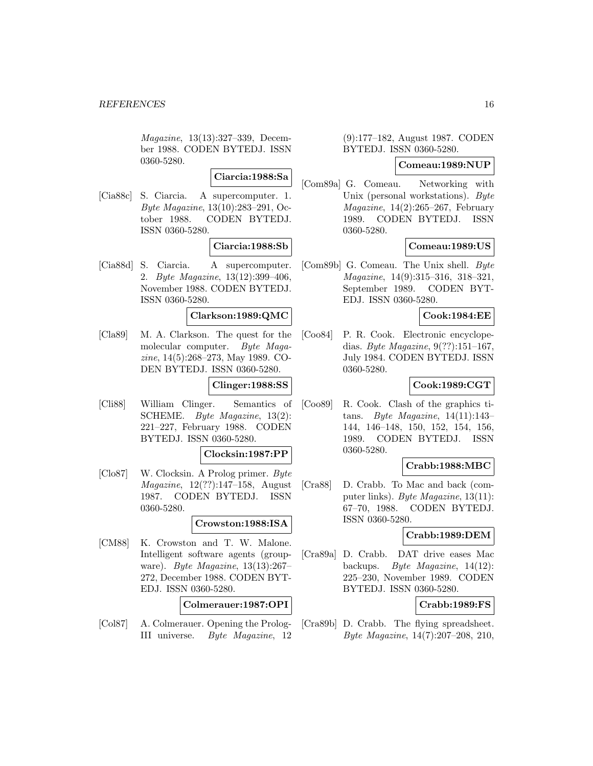*Magazine*, 13(13):327–339, December 1988. CODEN BYTEDJ. ISSN 0360-5280.

**Ciarcia:1988:Sa**

[Cia88c] S. Ciarcia. A supercomputer. 1. *Byte Magazine*, 13(10):283–291, October 1988. CODEN BYTEDJ. ISSN 0360-5280.

**Ciarcia:1988:Sb**

[Cia88d] S. Ciarcia. A supercomputer. 2. *Byte Magazine*, 13(12):399–406, November 1988. CODEN BYTEDJ. ISSN 0360-5280.

**Clarkson:1989:QMC**

[Cla89] M. A. Clarkson. The quest for the molecular computer. *Byte Magazine*, 14(5):268–273, May 1989. CODEN BYTEDJ. ISSN 0360-5280.

**Clinger:1988:SS**

[Cli88] William Clinger. Semantics of SCHEME. *Byte Magazine*, 13(2): 221–227, February 1988. CODEN BYTEDJ. ISSN 0360-5280.

**Clocksin:1987:PP**

[Clo87] W. Clocksin. A Prolog primer. *Byte Magazine*, 12(??):147–158, August 1987. CODEN BYTEDJ. ISSN 0360-5280.

**Crowston:1988:ISA**

[CM88] K. Crowston and T. W. Malone. Intelligent software agents (groupware). *Byte Magazine*, 13(13):267–272, December 1988. CODEN BYTEDJ. ISSN 0360-5280.

**Colmerauer:1987:OPI**

[Col87] A. Colmerauer. Opening the Prolog-III universe. *Byte Magazine*, 12 (9):177–182, August 1987. CODEN BYTEDJ. ISSN 0360-5280.

**Comeau:1989:NUP**

[Com89a] G. Comeau. Networking with Unix (personal workstations). *Byte Magazine*, 14(2):265–267, February 1989. CODEN BYTEDJ. ISSN 0360-5280.

**Comeau:1989:US**

[Com89b] G. Comeau. The Unix shell. *Byte Magazine*, 14(9):315–316, 318–321, September 1989. CODEN BYTEDJ. ISSN 0360-5280.

**Cook:1984:EE**

[Coo84] P. R. Cook. Electronic encyclopedias. *Byte Magazine*, 9(??):151–167, July 1984. CODEN BYTEDJ. ISSN 0360-5280.

**Cook:1989:CGT**

[Coo89] R. Cook. Clash of the graphics titans. *Byte Magazine*, 14(11):143–144, 146–148, 150, 152, 154, 156, 1989. CODEN BYTEDJ. ISSN 0360-5280.

**Crabb:1988:MBC**

[Cra88] D. Crabb. To Mac and back (computer links). *Byte Magazine*, 13(11): 67–70, 1988. CODEN BYTEDJ. ISSN 0360-5280.

**Crabb:1989:DEM**

[Cra89a] D. Crabb. DAT drive eases Mac backups. *Byte Magazine*, 14(12): 225–230, November 1989. CODEN BYTEDJ. ISSN 0360-5280.

**Crabb:1989:FS**

[Cra89b] D. Crabb. The flying spreadsheet. *Byte Magazine*, 14(7):207–208, 210,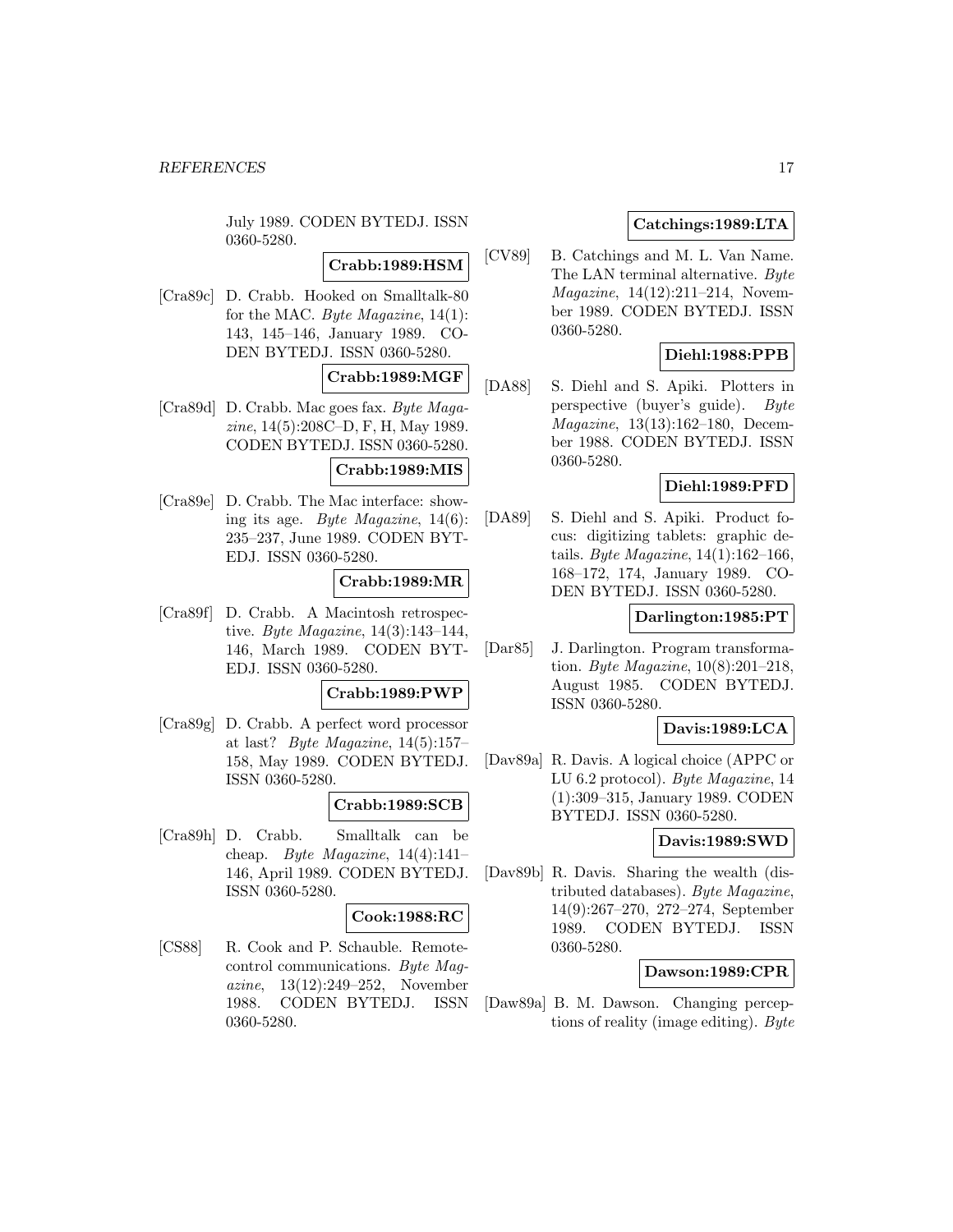July 1989. CODEN BYTEDJ. ISSN 0360-5280.

**Crabb:1989:HSM**

[Cra89c] D. Crabb. Hooked on Smalltalk-80 for the MAC. *Byte Magazine*, 14(1): 143, 145–146, January 1989. CODEN BYTEDJ. ISSN 0360-5280.

**Crabb:1989:MGF**

[Cra89d] D. Crabb. Mac goes fax. *Byte Magazine*, 14(5):208C–D, F, H, May 1989. CODEN BYTEDJ. ISSN 0360-5280.

**Crabb:1989:MIS**

[Cra89e] D. Crabb. The Mac interface: showing its age. *Byte Magazine*, 14(6): 235–237, June 1989. CODEN BYTEDJ. ISSN 0360-5280.

**Crabb:1989:MR**

[Cra89f] D. Crabb. A Macintosh retrospective. *Byte Magazine*, 14(3):143–144, 146, March 1989. CODEN BYTEDJ. ISSN 0360-5280.

**Crabb:1989:PWP**

[Cra89g] D. Crabb. A perfect word processor at last? *Byte Magazine*, 14(5):157–158, May 1989. CODEN BYTEDJ. ISSN 0360-5280.

**Crabb:1989:SCB**

[Cra89h] D. Crabb. Smalltalk can be cheap. *Byte Magazine*, 14(4):141–146, April 1989. CODEN BYTEDJ. ISSN 0360-5280.

**Cook:1988:RC**

[CS88] R. Cook and P. Schauble. Remote-control communications. *Byte Magazine*, 13(12):249–252, November 1988. CODEN BYTEDJ. ISSN 0360-5280.

**Catchings:1989:LTA**

[CV89] B. Catchings and M. L. Van Name. The LAN terminal alternative. *Byte Magazine*, 14(12):211–214, November 1989. CODEN BYTEDJ. ISSN 0360-5280.

**Diehl:1988:PPB**

[DA88] S. Diehl and S. Apiki. Plotters in perspective (buyer's guide). *Byte Magazine*, 13(13):162–180, December 1988. CODEN BYTEDJ. ISSN 0360-5280.

**Diehl:1989:PFD**

[DA89] S. Diehl and S. Apiki. Product focus: digitizing tablets: graphic details. *Byte Magazine*, 14(1):162–166, 168–172, 174, January 1989. CODEN BYTEDJ. ISSN 0360-5280.

**Darlington:1985:PT**

[Dar85] J. Darlington. Program transformation. *Byte Magazine*, 10(8):201–218, August 1985. CODEN BYTEDJ. ISSN 0360-5280.

**Davis:1989:LCA**

[Dav89a] R. Davis. A logical choice (APPC or LU 6.2 protocol). *Byte Magazine*, 14 (1):309–315, January 1989. CODEN BYTEDJ. ISSN 0360-5280.

**Davis:1989:SWD**

[Dav89b] R. Davis. Sharing the wealth (distributed databases). *Byte Magazine*, 14(9):267–270, 272–274, September 1989. CODEN BYTEDJ. ISSN 0360-5280.

**Dawson:1989:CPR**

[Daw89a] B. M. Dawson. Changing perceptions of reality (image editing). *Byte*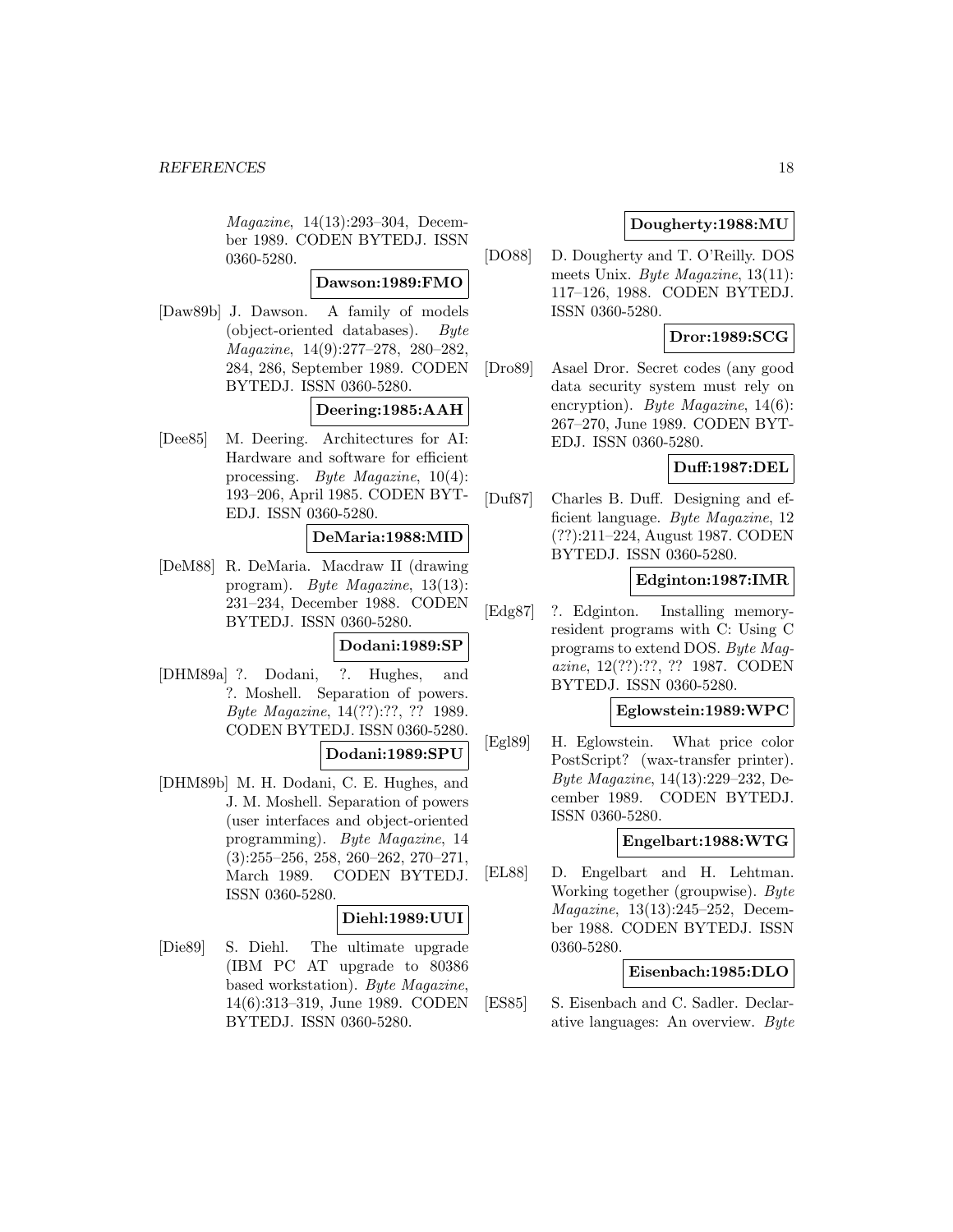*Magazine*, 14(13):293–304, December 1989. CODEN BYTEDJ. ISSN 0360-5280.

**Dawson:1989:FMO**

[Daw89b] J. Dawson. A family of models (object-oriented databases). *Byte Magazine*, 14(9):277–278, 280–282, 284, 286, September 1989. CODEN BYTEDJ. ISSN 0360-5280.

**Deering:1985:AAH**

[Dee85] M. Deering. Architectures for AI: Hardware and software for efficient processing. *Byte Magazine*, 10(4): 193–206, April 1985. CODEN BYTEDJ. ISSN 0360-5280.

**DeMaria:1988:MID**

[DeM88] R. DeMaria. Macdraw II (drawing program). *Byte Magazine*, 13(13): 231–234, December 1988. CODEN BYTEDJ. ISSN 0360-5280.

**Dodani:1989:SP**

[DHM89a] ?. Dodani, ?. Hughes, and ?. Moshell. Separation of powers. *Byte Magazine*, 14(??):??, ?? 1989. CODEN BYTEDJ. ISSN 0360-5280.

**Dodani:1989:SPU**

[DHM89b] M. H. Dodani, C. E. Hughes, and J. M. Moshell. Separation of powers (user interfaces and object-oriented programming). *Byte Magazine*, 14 (3):255–256, 258, 260–262, 270–271, March 1989. CODEN BYTEDJ. ISSN 0360-5280.

**Diehl:1989:UUI**

[Die89] S. Diehl. The ultimate upgrade (IBM PC AT upgrade to 80386 based workstation). *Byte Magazine*, 14(6):313–319, June 1989. CODEN BYTEDJ. ISSN 0360-5280.

**Dougherty:1988:MU**

[DO88] D. Dougherty and T. O'Reilly. DOS meets Unix. *Byte Magazine*, 13(11): 117–126, 1988. CODEN BYTEDJ. ISSN 0360-5280.

**Dror:1989:SCG**

[Dro89] Asael Dror. Secret codes (any good data security system must rely on encryption). *Byte Magazine*, 14(6): 267–270, June 1989. CODEN BYTEDJ. ISSN 0360-5280.

**Duff:1987:DEL**

[Duf87] Charles B. Duff. Designing and efficient language. *Byte Magazine*, 12 (??):211–224, August 1987. CODEN BYTEDJ. ISSN 0360-5280.

**Edginton:1987:IMR**

[Edg87] ?. Edginton. Installing memory-resident programs with C: Using C programs to extend DOS. *Byte Magazine*, 12(??):??, ?? 1987. CODEN BYTEDJ. ISSN 0360-5280.

**Eglowstein:1989:WPC**

[Egl89] H. Eglowstein. What price color PostScript? (wax-transfer printer). *Byte Magazine*, 14(13):229–232, December 1989. CODEN BYTEDJ. ISSN 0360-5280.

**Engelbart:1988:WTG**

[EL88] D. Engelbart and H. Lehtman. Working together (groupwise). *Byte Magazine*, 13(13):245–252, December 1988. CODEN BYTEDJ. ISSN 0360-5280.

**Eisenbach:1985:DLO**

[ES85] S. Eisenbach and C. Sadler. Declarative languages: An overview. *Byte*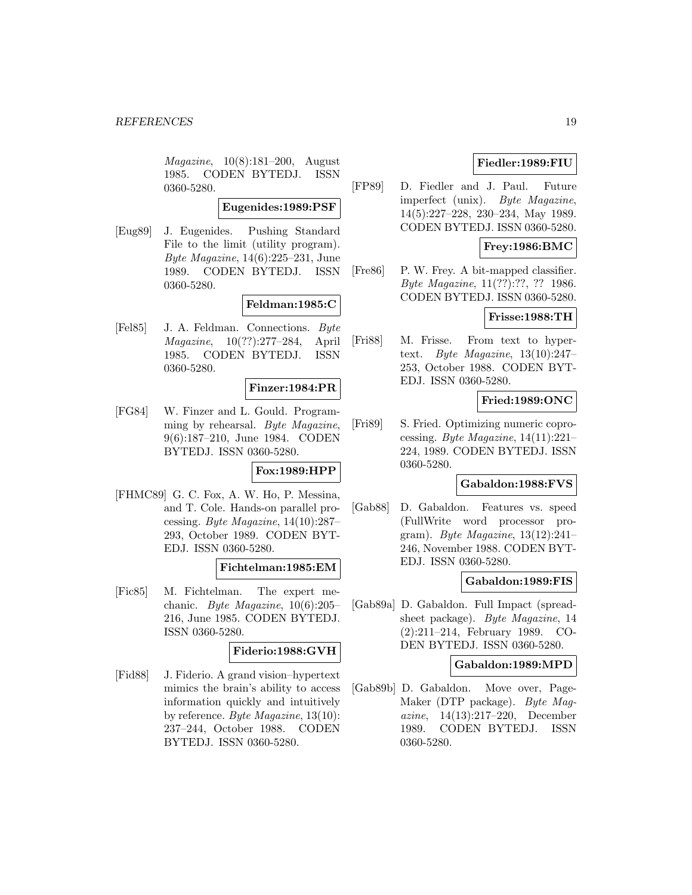*Magazine*, 10(8):181–200, August 1985. CODEN BYTEDJ. ISSN 0360-5280.

**Eugenides:1989:PSF**

[Eug89] J. Eugenides. Pushing Standard File to the limit (utility program). *Byte Magazine*, 14(6):225–231, June 1989. CODEN BYTEDJ. ISSN 0360-5280.

**Feldman:1985:C**

[Fel85] J. A. Feldman. Connections. *Byte Magazine*, 10(??):277–284, April 1985. CODEN BYTEDJ. ISSN 0360-5280.

**Finzer:1984:PR**

[FG84] W. Finzer and L. Gould. Programming by rehearsal. *Byte Magazine*, 9(6):187–210, June 1984. CODEN BYTEDJ. ISSN 0360-5280.

**Fox:1989:HPP**

[FHMC89] G. C. Fox, A. W. Ho, P. Messina, and T. Cole. Hands-on parallel processing. *Byte Magazine*, 14(10):287–293, October 1989. CODEN BYTEDJ. ISSN 0360-5280.

**Fichtelman:1985:EM**

[Fic85] M. Fichtelman. The expert mechanic. *Byte Magazine*, 10(6):205–216, June 1985. CODEN BYTEDJ. ISSN 0360-5280.

**Fiderio:1988:GVH**

[Fid88] J. Fiderio. A grand vision–hypertext mimics the brain's ability to access information quickly and intuitively by reference. *Byte Magazine*, 13(10):237–244, October 1988. CODEN BYTEDJ. ISSN 0360-5280.

**Fiedler:1989:FIU**

[FP89] D. Fiedler and J. Paul. Future imperfect (unix). *Byte Magazine*, 14(5):227–228, 230–234, May 1989. CODEN BYTEDJ. ISSN 0360-5280.

**Frey:1986:BMC**

[Fre86] P. W. Frey. A bit-mapped classifier. *Byte Magazine*, 11(??):??, ?? 1986. CODEN BYTEDJ. ISSN 0360-5280.

**Frisse:1988:TH**

[Fri88] M. Frisse. From text to hypertext. *Byte Magazine*, 13(10):247–253, October 1988. CODEN BYTEDJ. ISSN 0360-5280.

**Fried:1989:ONC**

[Fri89] S. Fried. Optimizing numeric coprocessing. *Byte Magazine*, 14(11):221–224, 1989. CODEN BYTEDJ. ISSN 0360-5280.

**Gabaldon:1988:FVS**

[Gab88] D. Gabaldon. Features vs. speed (FullWrite word processor program). *Byte Magazine*, 13(12):241–246, November 1988. CODEN BYTEDJ. ISSN 0360-5280.

**Gabaldon:1989:FIS**

[Gab89a] D. Gabaldon. Full Impact (spreadsheet package). *Byte Magazine*, 14 (2):211–214, February 1989. CODEN BYTEDJ. ISSN 0360-5280.

**Gabaldon:1989:MPD**

[Gab89b] D. Gabaldon. Move over, PageMaker (DTP package). *Byte Magazine*, 14(13):217–220, December 1989. CODEN BYTEDJ. ISSN 0360-5280.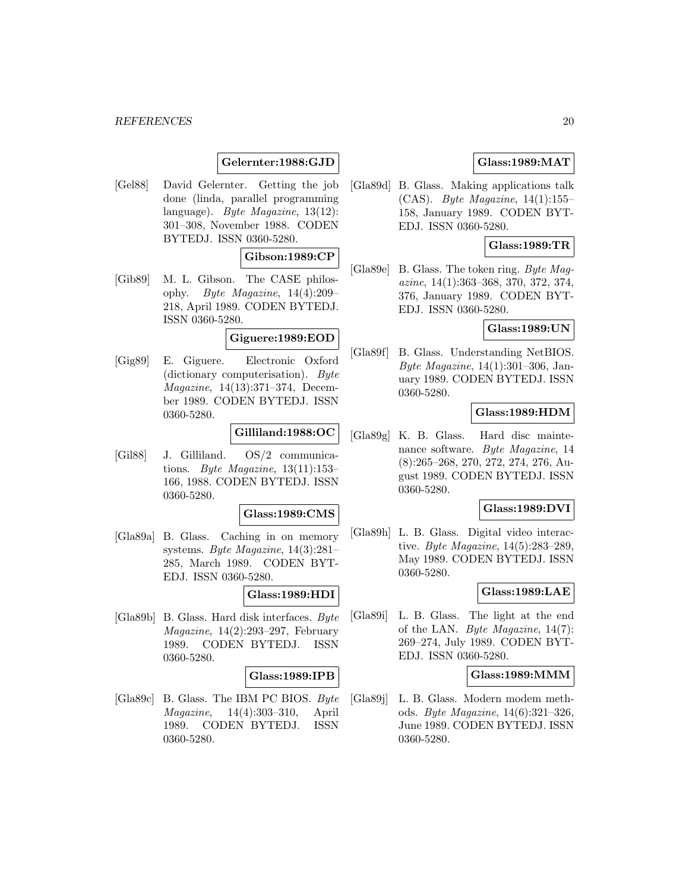**Gelernter:1988:GJD**

[Gel88] David Gelernter. Getting the job done (linda, parallel programming language). *Byte Magazine*, 13(12): 301–308, November 1988. CODEN BYTEDJ. ISSN 0360-5280.

**Gibson:1989:CP**

[Gib89] M. L. Gibson. The CASE philosophy. *Byte Magazine*, 14(4):209–218, April 1989. CODEN BYTEDJ. ISSN 0360-5280.

**Giguere:1989:EOD**

[Gig89] E. Giguere. Electronic Oxford (dictionary computerisation). *Byte Magazine*, 14(13):371–374, December 1989. CODEN BYTEDJ. ISSN 0360-5280.

**Gilliland:1988:OC**

[Gil88] J. Gilliland. OS/2 communications. *Byte Magazine*, 13(11):153–166, 1988. CODEN BYTEDJ. ISSN 0360-5280.

**Glass:1989:CMS**

[Gla89a] B. Glass. Caching in on memory systems. *Byte Magazine*, 14(3):281–285, March 1989. CODEN BYTEDJ. ISSN 0360-5280.

**Glass:1989:HDI**

[Gla89b] B. Glass. Hard disk interfaces. *Byte Magazine*, 14(2):293–297, February 1989. CODEN BYTEDJ. ISSN 0360-5280.

**Glass:1989:IPB**

[Gla89c] B. Glass. The IBM PC BIOS. *Byte Magazine*, 14(4):303–310, April 1989. CODEN BYTEDJ. ISSN 0360-5280.

**Glass:1989:MAT**

[Gla89d] B. Glass. Making applications talk (CAS). *Byte Magazine*, 14(1):155–158, January 1989. CODEN BYTEDJ. ISSN 0360-5280.

**Glass:1989:TR**

[Gla89e] B. Glass. The token ring. *Byte Magazine*, 14(1):363–368, 370, 372, 374, 376, January 1989. CODEN BYTEDJ. ISSN 0360-5280.

**Glass:1989:UN**

[Gla89f] B. Glass. Understanding NetBIOS. *Byte Magazine*, 14(1):301–306, January 1989. CODEN BYTEDJ. ISSN 0360-5280.

**Glass:1989:HDM**

[Gla89g] K. B. Glass. Hard disc maintenance software. *Byte Magazine*, 14 (8):265–268, 270, 272, 274, 276, August 1989. CODEN BYTEDJ. ISSN 0360-5280.

**Glass:1989:DVI**

[Gla89h] L. B. Glass. Digital video interactive. *Byte Magazine*, 14(5):283–289, May 1989. CODEN BYTEDJ. ISSN 0360-5280.

**Glass:1989:LAE**

[Gla89i] L. B. Glass. The light at the end of the LAN. *Byte Magazine*, 14(7): 269–274, July 1989. CODEN BYTEDJ. ISSN 0360-5280.

**Glass:1989:MMM**

[Gla89j] L. B. Glass. Modern modem methods. *Byte Magazine*, 14(6):321–326, June 1989. CODEN BYTEDJ. ISSN 0360-5280.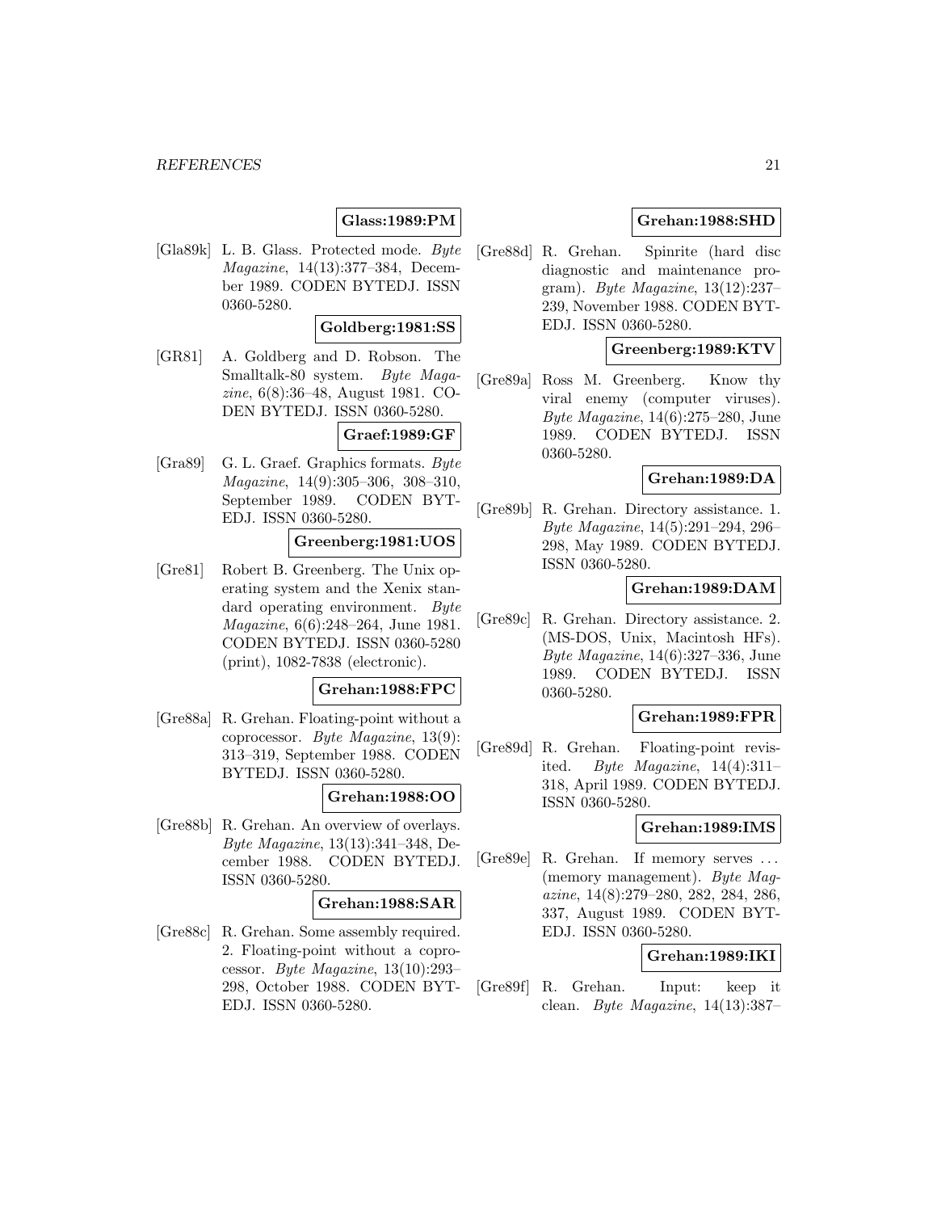**Glass:1989:PM**

[Gla89k] L. B. Glass. Protected mode. *Byte Magazine*, 14(13):377–384, December 1989. CODEN BYTEDJ. ISSN 0360-5280.

**Goldberg:1981:SS**

[GR81] A. Goldberg and D. Robson. The Smalltalk-80 system. *Byte Magazine*, 6(8):36–48, August 1981. CODEN BYTEDJ. ISSN 0360-5280.

**Graef:1989:GF**

[Gra89] G. L. Graef. Graphics formats. *Byte Magazine*, 14(9):305–306, 308–310, September 1989. CODEN BYTEDJ. ISSN 0360-5280.

**Greenberg:1981:UOS**

[Gre81] Robert B. Greenberg. The Unix operating system and the Xenix standard operating environment. *Byte Magazine*, 6(6):248–264, June 1981. CODEN BYTEDJ. ISSN 0360-5280 (print), 1082-7838 (electronic).

**Grehan:1988:FPC**

[Gre88a] R. Grehan. Floating-point without a coprocessor. *Byte Magazine*, 13(9): 313–319, September 1988. CODEN BYTEDJ. ISSN 0360-5280.

**Grehan:1988:OO**

[Gre88b] R. Grehan. An overview of overlays. *Byte Magazine*, 13(13):341–348, December 1988. CODEN BYTEDJ. ISSN 0360-5280.

**Grehan:1988:SAR**

[Gre88c] R. Grehan. Some assembly required. 2. Floating-point without a coprocessor. *Byte Magazine*, 13(10):293–298, October 1988. CODEN BYTEDJ. ISSN 0360-5280.

**Grehan:1988:SHD**

[Gre88d] R. Grehan. Spinrite (hard disc diagnostic and maintenance program). *Byte Magazine*, 13(12):237–239, November 1988. CODEN BYTEDJ. ISSN 0360-5280.

**Greenberg:1989:KTV**

[Gre89a] Ross M. Greenberg. Know thy viral enemy (computer viruses). *Byte Magazine*, 14(6):275–280, June 1989. CODEN BYTEDJ. ISSN 0360-5280.

**Grehan:1989:DA**

[Gre89b] R. Grehan. Directory assistance. 1. *Byte Magazine*, 14(5):291–294, 296–298, May 1989. CODEN BYTEDJ. ISSN 0360-5280.

**Grehan:1989:DAM**

[Gre89c] R. Grehan. Directory assistance. 2. (MS-DOS, Unix, Macintosh HFs). *Byte Magazine*, 14(6):327–336, June 1989. CODEN BYTEDJ. ISSN 0360-5280.

**Grehan:1989:FPR**

[Gre89d] R. Grehan. Floating-point revisited. *Byte Magazine*, 14(4):311–318, April 1989. CODEN BYTEDJ. ISSN 0360-5280.

**Grehan:1989:IMS**

[Gre89e] R. Grehan. If memory serves ... (memory management). *Byte Magazine*, 14(8):279–280, 282, 284, 286, 337, August 1989. CODEN BYTEDJ. ISSN 0360-5280.

**Grehan:1989:IKI**

[Gre89f] R. Grehan. Input: keep it clean. *Byte Magazine*, 14(13):387–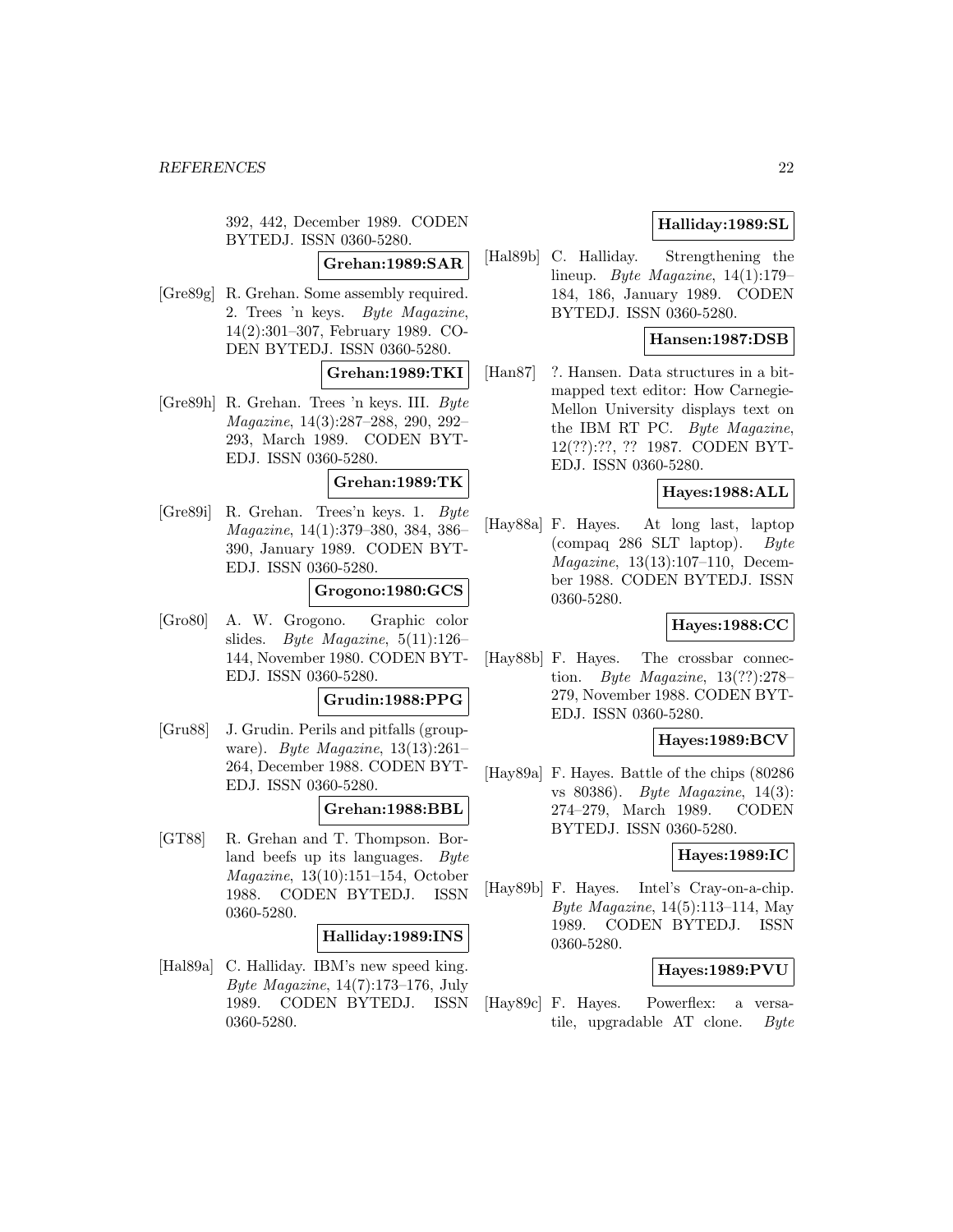392, 442, December 1989. CODEN BYTEDJ. ISSN 0360-5280.

**Grehan:1989:SAR**

[Gre89g] R. Grehan. Some assembly required. 2. Trees 'n keys. *Byte Magazine*, 14(2):301–307, February 1989. CODEN BYTEDJ. ISSN 0360-5280.

**Grehan:1989:TKI**

[Gre89h] R. Grehan. Trees 'n keys. III. *Byte Magazine*, 14(3):287–288, 290, 292–293, March 1989. CODEN BYTEDJ. ISSN 0360-5280.

**Grehan:1989:TK**

[Gre89i] R. Grehan. Trees'n keys. 1. *Byte Magazine*, 14(1):379–380, 384, 386–390, January 1989. CODEN BYTEDJ. ISSN 0360-5280.

**Grogono:1980:GCS**

[Gro80] A. W. Grogono. Graphic color slides. *Byte Magazine*, 5(11):126–144, November 1980. CODEN BYTEDJ. ISSN 0360-5280.

**Grudin:1988:PPG**

[Gru88] J. Grudin. Perils and pitfalls (groupware). *Byte Magazine*, 13(13):261–264, December 1988. CODEN BYTEDJ. ISSN 0360-5280.

**Grehan:1988:BBL**

[GT88] R. Grehan and T. Thompson. Borland beefs up its languages. *Byte Magazine*, 13(10):151–154, October 1988. CODEN BYTEDJ. ISSN 0360-5280.

**Halliday:1989:INS**

[Hal89a] C. Halliday. IBM's new speed king. *Byte Magazine*, 14(7):173–176, July 1989. CODEN BYTEDJ. ISSN 0360-5280.

**Halliday:1989:SL**

[Hal89b] C. Halliday. Strengthening the lineup. *Byte Magazine*, 14(1):179–184, 186, January 1989. CODEN BYTEDJ. ISSN 0360-5280.

**Hansen:1987:DSB**

[Han87] ?. Hansen. Data structures in a bit-mapped text editor: How Carnegie-Mellon University displays text on the IBM RT PC. *Byte Magazine*, 12(??):??, ?? 1987. CODEN BYTEDJ. ISSN 0360-5280.

**Hayes:1988:ALL**

[Hay88a] F. Hayes. At long last, laptop (compaq 286 SLT laptop). *Byte Magazine*, 13(13):107–110, December 1988. CODEN BYTEDJ. ISSN 0360-5280.

**Hayes:1988:CC**

[Hay88b] F. Hayes. The crossbar connection. *Byte Magazine*, 13(??):278–279, November 1988. CODEN BYTEDJ. ISSN 0360-5280.

**Hayes:1989:BCV**

[Hay89a] F. Hayes. Battle of the chips (80286 vs 80386). *Byte Magazine*, 14(3):274–279, March 1989. CODEN BYTEDJ. ISSN 0360-5280.

**Hayes:1989:IC**

[Hay89b] F. Hayes. Intel's Cray-on-a-chip. *Byte Magazine*, 14(5):113–114, May 1989. CODEN BYTEDJ. ISSN 0360-5280.

**Hayes:1989:PVU**

[Hay89c] F. Hayes. Powerflex: a versatile, upgradable AT clone. *Byte*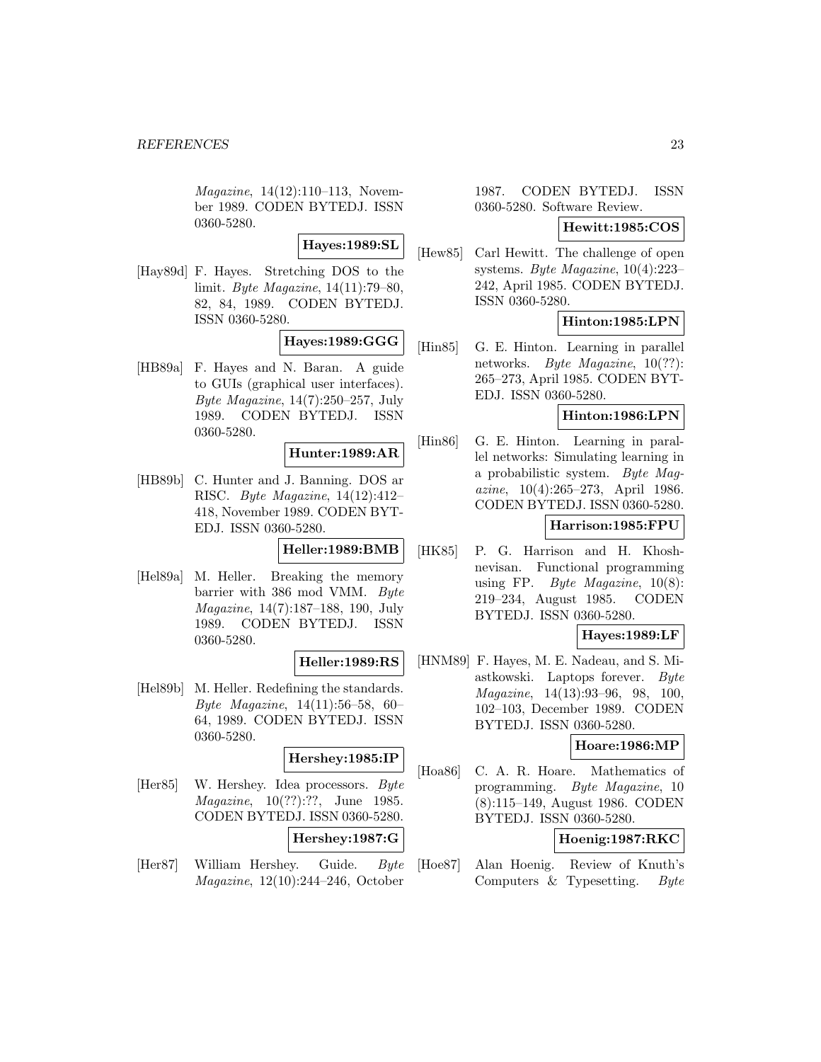*Magazine*, 14(12):110–113, November 1989. CODEN BYTEDJ. ISSN 0360-5280.

**Hayes:1989:SL**

[Hay89d] F. Hayes. Stretching DOS to the limit. *Byte Magazine*, 14(11):79–80, 82, 84, 1989. CODEN BYTEDJ. ISSN 0360-5280.

**Hayes:1989:GGG**

[HB89a] F. Hayes and N. Baran. A guide to GUIs (graphical user interfaces). *Byte Magazine*, 14(7):250–257, July 1989. CODEN BYTEDJ. ISSN 0360-5280.

**Hunter:1989:AR**

[HB89b] C. Hunter and J. Banning. DOS ar RISC. *Byte Magazine*, 14(12):412–418, November 1989. CODEN BYTEDJ. ISSN 0360-5280.

**Heller:1989:BMB**

[Hel89a] M. Heller. Breaking the memory barrier with 386 mod VMM. *Byte Magazine*, 14(7):187–188, 190, July 1989. CODEN BYTEDJ. ISSN 0360-5280.

**Heller:1989:RS**

[Hel89b] M. Heller. Redefining the standards. *Byte Magazine*, 14(11):56–58, 60–64, 1989. CODEN BYTEDJ. ISSN 0360-5280.

**Hershey:1985:IP**

[Her85] W. Hershey. Idea processors. *Byte Magazine*, 10(??):??, June 1985. CODEN BYTEDJ. ISSN 0360-5280.

**Hershey:1987:G**

[Her87] William Hershey. Guide. *Byte Magazine*, 12(10):244–246, October 1987. CODEN BYTEDJ. ISSN 0360-5280. Software Review.

**Hewitt:1985:COS**

[Hew85] Carl Hewitt. The challenge of open systems. *Byte Magazine*, 10(4):223–242, April 1985. CODEN BYTEDJ. ISSN 0360-5280.

**Hinton:1985:LPN**

[Hin85] G. E. Hinton. Learning in parallel networks. *Byte Magazine*, 10(??):265–273, April 1985. CODEN BYTEDJ. ISSN 0360-5280.

**Hinton:1986:LPN**

[Hin86] G. E. Hinton. Learning in parallel networks: Simulating learning in a probabilistic system. *Byte Magazine*, 10(4):265–273, April 1986. CODEN BYTEDJ. ISSN 0360-5280.

**Harrison:1985:FPU**

[HK85] P. G. Harrison and H. Khoshnevisan. Functional programming using FP. *Byte Magazine*, 10(8):219–234, August 1985. CODEN BYTEDJ. ISSN 0360-5280.

**Hayes:1989:LF**

[HNM89] F. Hayes, M. E. Nadeau, and S. Miastkowski. Laptops forever. *Byte Magazine*, 14(13):93–96, 98, 100, 102–103, December 1989. CODEN BYTEDJ. ISSN 0360-5280.

**Hoare:1986:MP**

[Hoa86] C. A. R. Hoare. Mathematics of programming. *Byte Magazine*, 10 (8):115–149, August 1986. CODEN BYTEDJ. ISSN 0360-5280.

**Hoenig:1987:RKC**

[Hoe87] Alan Hoenig. Review of Knuth's Computers & Typesetting. *Byte*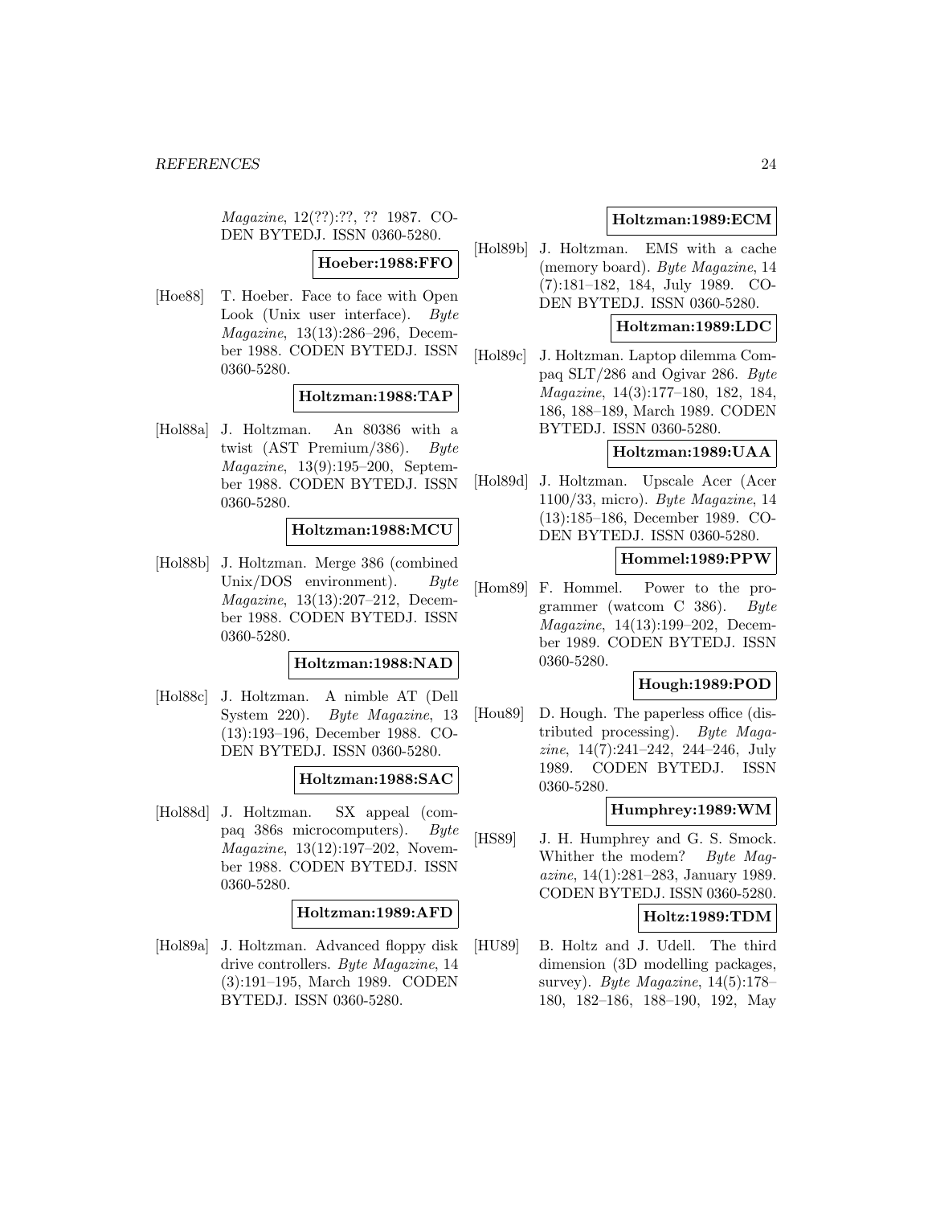*Magazine*, 12(??):??, ?? 1987. CODEN BYTEDJ. ISSN 0360-5280.

**Hoeber:1988:FFO**

[Hoe88] T. Hoeber. Face to face with Open Look (Unix user interface). *Byte Magazine*, 13(13):286–296, December 1988. CODEN BYTEDJ. ISSN 0360-5280.

**Holtzman:1988:TAP**

[Hol88a] J. Holtzman. An 80386 with a twist (AST Premium/386). *Byte Magazine*, 13(9):195–200, September 1988. CODEN BYTEDJ. ISSN 0360-5280.

**Holtzman:1988:MCU**

[Hol88b] J. Holtzman. Merge 386 (combined Unix/DOS environment). *Byte Magazine*, 13(13):207–212, December 1988. CODEN BYTEDJ. ISSN 0360-5280.

**Holtzman:1988:NAD**

[Hol88c] J. Holtzman. A nimble AT (Dell System 220). *Byte Magazine*, 13 (13):193–196, December 1988. CODEN BYTEDJ. ISSN 0360-5280.

**Holtzman:1988:SAC**

[Hol88d] J. Holtzman. SX appeal (compaq 386s microcomputers). *Byte Magazine*, 13(12):197–202, November 1988. CODEN BYTEDJ. ISSN 0360-5280.

**Holtzman:1989:AFD**

[Hol89a] J. Holtzman. Advanced floppy disk drive controllers. *Byte Magazine*, 14 (3):191–195, March 1989. CODEN BYTEDJ. ISSN 0360-5280.

**Holtzman:1989:ECM**

[Hol89b] J. Holtzman. EMS with a cache (memory board). *Byte Magazine*, 14 (7):181–182, 184, July 1989. CODEN BYTEDJ. ISSN 0360-5280.

**Holtzman:1989:LDC**

[Hol89c] J. Holtzman. Laptop dilemma Compaq SLT/286 and Ogivar 286. *Byte Magazine*, 14(3):177–180, 182, 184, 186, 188–189, March 1989. CODEN BYTEDJ. ISSN 0360-5280.

**Holtzman:1989:UAA**

[Hol89d] J. Holtzman. Upscale Acer (Acer 1100/33, micro). *Byte Magazine*, 14 (13):185–186, December 1989. CODEN BYTEDJ. ISSN 0360-5280.

**Hommel:1989:PPW**

[Hom89] F. Hommel. Power to the programmer (watcom C 386). *Byte Magazine*, 14(13):199–202, December 1989. CODEN BYTEDJ. ISSN 0360-5280.

**Hough:1989:POD**

[Hou89] D. Hough. The paperless office (distributed processing). *Byte Magazine*, 14(7):241–242, 244–246, July 1989. CODEN BYTEDJ. ISSN 0360-5280.

**Humphrey:1989:WM**

[HS89] J. H. Humphrey and G. S. Smock. Whither the modem? *Byte Magazine*, 14(1):281–283, January 1989. CODEN BYTEDJ. ISSN 0360-5280.

**Holtz:1989:TDM**

[HU89] B. Holtz and J. Udell. The third dimension (3D modelling packages, survey). *Byte Magazine*, 14(5):178–180, 182–186, 188–190, 192, May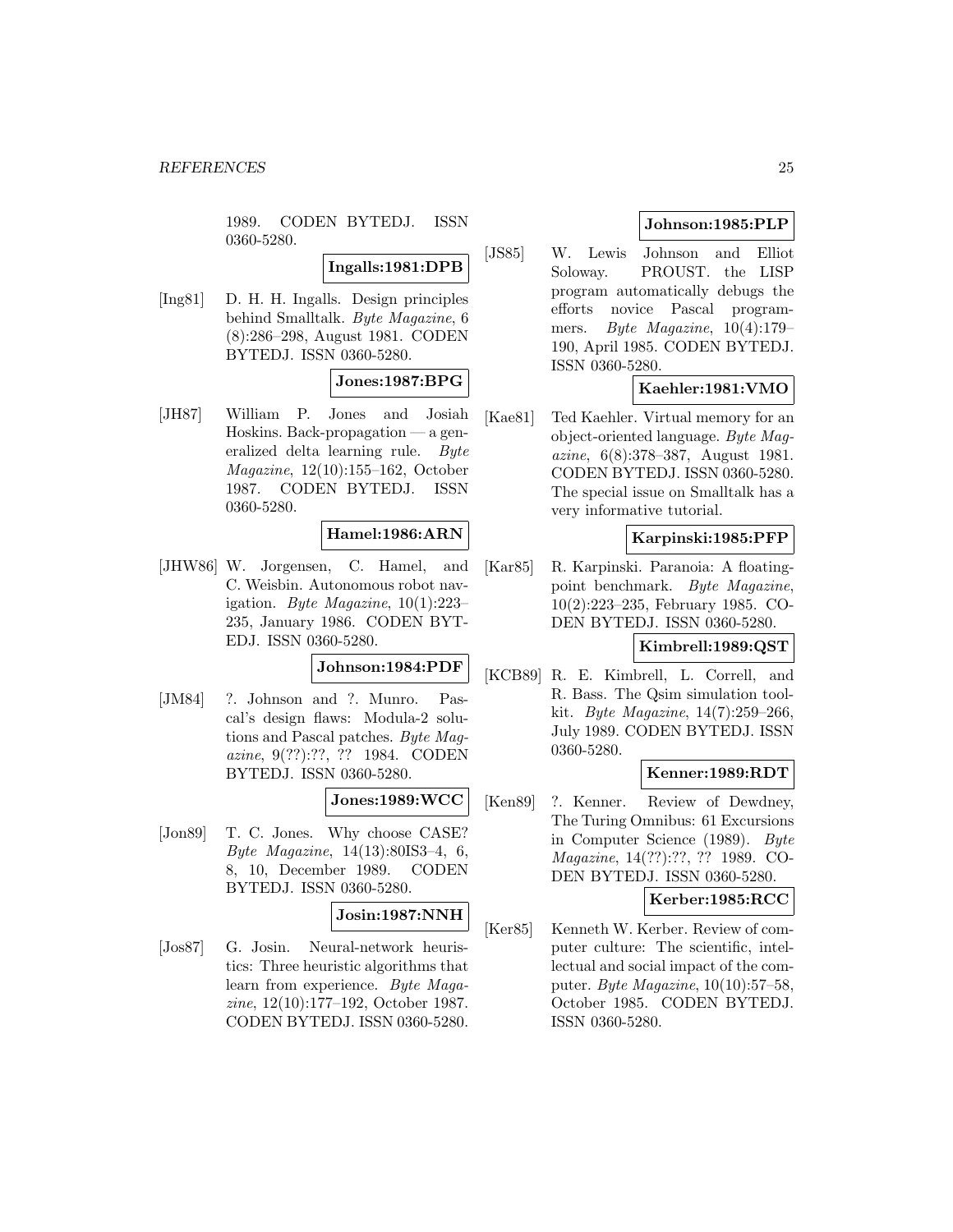1989. CODEN BYTEDJ. ISSN 0360-5280.

**Ingalls:1981:DPB**

[Ing81] D. H. H. Ingalls. Design principles behind Smalltalk. *Byte Magazine*, 6 (8):286–298, August 1981. CODEN BYTEDJ. ISSN 0360-5280.

**Jones:1987:BPG**

[JH87] William P. Jones and Josiah Hoskins. Back-propagation — a generalized delta learning rule. *Byte Magazine*, 12(10):155–162, October 1987. CODEN BYTEDJ. ISSN 0360-5280.

**Hamel:1986:ARN**

[JHW86] W. Jorgensen, C. Hamel, and C. Weisbin. Autonomous robot navigation. *Byte Magazine*, 10(1):223–235, January 1986. CODEN BYTEDJ. ISSN 0360-5280.

**Johnson:1984:PDF**

[JM84] ?. Johnson and ?. Munro. Pascal's design flaws: Modula-2 solutions and Pascal patches. *Byte Magazine*, 9(??):??, ?? 1984. CODEN BYTEDJ. ISSN 0360-5280.

**Jones:1989:WCC**

[Jon89] T. C. Jones. Why choose CASE? *Byte Magazine*, 14(13):80IS3–4, 6, 8, 10, December 1989. CODEN BYTEDJ. ISSN 0360-5280.

**Josin:1987:NNH**

[Jos87] G. Josin. Neural-network heuristics: Three heuristic algorithms that learn from experience. *Byte Magazine*, 12(10):177–192, October 1987. CODEN BYTEDJ. ISSN 0360-5280.

**Johnson:1985:PLP**

[JS85] W. Lewis Johnson and Elliot Soloway. PROUST. the LISP program automatically debugs the efforts novice Pascal programmers. *Byte Magazine*, 10(4):179–190, April 1985. CODEN BYTEDJ. ISSN 0360-5280.

**Kaehler:1981:VMO**

[Kae81] Ted Kaehler. Virtual memory for an object-oriented language. *Byte Magazine*, 6(8):378–387, August 1981. CODEN BYTEDJ. ISSN 0360-5280. The special issue on Smalltalk has a very informative tutorial.

**Karpinski:1985:PFP**

[Kar85] R. Karpinski. Paranoia: A floating-point benchmark. *Byte Magazine*, 10(2):223–235, February 1985. CODEN BYTEDJ. ISSN 0360-5280.

**Kimbrell:1989:QST**

[KCB89] R. E. Kimbrell, L. Correll, and R. Bass. The Qsim simulation toolkit. *Byte Magazine*, 14(7):259–266, July 1989. CODEN BYTEDJ. ISSN 0360-5280.

**Kenner:1989:RDT**

[Ken89] ?. Kenner. Review of Dewdney, The Turing Omnibus: 61 Excursions in Computer Science (1989). *Byte Magazine*, 14(??):??, ?? 1989. CODEN BYTEDJ. ISSN 0360-5280.

**Kerber:1985:RCC**

[Ker85] Kenneth W. Kerber. Review of computer culture: The scientific, intellectual and social impact of the computer. *Byte Magazine*, 10(10):57–58, October 1985. CODEN BYTEDJ. ISSN 0360-5280.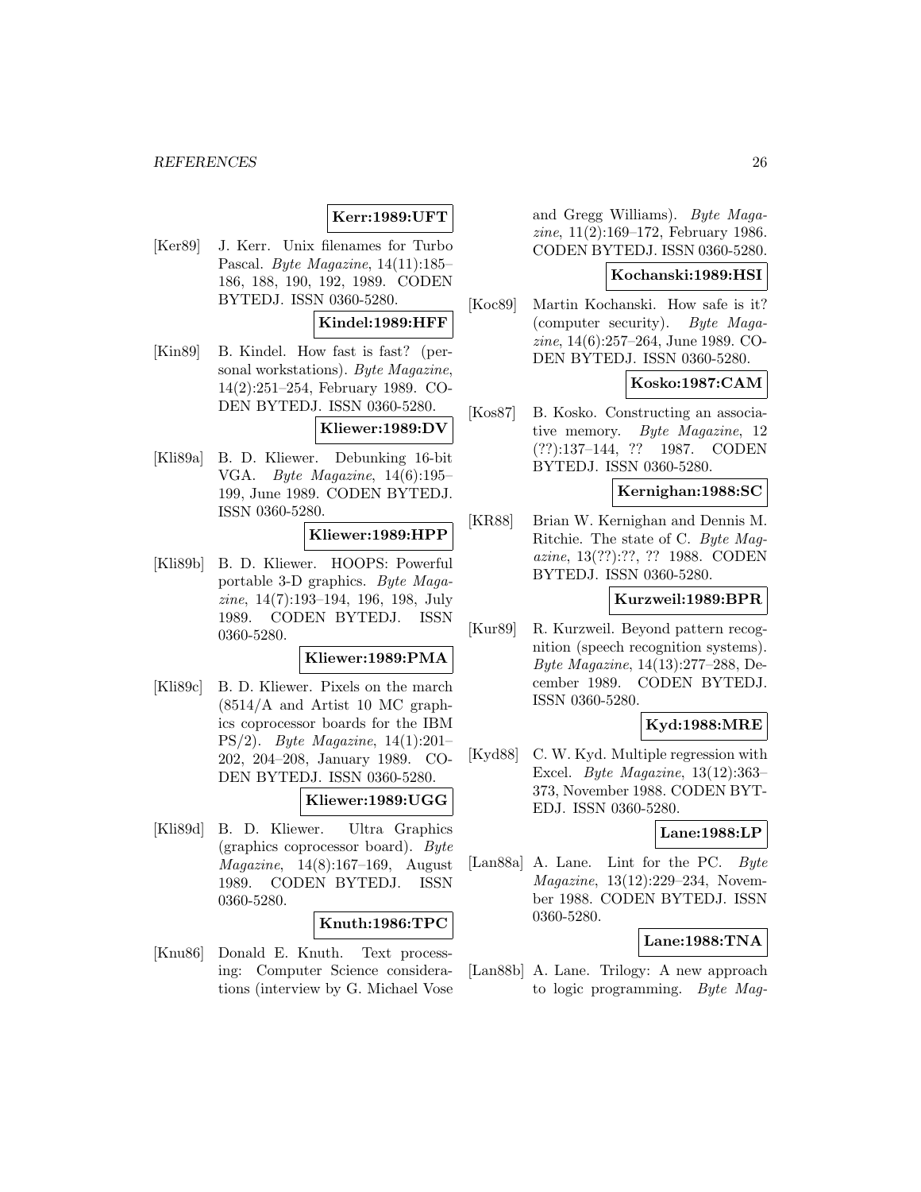**Kerr:1989:UFT**

[Ker89] J. Kerr. Unix filenames for Turbo Pascal. *Byte Magazine*, 14(11):185–186, 188, 190, 192, 1989. CODEN BYTEDJ. ISSN 0360-5280.

**Kindel:1989:HFF**

[Kin89] B. Kindel. How fast is fast? (personal workstations). *Byte Magazine*, 14(2):251–254, February 1989. CODEN BYTEDJ. ISSN 0360-5280.

**Kliewer:1989:DV**

[Kli89a] B. D. Kliewer. Debunking 16-bit VGA. *Byte Magazine*, 14(6):195–199, June 1989. CODEN BYTEDJ. ISSN 0360-5280.

**Kliewer:1989:HPP**

[Kli89b] B. D. Kliewer. HOOPS: Powerful portable 3-D graphics. *Byte Magazine*, 14(7):193–194, 196, 198, July 1989. CODEN BYTEDJ. ISSN 0360-5280.

**Kliewer:1989:PMA**

[Kli89c] B. D. Kliewer. Pixels on the march (8514/A and Artist 10 MC graphics coprocessor boards for the IBM PS/2). *Byte Magazine*, 14(1):201–202, 204–208, January 1989. CODEN BYTEDJ. ISSN 0360-5280.

**Kliewer:1989:UGG**

[Kli89d] B. D. Kliewer. Ultra Graphics (graphics coprocessor board). *Byte Magazine*, 14(8):167–169, August 1989. CODEN BYTEDJ. ISSN 0360-5280.

**Knuth:1986:TPC**

[Knu86] Donald E. Knuth. Text processing: Computer Science considerations (interview by G. Michael Vose and Gregg Williams). *Byte Magazine*, 11(2):169–172, February 1986. CODEN BYTEDJ. ISSN 0360-5280.

**Kochanski:1989:HSI**

[Koc89] Martin Kochanski. How safe is it? (computer security). *Byte Magazine*, 14(6):257–264, June 1989. CODEN BYTEDJ. ISSN 0360-5280.

**Kosko:1987:CAM**

[Kos87] B. Kosko. Constructing an associative memory. *Byte Magazine*, 12 (??):137–144, ?? 1987. CODEN BYTEDJ. ISSN 0360-5280.

**Kernighan:1988:SC**

[KR88] Brian W. Kernighan and Dennis M. Ritchie. The state of C. *Byte Magazine*, 13(??):??, ?? 1988. CODEN BYTEDJ. ISSN 0360-5280.

**Kurzweil:1989:BPR**

[Kur89] R. Kurzweil. Beyond pattern recognition (speech recognition systems). *Byte Magazine*, 14(13):277–288, December 1989. CODEN BYTEDJ. ISSN 0360-5280.

**Kyd:1988:MRE**

[Kyd88] C. W. Kyd. Multiple regression with Excel. *Byte Magazine*, 13(12):363–373, November 1988. CODEN BYTEDJ. ISSN 0360-5280.

**Lane:1988:LP**

[Lan88a] A. Lane. Lint for the PC. *Byte Magazine*, 13(12):229–234, November 1988. CODEN BYTEDJ. ISSN 0360-5280.

**Lane:1988:TNA**

[Lan88b] A. Lane. Trilogy: A new approach to logic programming. *Byte Mag-*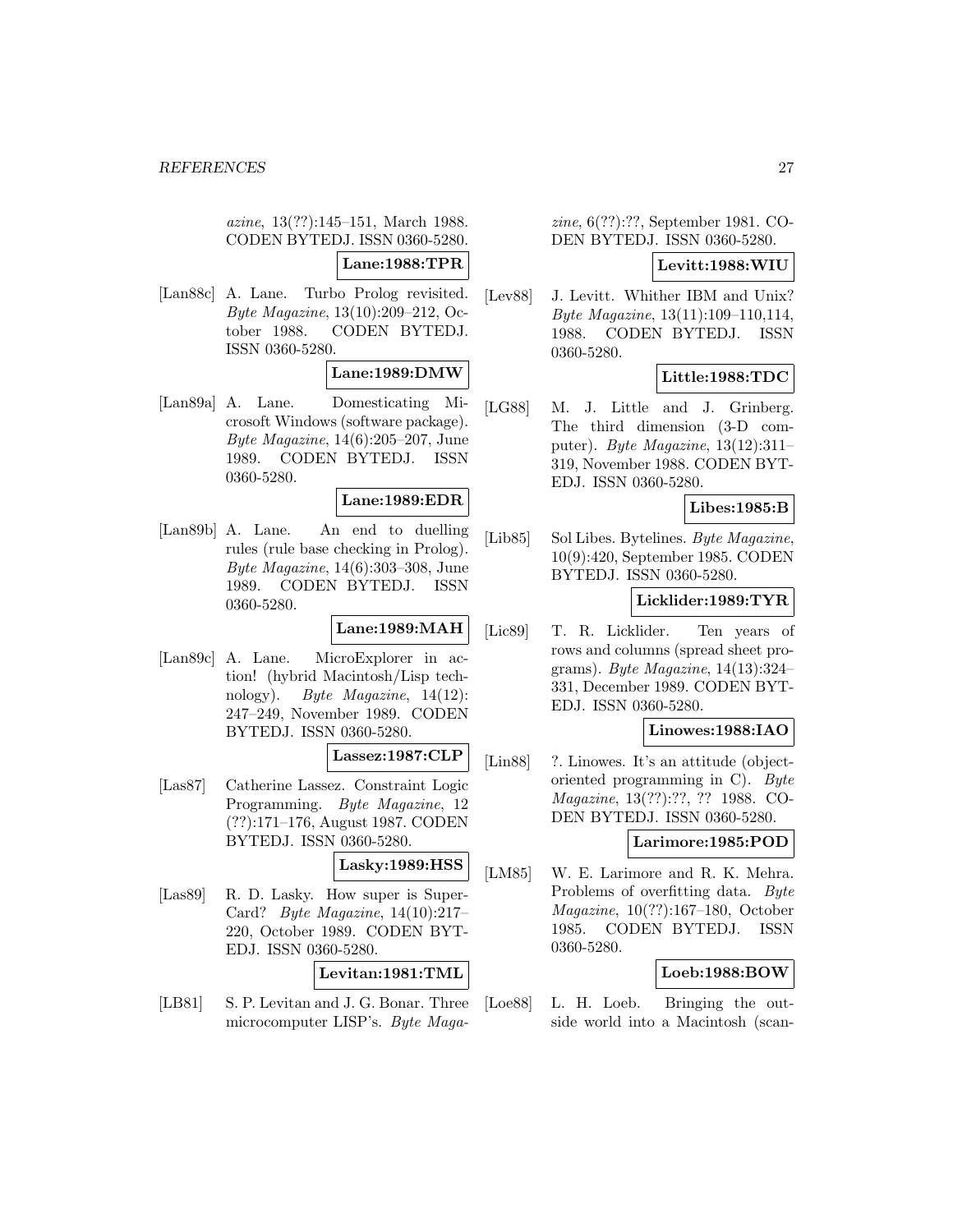*azine*, 13(??):145–151, March 1988. CODEN BYTEDJ. ISSN 0360-5280.

**Lane:1988:TPR**

[Lan88c] A. Lane. Turbo Prolog revisited. *Byte Magazine*, 13(10):209–212, October 1988. CODEN BYTEDJ. ISSN 0360-5280.

**Lane:1989:DMW**

[Lan89a] A. Lane. Domesticating Microsoft Windows (software package). *Byte Magazine*, 14(6):205–207, June 1989. CODEN BYTEDJ. ISSN 0360-5280.

**Lane:1989:EDR**

[Lan89b] A. Lane. An end to duelling rules (rule base checking in Prolog). *Byte Magazine*, 14(6):303–308, June 1989. CODEN BYTEDJ. ISSN 0360-5280.

**Lane:1989:MAH**

[Lan89c] A. Lane. MicroExplorer in action! (hybrid Macintosh/Lisp technology). *Byte Magazine*, 14(12): 247–249, November 1989. CODEN BYTEDJ. ISSN 0360-5280.

**Lassez:1987:CLP**

[Las87] Catherine Lassez. Constraint Logic Programming. *Byte Magazine*, 12 (??):171–176, August 1987. CODEN BYTEDJ. ISSN 0360-5280.

**Lasky:1989:HSS**

[Las89] R. D. Lasky. How super is SuperCard? *Byte Magazine*, 14(10):217–220, October 1989. CODEN BYTEDJ. ISSN 0360-5280.

**Levitan:1981:TML**

[LB81] S. P. Levitan and J. G. Bonar. Three microcomputer LISP's. *Byte Magazine*, 6(??):??, September 1981. CODEN BYTEDJ. ISSN 0360-5280.

**Levitt:1988:WIU**

[Lev88] J. Levitt. Whither IBM and Unix? *Byte Magazine*, 13(11):109–110,114, 1988. CODEN BYTEDJ. ISSN 0360-5280.

**Little:1988:TDC**

[LG88] M. J. Little and J. Grinberg. The third dimension (3-D computer). *Byte Magazine*, 13(12):311–319, November 1988. CODEN BYTEDJ. ISSN 0360-5280.

**Libes:1985:B**

[Lib85] Sol Libes. Bytelines. *Byte Magazine*, 10(9):420, September 1985. CODEN BYTEDJ. ISSN 0360-5280.

**Licklider:1989:TYR**

[Lic89] T. R. Licklider. Ten years of rows and columns (spread sheet programs). *Byte Magazine*, 14(13):324–331, December 1989. CODEN BYTEDJ. ISSN 0360-5280.

**Linowes:1988:IAO**

[Lin88] ?. Linowes. It's an attitude (object-oriented programming in C). *Byte Magazine*, 13(??):??, ?? 1988. CODEN BYTEDJ. ISSN 0360-5280.

**Larimore:1985:POD**

[LM85] W. E. Larimore and R. K. Mehra. Problems of overfitting data. *Byte Magazine*, 10(??):167–180, October 1985. CODEN BYTEDJ. ISSN 0360-5280.

**Loeb:1988:BOW**

[Loe88] L. H. Loeb. Bringing the outside world into a Macintosh (scan-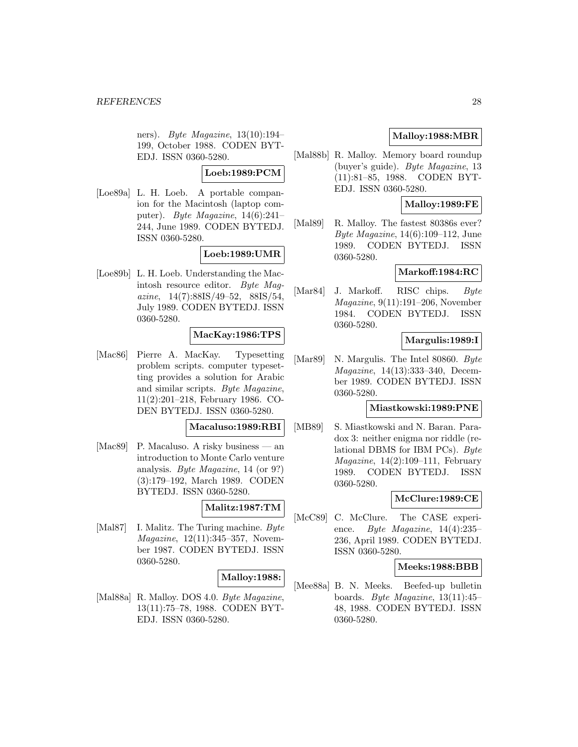ners). *Byte Magazine*, 13(10):194–199, October 1988. CODEN BYTEDJ. ISSN 0360-5280.

**Loeb:1989:PCM**

[Loe89a] L. H. Loeb. A portable companion for the Macintosh (laptop computer). *Byte Magazine*, 14(6):241–244, June 1989. CODEN BYTEDJ. ISSN 0360-5280.

**Loeb:1989:UMR**

[Loe89b] L. H. Loeb. Understanding the Macintosh resource editor. *Byte Magazine*, 14(7):88IS/49–52, 88IS/54, July 1989. CODEN BYTEDJ. ISSN 0360-5280.

**MacKay:1986:TPS**

[Mac86] Pierre A. MacKay. Typesetting problem scripts. computer typesetting provides a solution for Arabic and similar scripts. *Byte Magazine*, 11(2):201–218, February 1986. CODEN BYTEDJ. ISSN 0360-5280.

**Macaluso:1989:RBI**

[Mac89] P. Macaluso. A risky business — an introduction to Monte Carlo venture analysis. *Byte Magazine*, 14 (or 9?) (3):179–192, March 1989. CODEN BYTEDJ. ISSN 0360-5280.

**Malitz:1987:TM**

[Mal87] I. Malitz. The Turing machine. *Byte Magazine*, 12(11):345–357, November 1987. CODEN BYTEDJ. ISSN 0360-5280.

**Malloy:1988:**

[Mal88a] R. Malloy. DOS 4.0. *Byte Magazine*, 13(11):75–78, 1988. CODEN BYTEDJ. ISSN 0360-5280.

**Malloy:1988:MBR**

[Mal88b] R. Malloy. Memory board roundup (buyer's guide). *Byte Magazine*, 13 (11):81–85, 1988. CODEN BYTEDJ. ISSN 0360-5280.

**Malloy:1989:FE**

[Mal89] R. Malloy. The fastest 80386s ever? *Byte Magazine*, 14(6):109–112, June 1989. CODEN BYTEDJ. ISSN 0360-5280.

**Markoff:1984:RC**

[Mar84] J. Markoff. RISC chips. *Byte Magazine*, 9(11):191–206, November 1984. CODEN BYTEDJ. ISSN 0360-5280.

**Margulis:1989:I**

[Mar89] N. Margulis. The Intel 80860. *Byte Magazine*, 14(13):333–340, December 1989. CODEN BYTEDJ. ISSN 0360-5280.

**Miastkowski:1989:PNE**

[MB89] S. Miastkowski and N. Baran. Paradox 3: neither enigma nor riddle (relational DBMS for IBM PCs). *Byte Magazine*, 14(2):109–111, February 1989. CODEN BYTEDJ. ISSN 0360-5280.

**McClure:1989:CE**

[McC89] C. McClure. The CASE experience. *Byte Magazine*, 14(4):235–236, April 1989. CODEN BYTEDJ. ISSN 0360-5280.

**Meeks:1988:BBB**

[Mee88a] B. N. Meeks. Beefed-up bulletin boards. *Byte Magazine*, 13(11):45–48, 1988. CODEN BYTEDJ. ISSN 0360-5280.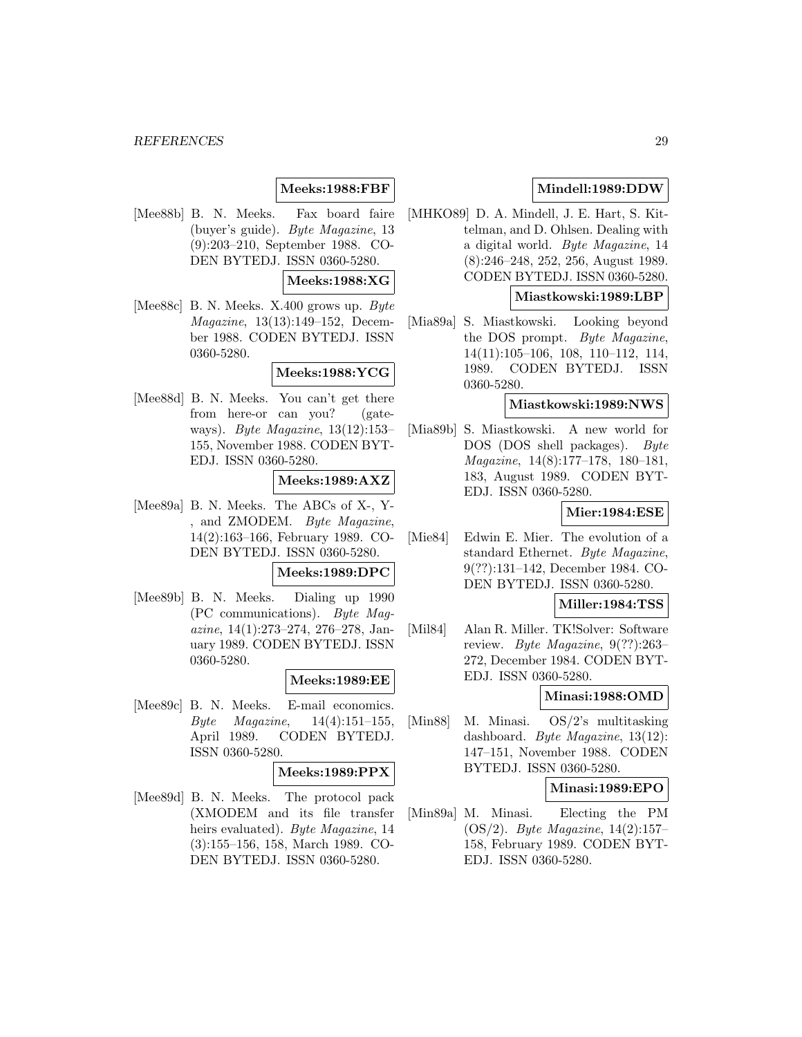**Meeks:1988:FBF**

[Mee88b] B. N. Meeks. Fax board faire (buyer's guide). *Byte Magazine*, 13 (9):203–210, September 1988. CODEN BYTEDJ. ISSN 0360-5280.

**Meeks:1988:XG**

[Mee88c] B. N. Meeks. X.400 grows up. *Byte Magazine*, 13(13):149–152, December 1988. CODEN BYTEDJ. ISSN 0360-5280.

**Meeks:1988:YCG**

[Mee88d] B. N. Meeks. You can't get there from here-or can you? (gateways). *Byte Magazine*, 13(12):153–155, November 1988. CODEN BYTEDJ. ISSN 0360-5280.

**Meeks:1989:AXZ**

[Mee89a] B. N. Meeks. The ABCs of X-, Y-, and ZMODEM. *Byte Magazine*, 14(2):163–166, February 1989. CODEN BYTEDJ. ISSN 0360-5280.

**Meeks:1989:DPC**

[Mee89b] B. N. Meeks. Dialing up 1990 (PC communications). *Byte Magazine*, 14(1):273–274, 276–278, January 1989. CODEN BYTEDJ. ISSN 0360-5280.

**Meeks:1989:EE**

[Mee89c] B. N. Meeks. E-mail economics. *Byte Magazine*, 14(4):151–155, April 1989. CODEN BYTEDJ. ISSN 0360-5280.

**Meeks:1989:PPX**

[Mee89d] B. N. Meeks. The protocol pack (XMODEM and its file transfer heirs evaluated). *Byte Magazine*, 14 (3):155–156, 158, March 1989. CODEN BYTEDJ. ISSN 0360-5280.

**Mindell:1989:DDW**

[MHKO89] D. A. Mindell, J. E. Hart, S. Kittelman, and D. Ohlsen. Dealing with a digital world. *Byte Magazine*, 14 (8):246–248, 252, 256, August 1989. CODEN BYTEDJ. ISSN 0360-5280.

**Miastkowski:1989:LBP**

[Mia89a] S. Miastkowski. Looking beyond the DOS prompt. *Byte Magazine*, 14(11):105–106, 108, 110–112, 114, 1989. CODEN BYTEDJ. ISSN 0360-5280.

**Miastkowski:1989:NWS**

[Mia89b] S. Miastkowski. A new world for DOS (DOS shell packages). *Byte Magazine*, 14(8):177–178, 180–181, 183, August 1989. CODEN BYTEDJ. ISSN 0360-5280.

**Mier:1984:ESE**

[Mie84] Edwin E. Mier. The evolution of a standard Ethernet. *Byte Magazine*, 9(??):131–142, December 1984. CODEN BYTEDJ. ISSN 0360-5280.

**Miller:1984:TSS**

[Mil84] Alan R. Miller. TK!Solver: Software review. *Byte Magazine*, 9(??):263–272, December 1984. CODEN BYTEDJ. ISSN 0360-5280.

**Minasi:1988:OMD**

[Min88] M. Minasi. OS/2's multitasking dashboard. *Byte Magazine*, 13(12): 147–151, November 1988. CODEN BYTEDJ. ISSN 0360-5280.

**Minasi:1989:EPO**

[Min89a] M. Minasi. Electing the PM (OS/2). *Byte Magazine*, 14(2):157–158, February 1989. CODEN BYTEDJ. ISSN 0360-5280.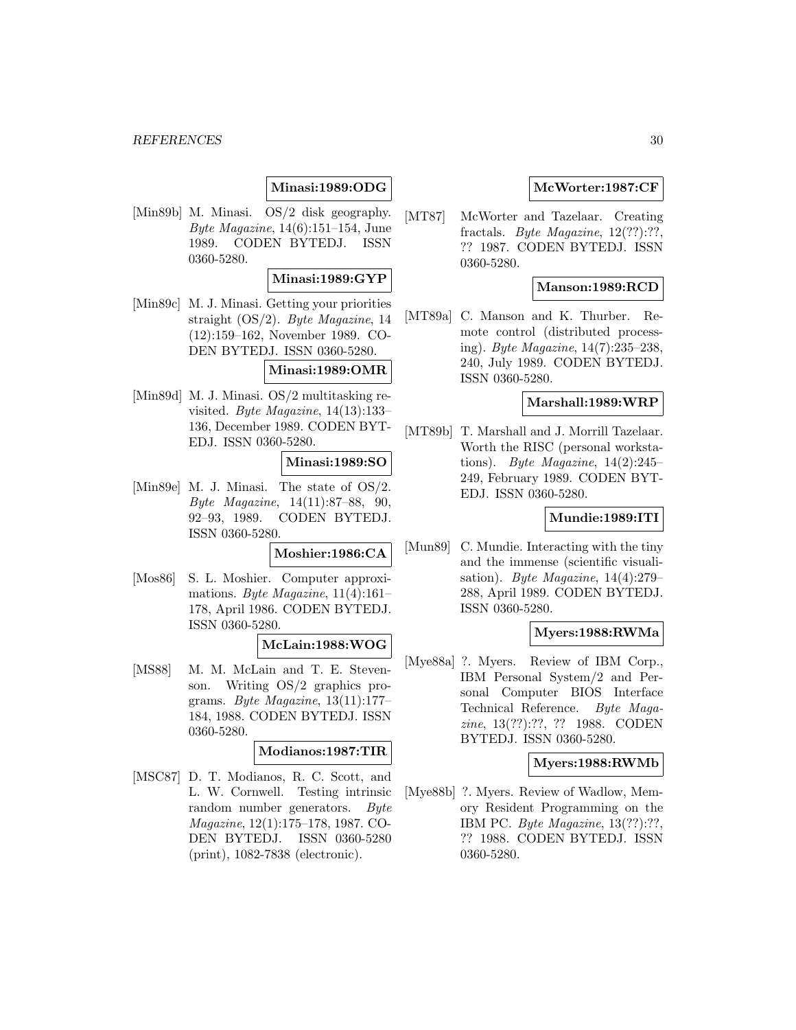**Minasi:1989:ODG**

[Min89b] M. Minasi. OS/2 disk geography. *Byte Magazine*, 14(6):151–154, June 1989. CODEN BYTEDJ. ISSN 0360-5280.

**Minasi:1989:GYP**

[Min89c] M. J. Minasi. Getting your priorities straight (OS/2). *Byte Magazine*, 14 (12):159–162, November 1989. CODEN BYTEDJ. ISSN 0360-5280.

**Minasi:1989:OMR**

[Min89d] M. J. Minasi. OS/2 multitasking revisited. *Byte Magazine*, 14(13):133–136, December 1989. CODEN BYTEDJ. ISSN 0360-5280.

**Minasi:1989:SO**

[Min89e] M. J. Minasi. The state of OS/2. *Byte Magazine*, 14(11):87–88, 90, 92–93, 1989. CODEN BYTEDJ. ISSN 0360-5280.

**Moshier:1986:CA**

[Mos86] S. L. Moshier. Computer approximations. *Byte Magazine*, 11(4):161–178, April 1986. CODEN BYTEDJ. ISSN 0360-5280.

**McLain:1988:WOG**

[MS88] M. M. McLain and T. E. Stevenson. Writing OS/2 graphics programs. *Byte Magazine*, 13(11):177–184, 1988. CODEN BYTEDJ. ISSN 0360-5280.

**Modianos:1987:TIR**

[MSC87] D. T. Modianos, R. C. Scott, and L. W. Cornwell. Testing intrinsic random number generators. *Byte Magazine*, 12(1):175–178, 1987. CODEN BYTEDJ. ISSN 0360-5280 (print), 1082-7838 (electronic).

**McWorter:1987:CF**

[MT87] McWorter and Tazelaar. Creating fractals. *Byte Magazine*, 12(??):??, ?? 1987. CODEN BYTEDJ. ISSN 0360-5280.

**Manson:1989:RCD**

[MT89a] C. Manson and K. Thurber. Remote control (distributed processing). *Byte Magazine*, 14(7):235–238, 240, July 1989. CODEN BYTEDJ. ISSN 0360-5280.

**Marshall:1989:WRP**

[MT89b] T. Marshall and J. Morrill Tazelaar. Worth the RISC (personal workstations). *Byte Magazine*, 14(2):245–249, February 1989. CODEN BYTEDJ. ISSN 0360-5280.

**Mundie:1989:ITI**

[Mun89] C. Mundie. Interacting with the tiny and the immense (scientific visualisation). *Byte Magazine*, 14(4):279–288, April 1989. CODEN BYTEDJ. ISSN 0360-5280.

**Myers:1988:RWMa**

[Mye88a] ?. Myers. Review of IBM Corp., IBM Personal System/2 and Personal Computer BIOS Interface Technical Reference. *Byte Magazine*, 13(??):??, ?? 1988. CODEN BYTEDJ. ISSN 0360-5280.

**Myers:1988:RWMb**

[Mye88b] ?. Myers. Review of Wadlow, Memory Resident Programming on the IBM PC. *Byte Magazine*, 13(??):??, ?? 1988. CODEN BYTEDJ. ISSN 0360-5280.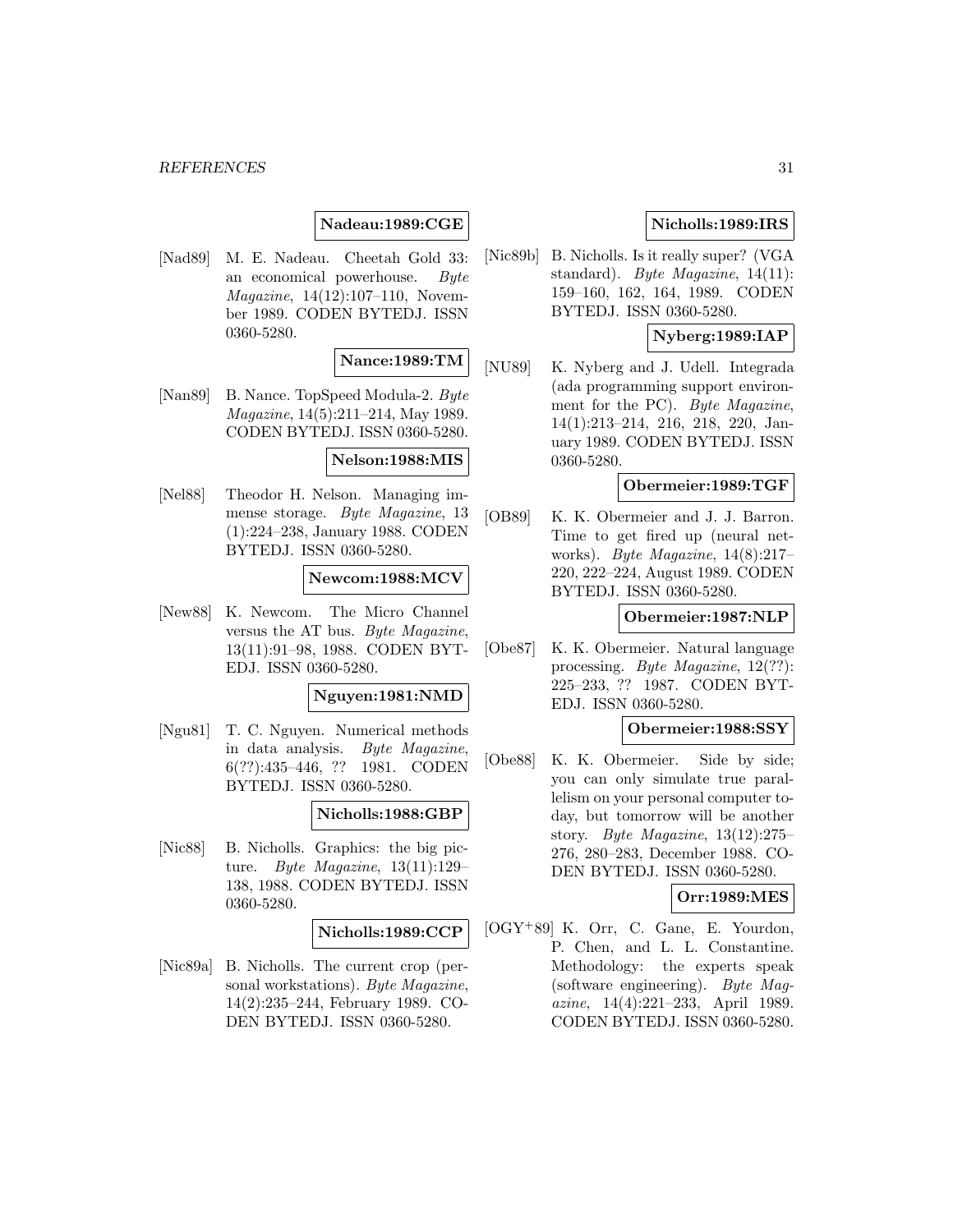**Nadeau:1989:CGE**

[Nad89] M. E. Nadeau. Cheetah Gold 33: an economical powerhouse. *Byte Magazine*, 14(12):107–110, November 1989. CODEN BYTEDJ. ISSN 0360-5280.

**Nance:1989:TM**

[Nan89] B. Nance. TopSpeed Modula-2. *Byte Magazine*, 14(5):211–214, May 1989. CODEN BYTEDJ. ISSN 0360-5280.

**Nelson:1988:MIS**

[Nel88] Theodor H. Nelson. Managing immense storage. *Byte Magazine*, 13 (1):224–238, January 1988. CODEN BYTEDJ. ISSN 0360-5280.

**Newcom:1988:MCV**

[New88] K. Newcom. The Micro Channel versus the AT bus. *Byte Magazine*, 13(11):91–98, 1988. CODEN BYTEDJ. ISSN 0360-5280.

**Nguyen:1981:NMD**

[Ngu81] T. C. Nguyen. Numerical methods in data analysis. *Byte Magazine*, 6(??):435–446, ?? 1981. CODEN BYTEDJ. ISSN 0360-5280.

**Nicholls:1988:GBP**

[Nic88] B. Nicholls. Graphics: the big picture. *Byte Magazine*, 13(11):129–138, 1988. CODEN BYTEDJ. ISSN 0360-5280.

**Nicholls:1989:CCP**

[Nic89a] B. Nicholls. The current crop (personal workstations). *Byte Magazine*, 14(2):235–244, February 1989. CODEN BYTEDJ. ISSN 0360-5280.

**Nicholls:1989:IRS**

[Nic89b] B. Nicholls. Is it really super? (VGA standard). *Byte Magazine*, 14(11): 159–160, 162, 164, 1989. CODEN BYTEDJ. ISSN 0360-5280.

**Nyberg:1989:IAP**

[NU89] K. Nyberg and J. Udell. Integrada (ada programming support environment for the PC). *Byte Magazine*, 14(1):213–214, 216, 218, 220, January 1989. CODEN BYTEDJ. ISSN 0360-5280.

**Obermeier:1989:TGF**

[OB89] K. K. Obermeier and J. J. Barron. Time to get fired up (neural networks). *Byte Magazine*, 14(8):217–220, 222–224, August 1989. CODEN BYTEDJ. ISSN 0360-5280.

**Obermeier:1987:NLP**

[Obe87] K. K. Obermeier. Natural language processing. *Byte Magazine*, 12(??): 225–233, ?? 1987. CODEN BYTEDJ. ISSN 0360-5280.

**Obermeier:1988:SSY**

[Obe88] K. K. Obermeier. Side by side; you can only simulate true parallelism on your personal computer today, but tomorrow will be another story. *Byte Magazine*, 13(12):275–276, 280–283, December 1988. CODEN BYTEDJ. ISSN 0360-5280.

**Orr:1989:MES**

[OGY+89] K. Orr, C. Gane, E. Yourdon, P. Chen, and L. L. Constantine. Methodology: the experts speak (software engineering). *Byte Magazine*, 14(4):221–233, April 1989. CODEN BYTEDJ. ISSN 0360-5280.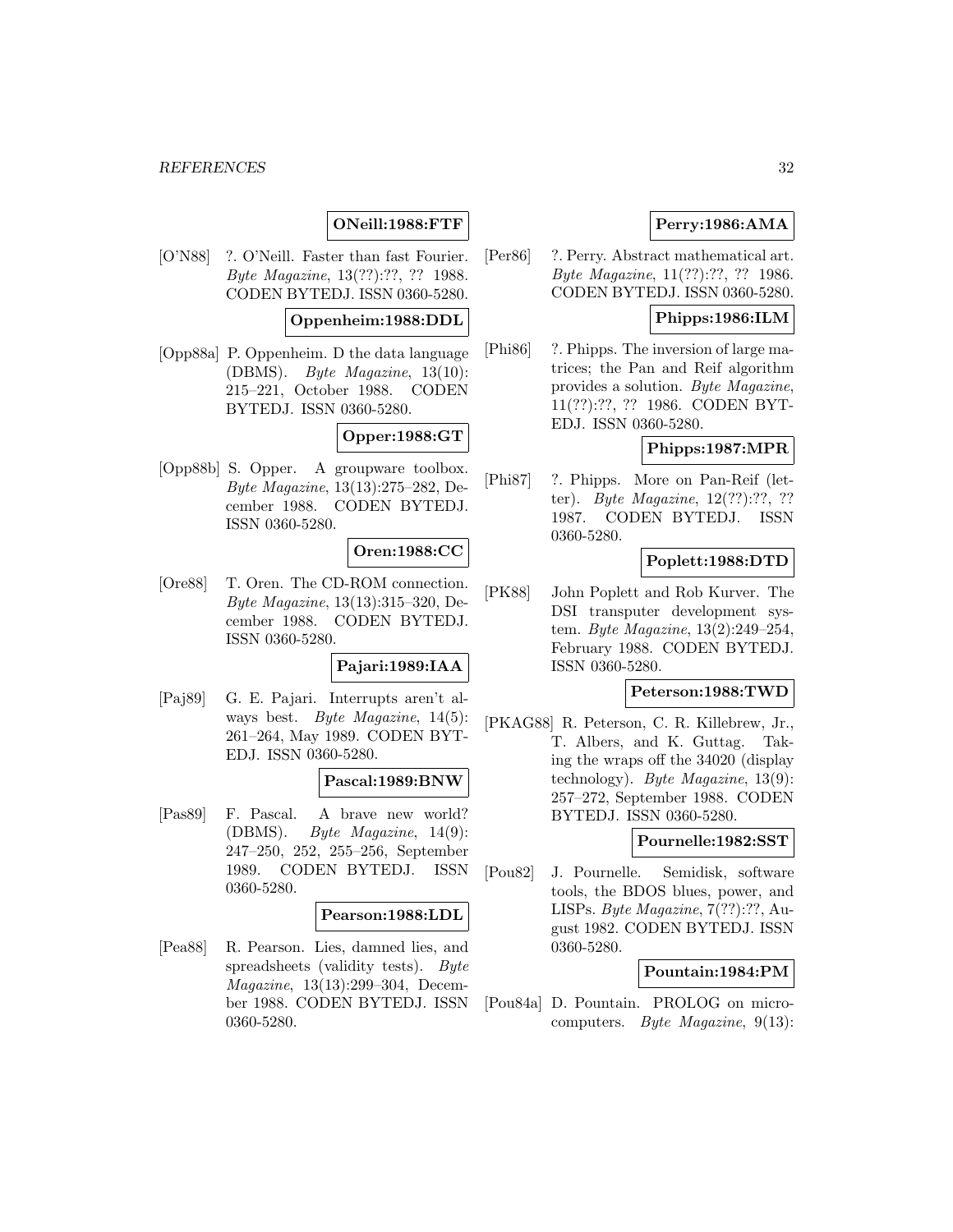**ONeill:1988:FTF**

[O'N88] ?. O'Neill. Faster than fast Fourier. *Byte Magazine*, 13(??):??, ?? 1988. CODEN BYTEDJ. ISSN 0360-5280.

**Oppenheim:1988:DDL**

[Opp88a] P. Oppenheim. D the data language (DBMS). *Byte Magazine*, 13(10): 215–221, October 1988. CODEN BYTEDJ. ISSN 0360-5280.

**Opper:1988:GT**

[Opp88b] S. Opper. A groupware toolbox. *Byte Magazine*, 13(13):275–282, December 1988. CODEN BYTEDJ. ISSN 0360-5280.

**Oren:1988:CC**

[Ore88] T. Oren. The CD-ROM connection. *Byte Magazine*, 13(13):315–320, December 1988. CODEN BYTEDJ. ISSN 0360-5280.

**Pajari:1989:IAA**

[Paj89] G. E. Pajari. Interrupts aren't always best. *Byte Magazine*, 14(5): 261–264, May 1989. CODEN BYTEDJ. ISSN 0360-5280.

**Pascal:1989:BNW**

[Pas89] F. Pascal. A brave new world? (DBMS). *Byte Magazine*, 14(9): 247–250, 252, 255–256, September 1989. CODEN BYTEDJ. ISSN 0360-5280.

**Pearson:1988:LDL**

[Pea88] R. Pearson. Lies, damned lies, and spreadsheets (validity tests). *Byte Magazine*, 13(13):299–304, December 1988. CODEN BYTEDJ. ISSN 0360-5280.

**Perry:1986:AMA**

[Per86] ?. Perry. Abstract mathematical art. *Byte Magazine*, 11(??):??, ?? 1986. CODEN BYTEDJ. ISSN 0360-5280.

**Phipps:1986:ILM**

[Phi86] ?. Phipps. The inversion of large matrices; the Pan and Reif algorithm provides a solution. *Byte Magazine*, 11(??):??, ?? 1986. CODEN BYTEDJ. ISSN 0360-5280.

**Phipps:1987:MPR**

[Phi87] ?. Phipps. More on Pan-Reif (letter). *Byte Magazine*, 12(??):??, ?? 1987. CODEN BYTEDJ. ISSN 0360-5280.

**Poplett:1988:DTD**

[PK88] John Poplett and Rob Kurver. The DSI transputer development system. *Byte Magazine*, 13(2):249–254, February 1988. CODEN BYTEDJ. ISSN 0360-5280.

**Peterson:1988:TWD**

[PKAG88] R. Peterson, C. R. Killebrew, Jr., T. Albers, and K. Guttag. Taking the wraps off the 34020 (display technology). *Byte Magazine*, 13(9): 257–272, September 1988. CODEN BYTEDJ. ISSN 0360-5280.

**Pournelle:1982:SST**

[Pou82] J. Pournelle. Semidisk, software tools, the BDOS blues, power, and LISPs. *Byte Magazine*, 7(??):??, August 1982. CODEN BYTEDJ. ISSN 0360-5280.

**Pountain:1984:PM**

[Pou84a] D. Pountain. PROLOG on microcomputers. *Byte Magazine*, 9(13):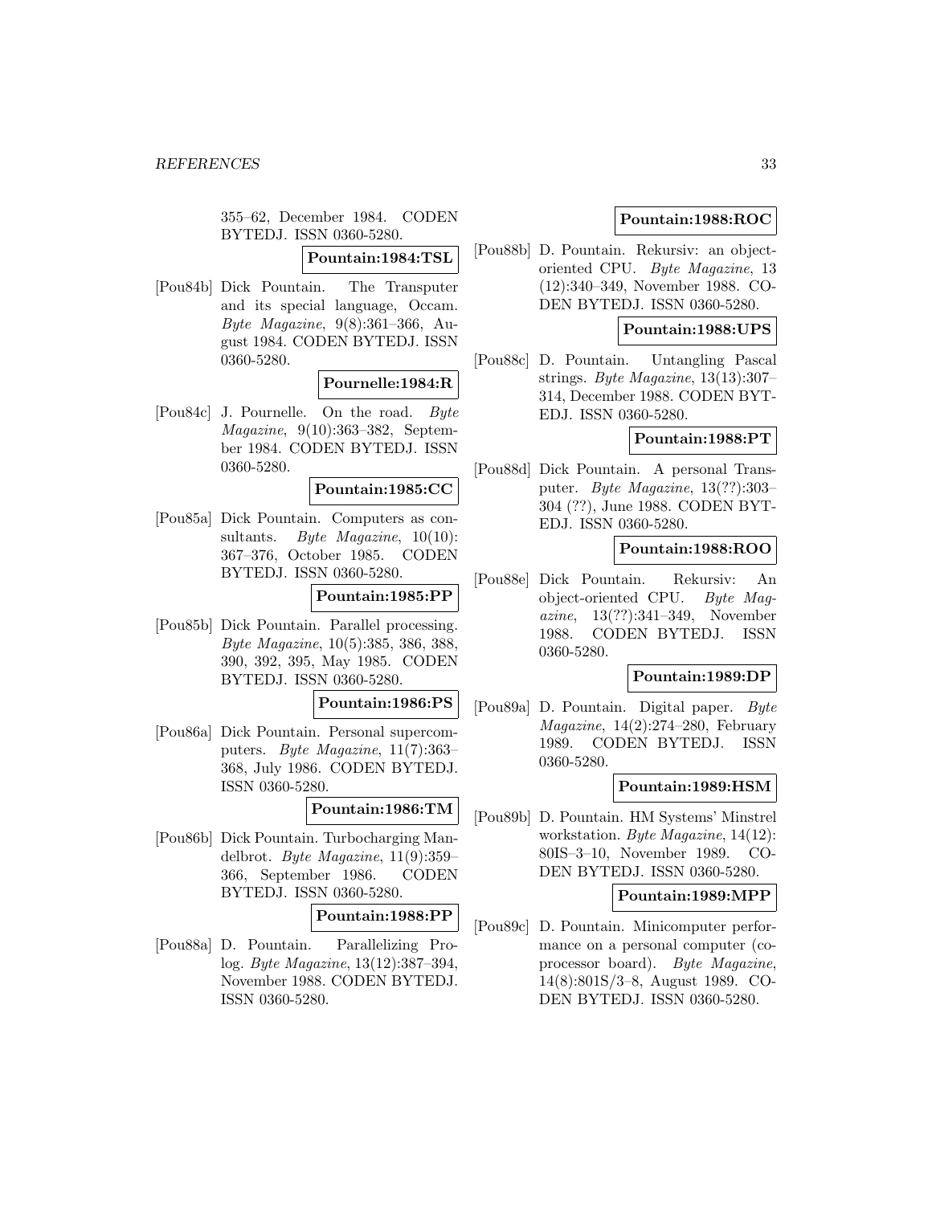355–62, December 1984. CODEN BYTEDJ. ISSN 0360-5280.

**Pountain:1984:TSL**

[Pou84b] Dick Pountain. The Transputer and its special language, Occam. *Byte Magazine*, 9(8):361–366, August 1984. CODEN BYTEDJ. ISSN 0360-5280.

**Pournelle:1984:R**

[Pou84c] J. Pournelle. On the road. *Byte Magazine*, 9(10):363–382, September 1984. CODEN BYTEDJ. ISSN 0360-5280.

**Pountain:1985:CC**

[Pou85a] Dick Pountain. Computers as consultants. *Byte Magazine*, 10(10): 367–376, October 1985. CODEN BYTEDJ. ISSN 0360-5280.

**Pountain:1985:PP**

[Pou85b] Dick Pountain. Parallel processing. *Byte Magazine*, 10(5):385, 386, 388, 390, 392, 395, May 1985. CODEN BYTEDJ. ISSN 0360-5280.

**Pountain:1986:PS**

[Pou86a] Dick Pountain. Personal supercomputers. *Byte Magazine*, 11(7):363–368, July 1986. CODEN BYTEDJ. ISSN 0360-5280.

**Pountain:1986:TM**

[Pou86b] Dick Pountain. Turbocharging Mandelbrot. *Byte Magazine*, 11(9):359–366, September 1986. CODEN BYTEDJ. ISSN 0360-5280.

**Pountain:1988:PP**

[Pou88a] D. Pountain. Parallelizing Prolog. *Byte Magazine*, 13(12):387–394, November 1988. CODEN BYTEDJ. ISSN 0360-5280.

**Pountain:1988:ROC**

[Pou88b] D. Pountain. Rekursiv: an object-oriented CPU. *Byte Magazine*, 13 (12):340–349, November 1988. CODEN BYTEDJ. ISSN 0360-5280.

**Pountain:1988:UPS**

[Pou88c] D. Pountain. Untangling Pascal strings. *Byte Magazine*, 13(13):307–314, December 1988. CODEN BYTEDJ. ISSN 0360-5280.

**Pountain:1988:PT**

[Pou88d] Dick Pountain. A personal Transputer. *Byte Magazine*, 13(??):303–304 (??), June 1988. CODEN BYTEDJ. ISSN 0360-5280.

**Pountain:1988:ROO**

[Pou88e] Dick Pountain. Rekursiv: An object-oriented CPU. *Byte Magazine*, 13(??):341–349, November 1988. CODEN BYTEDJ. ISSN 0360-5280.

**Pountain:1989:DP**

[Pou89a] D. Pountain. Digital paper. *Byte Magazine*, 14(2):274–280, February 1989. CODEN BYTEDJ. ISSN 0360-5280.

**Pountain:1989:HSM**

[Pou89b] D. Pountain. HM Systems' Minstrel workstation. *Byte Magazine*, 14(12): 80IS–3–10, November 1989. CODEN BYTEDJ. ISSN 0360-5280.

**Pountain:1989:MPP**

[Pou89c] D. Pountain. Minicomputer performance on a personal computer (coprocessor board). *Byte Magazine*, 14(8):801S/3–8, August 1989. CODEN BYTEDJ. ISSN 0360-5280.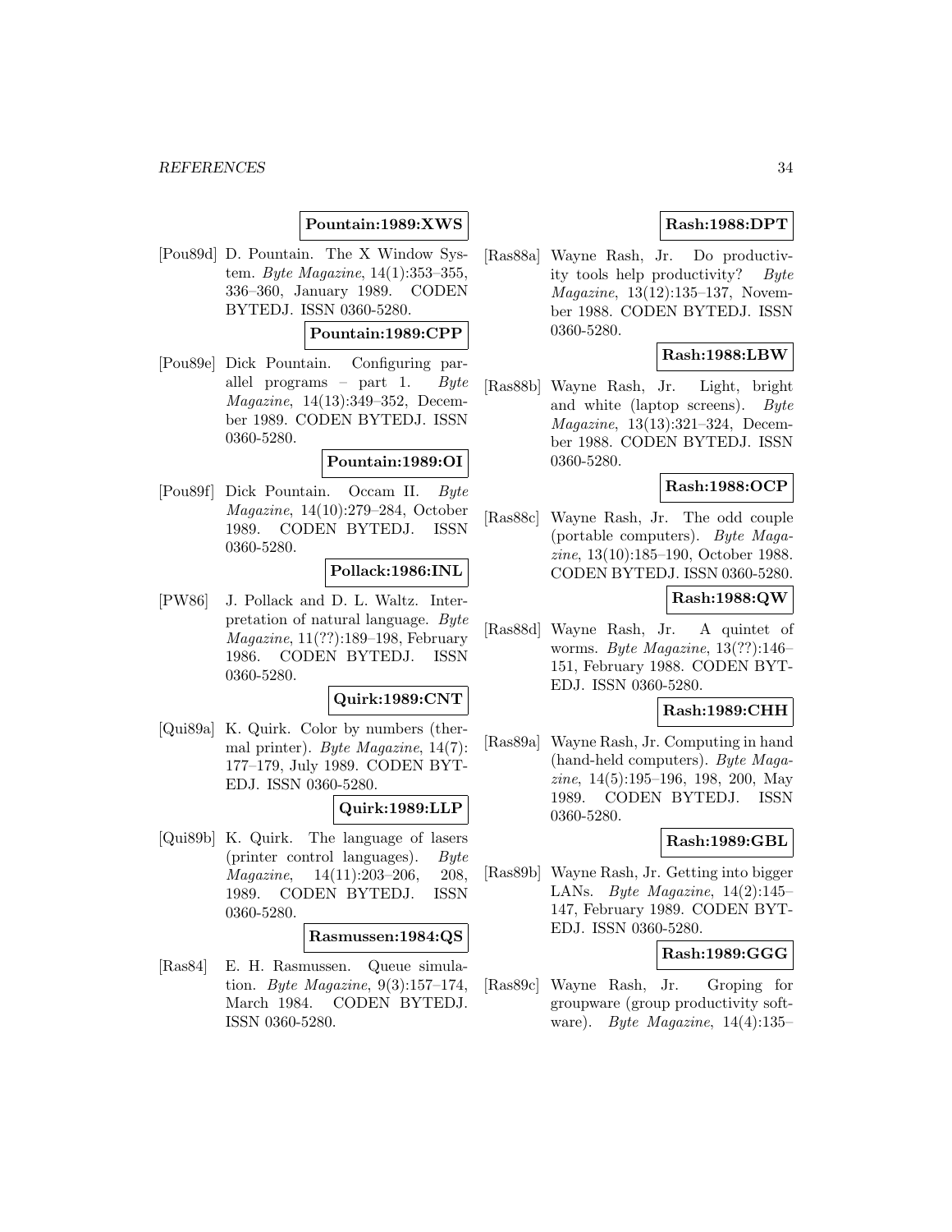**Pountain:1989:XWS**

[Pou89d] D. Pountain. The X Window System. *Byte Magazine*, 14(1):353–355, 336–360, January 1989. CODEN BYTEDJ. ISSN 0360-5280.

**Pountain:1989:CPP**

[Pou89e] Dick Pountain. Configuring parallel programs – part 1. *Byte Magazine*, 14(13):349–352, December 1989. CODEN BYTEDJ. ISSN 0360-5280.

**Pountain:1989:OI**

[Pou89f] Dick Pountain. Occam II. *Byte Magazine*, 14(10):279–284, October 1989. CODEN BYTEDJ. ISSN 0360-5280.

**Pollack:1986:INL**

[PW86] J. Pollack and D. L. Waltz. Interpretation of natural language. *Byte Magazine*, 11(??):189–198, February 1986. CODEN BYTEDJ. ISSN 0360-5280.

**Quirk:1989:CNT**

[Qui89a] K. Quirk. Color by numbers (thermal printer). *Byte Magazine*, 14(7): 177–179, July 1989. CODEN BYTEDJ. ISSN 0360-5280.

**Quirk:1989:LLP**

[Qui89b] K. Quirk. The language of lasers (printer control languages). *Byte Magazine*, 14(11):203–206, 208, 1989. CODEN BYTEDJ. ISSN 0360-5280.

**Rasmussen:1984:QS**

[Ras84] E. H. Rasmussen. Queue simulation. *Byte Magazine*, 9(3):157–174, March 1984. CODEN BYTEDJ. ISSN 0360-5280.

**Rash:1988:DPT**

[Ras88a] Wayne Rash, Jr. Do productivity tools help productivity? *Byte Magazine*, 13(12):135–137, November 1988. CODEN BYTEDJ. ISSN 0360-5280.

**Rash:1988:LBW**

[Ras88b] Wayne Rash, Jr. Light, bright and white (laptop screens). *Byte Magazine*, 13(13):321–324, December 1988. CODEN BYTEDJ. ISSN 0360-5280.

**Rash:1988:OCP**

[Ras88c] Wayne Rash, Jr. The odd couple (portable computers). *Byte Magazine*, 13(10):185–190, October 1988. CODEN BYTEDJ. ISSN 0360-5280.

**Rash:1988:QW**

[Ras88d] Wayne Rash, Jr. A quintet of worms. *Byte Magazine*, 13(??):146–151, February 1988. CODEN BYTEDJ. ISSN 0360-5280.

**Rash:1989:CHH**

[Ras89a] Wayne Rash, Jr. Computing in hand (hand-held computers). *Byte Magazine*, 14(5):195–196, 198, 200, May 1989. CODEN BYTEDJ. ISSN 0360-5280.

**Rash:1989:GBL**

[Ras89b] Wayne Rash, Jr. Getting into bigger LANs. *Byte Magazine*, 14(2):145–147, February 1989. CODEN BYTEDJ. ISSN 0360-5280.

**Rash:1989:GGG**

[Ras89c] Wayne Rash, Jr. Groping for groupware (group productivity software). *Byte Magazine*, 14(4):135–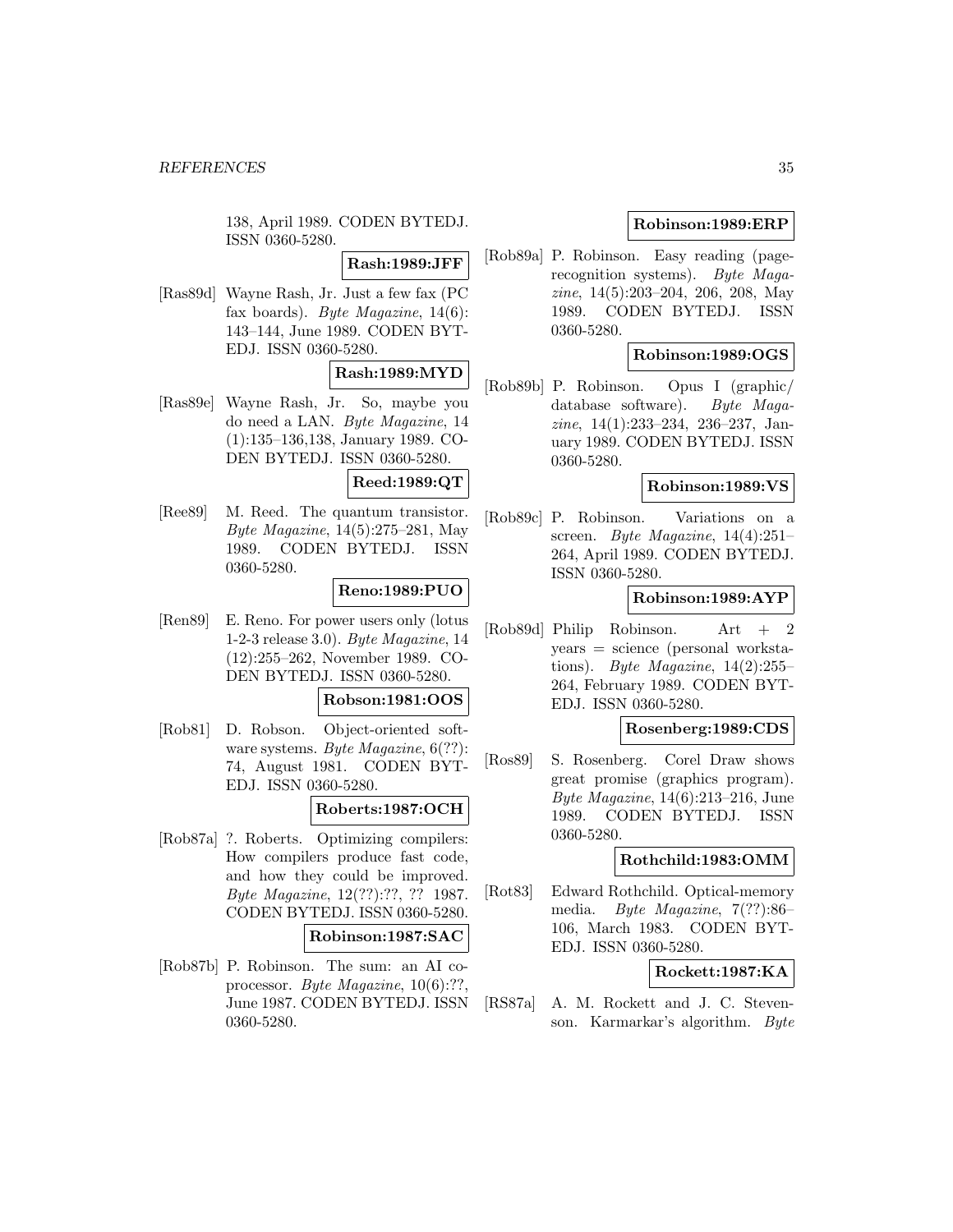138, April 1989. CODEN BYTEDJ. ISSN 0360-5280.

**Rash:1989:JFF**

[Ras89d] Wayne Rash, Jr. Just a few fax (PC fax boards). *Byte Magazine*, 14(6): 143–144, June 1989. CODEN BYTEDJ. ISSN 0360-5280.

**Rash:1989:MYD**

[Ras89e] Wayne Rash, Jr. So, maybe you do need a LAN. *Byte Magazine*, 14 (1):135–136,138, January 1989. CODEN BYTEDJ. ISSN 0360-5280.

**Reed:1989:QT**

[Ree89] M. Reed. The quantum transistor. *Byte Magazine*, 14(5):275–281, May 1989. CODEN BYTEDJ. ISSN 0360-5280.

**Reno:1989:PUO**

[Ren89] E. Reno. For power users only (lotus 1-2-3 release 3.0). *Byte Magazine*, 14 (12):255–262, November 1989. CODEN BYTEDJ. ISSN 0360-5280.

**Robson:1981:OOS**

[Rob81] D. Robson. Object-oriented software systems. *Byte Magazine*, 6(??): 74, August 1981. CODEN BYTEDJ. ISSN 0360-5280.

**Roberts:1987:OCH**

[Rob87a] ?. Roberts. Optimizing compilers: How compilers produce fast code, and how they could be improved. *Byte Magazine*, 12(??):??, ?? 1987. CODEN BYTEDJ. ISSN 0360-5280.

**Robinson:1987:SAC**

[Rob87b] P. Robinson. The sum: an AI coprocessor. *Byte Magazine*, 10(6):??, June 1987. CODEN BYTEDJ. ISSN 0360-5280.

**Robinson:1989:ERP**

[Rob89a] P. Robinson. Easy reading (page-recognition systems). *Byte Magazine*, 14(5):203–204, 206, 208, May 1989. CODEN BYTEDJ. ISSN 0360-5280.

**Robinson:1989:OGS**

[Rob89b] P. Robinson. Opus I (graphic/ database software). *Byte Magazine*, 14(1):233–234, 236–237, January 1989. CODEN BYTEDJ. ISSN 0360-5280.

**Robinson:1989:VS**

[Rob89c] P. Robinson. Variations on a screen. *Byte Magazine*, 14(4):251–264, April 1989. CODEN BYTEDJ. ISSN 0360-5280.

**Robinson:1989:AYP**

[Rob89d] Philip Robinson. Art + 2 years = science (personal workstations). *Byte Magazine*, 14(2):255–264, February 1989. CODEN BYTEDJ. ISSN 0360-5280.

**Rosenberg:1989:CDS**

[Ros89] S. Rosenberg. Corel Draw shows great promise (graphics program). *Byte Magazine*, 14(6):213–216, June 1989. CODEN BYTEDJ. ISSN 0360-5280.

**Rothchild:1983:OMM**

[Rot83] Edward Rothchild. Optical-memory media. *Byte Magazine*, 7(??):86–106, March 1983. CODEN BYTEDJ. ISSN 0360-5280.

**Rockett:1987:KA**

[RS87a] A. M. Rockett and J. C. Stevenson. Karmarkar's algorithm. *Byte*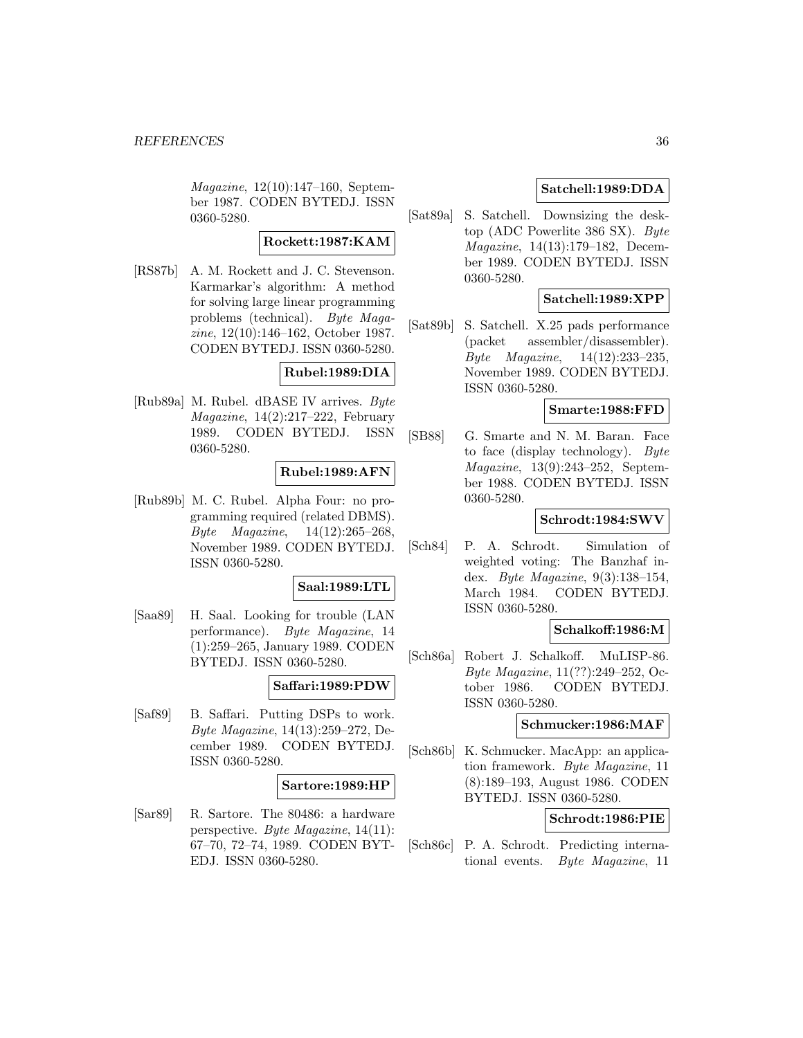*Magazine*, 12(10):147–160, September 1987. CODEN BYTEDJ. ISSN 0360-5280.

**Rockett:1987:KAM**

[RS87b] A. M. Rockett and J. C. Stevenson. Karmarkar's algorithm: A method for solving large linear programming problems (technical). *Byte Magazine*, 12(10):146–162, October 1987. CODEN BYTEDJ. ISSN 0360-5280.

**Rubel:1989:DIA**

[Rub89a] M. Rubel. dBASE IV arrives. *Byte Magazine*, 14(2):217–222, February 1989. CODEN BYTEDJ. ISSN 0360-5280.

**Rubel:1989:AFN**

[Rub89b] M. C. Rubel. Alpha Four: no programming required (related DBMS). *Byte Magazine*, 14(12):265–268, November 1989. CODEN BYTEDJ. ISSN 0360-5280.

**Saal:1989:LTL**

[Saa89] H. Saal. Looking for trouble (LAN performance). *Byte Magazine*, 14 (1):259–265, January 1989. CODEN BYTEDJ. ISSN 0360-5280.

**Saffari:1989:PDW**

[Saf89] B. Saffari. Putting DSPs to work. *Byte Magazine*, 14(13):259–272, December 1989. CODEN BYTEDJ. ISSN 0360-5280.

**Sartore:1989:HP**

[Sar89] R. Sartore. The 80486: a hardware perspective. *Byte Magazine*, 14(11): 67–70, 72–74, 1989. CODEN BYTEDJ. ISSN 0360-5280.

**Satchell:1989:DDA**

[Sat89a] S. Satchell. Downsizing the desktop (ADC Powerlite 386 SX). *Byte Magazine*, 14(13):179–182, December 1989. CODEN BYTEDJ. ISSN 0360-5280.

**Satchell:1989:XPP**

[Sat89b] S. Satchell. X.25 pads performance (packet assembler/disassembler). *Byte Magazine*, 14(12):233–235, November 1989. CODEN BYTEDJ. ISSN 0360-5280.

**Smarte:1988:FFD**

[SB88] G. Smarte and N. M. Baran. Face to face (display technology). *Byte Magazine*, 13(9):243–252, September 1988. CODEN BYTEDJ. ISSN 0360-5280.

**Schrodt:1984:SWV**

[Sch84] P. A. Schrodt. Simulation of weighted voting: The Banzhaf index. *Byte Magazine*, 9(3):138–154, March 1984. CODEN BYTEDJ. ISSN 0360-5280.

**Schalkoff:1986:M**

[Sch86a] Robert J. Schalkoff. MuLISP-86. *Byte Magazine*, 11(??):249–252, October 1986. CODEN BYTEDJ. ISSN 0360-5280.

**Schmucker:1986:MAF**

[Sch86b] K. Schmucker. MacApp: an application framework. *Byte Magazine*, 11 (8):189–193, August 1986. CODEN BYTEDJ. ISSN 0360-5280.

**Schrodt:1986:PIE**

[Sch86c] P. A. Schrodt. Predicting international events. *Byte Magazine*, 11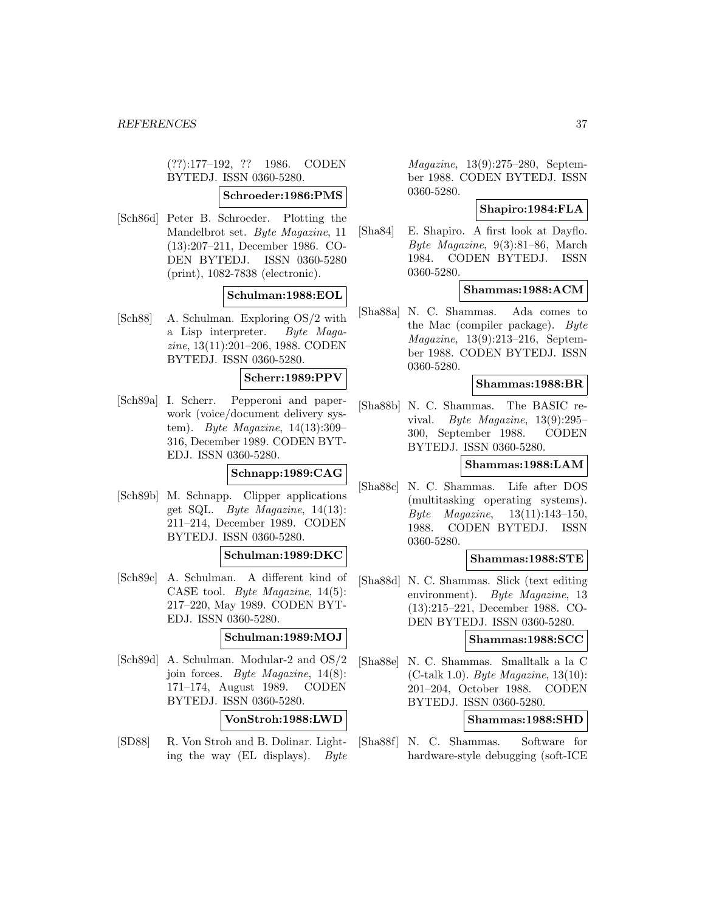(??):177–192, ?? 1986. CODEN BYTEDJ. ISSN 0360-5280.

**Schroeder:1986:PMS**

[Sch86d] Peter B. Schroeder. Plotting the Mandelbrot set. *Byte Magazine*, 11 (13):207–211, December 1986. CODEN BYTEDJ. ISSN 0360-5280 (print), 1082-7838 (electronic).

**Schulman:1988:EOL**

[Sch88] A. Schulman. Exploring OS/2 with a Lisp interpreter. *Byte Magazine*, 13(11):201–206, 1988. CODEN BYTEDJ. ISSN 0360-5280.

**Scherr:1989:PPV**

[Sch89a] I. Scherr. Pepperoni and paperwork (voice/document delivery system). *Byte Magazine*, 14(13):309–316, December 1989. CODEN BYTEDJ. ISSN 0360-5280.

**Schnapp:1989:CAG**

[Sch89b] M. Schnapp. Clipper applications get SQL. *Byte Magazine*, 14(13): 211–214, December 1989. CODEN BYTEDJ. ISSN 0360-5280.

**Schulman:1989:DKC**

[Sch89c] A. Schulman. A different kind of CASE tool. *Byte Magazine*, 14(5): 217–220, May 1989. CODEN BYTEDJ. ISSN 0360-5280.

**Schulman:1989:MOJ**

[Sch89d] A. Schulman. Modular-2 and OS/2 join forces. *Byte Magazine*, 14(8): 171–174, August 1989. CODEN BYTEDJ. ISSN 0360-5280.

**VonStroh:1988:LWD**

[SD88] R. Von Stroh and B. Dolinar. Lighting the way (EL displays). *Byte Magazine*, 13(9):275–280, September 1988. CODEN BYTEDJ. ISSN 0360-5280.

**Shapiro:1984:FLA**

[Sha84] E. Shapiro. A first look at Dayflo. *Byte Magazine*, 9(3):81–86, March 1984. CODEN BYTEDJ. ISSN 0360-5280.

**Shammas:1988:ACM**

[Sha88a] N. C. Shammas. Ada comes to the Mac (compiler package). *Byte Magazine*, 13(9):213–216, September 1988. CODEN BYTEDJ. ISSN 0360-5280.

**Shammas:1988:BR**

[Sha88b] N. C. Shammas. The BASIC revival. *Byte Magazine*, 13(9):295–300, September 1988. CODEN BYTEDJ. ISSN 0360-5280.

**Shammas:1988:LAM**

[Sha88c] N. C. Shammas. Life after DOS (multitasking operating systems). *Byte Magazine*, 13(11):143–150, 1988. CODEN BYTEDJ. ISSN 0360-5280.

**Shammas:1988:STE**

[Sha88d] N. C. Shammas. Slick (text editing environment). *Byte Magazine*, 13 (13):215–221, December 1988. CODEN BYTEDJ. ISSN 0360-5280.

**Shammas:1988:SCC**

[Sha88e] N. C. Shammas. Smalltalk a la C (C-talk 1.0). *Byte Magazine*, 13(10): 201–204, October 1988. CODEN BYTEDJ. ISSN 0360-5280.

**Shammas:1988:SHD**

[Sha88f] N. C. Shammas. Software for hardware-style debugging (soft-ICE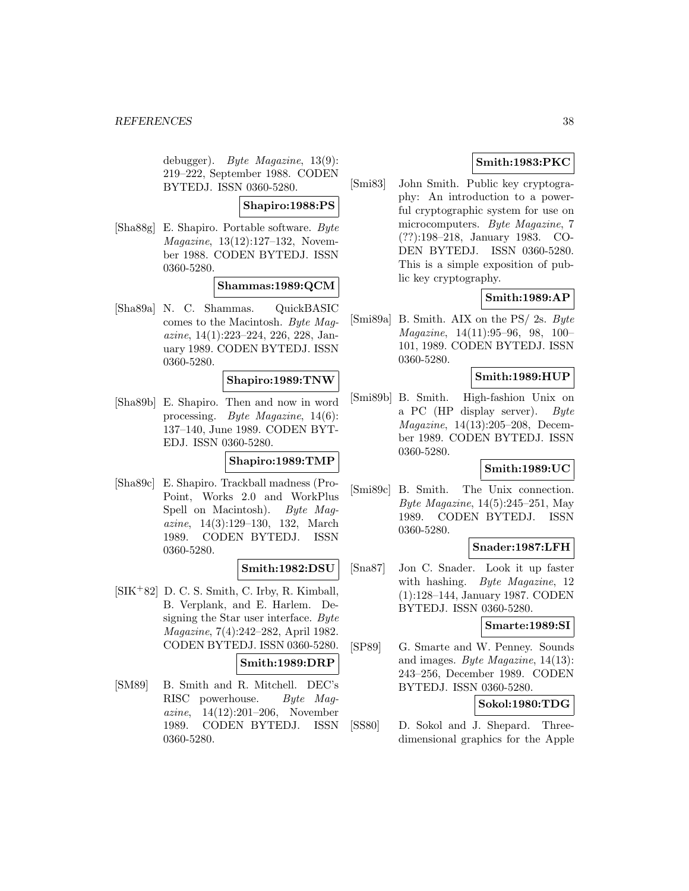debugger). *Byte Magazine*, 13(9): 219–222, September 1988. CODEN BYTEDJ. ISSN 0360-5280.

**Shapiro:1988:PS**

[Sha88g] E. Shapiro. Portable software. *Byte Magazine*, 13(12):127–132, November 1988. CODEN BYTEDJ. ISSN 0360-5280.

**Shammas:1989:QCM**

[Sha89a] N. C. Shammas. QuickBASIC comes to the Macintosh. *Byte Magazine*, 14(1):223–224, 226, 228, January 1989. CODEN BYTEDJ. ISSN 0360-5280.

**Shapiro:1989:TNW**

[Sha89b] E. Shapiro. Then and now in word processing. *Byte Magazine*, 14(6): 137–140, June 1989. CODEN BYTEDJ. ISSN 0360-5280.

**Shapiro:1989:TMP**

[Sha89c] E. Shapiro. Trackball madness (ProPoint, Works 2.0 and WorkPlus Spell on Macintosh). *Byte Magazine*, 14(3):129–130, 132, March 1989. CODEN BYTEDJ. ISSN 0360-5280.

**Smith:1982:DSU**

[SIK+82] D. C. S. Smith, C. Irby, R. Kimball, B. Verplank, and E. Harlem. Designing the Star user interface. *Byte Magazine*, 7(4):242–282, April 1982. CODEN BYTEDJ. ISSN 0360-5280.

**Smith:1989:DRP**

[SM89] B. Smith and R. Mitchell. DEC's RISC powerhouse. *Byte Magazine*, 14(12):201–206, November 1989. CODEN BYTEDJ. ISSN 0360-5280.

**Smith:1983:PKC**

[Smi83] John Smith. Public key cryptography: An introduction to a powerful cryptographic system for use on microcomputers. *Byte Magazine*, 7 (??):198–218, January 1983. CODEN BYTEDJ. ISSN 0360-5280. This is a simple exposition of public key cryptography.

**Smith:1989:AP**

[Smi89a] B. Smith. AIX on the PS/ 2s. *Byte Magazine*, 14(11):95–96, 98, 100–101, 1989. CODEN BYTEDJ. ISSN 0360-5280.

**Smith:1989:HUP**

[Smi89b] B. Smith. High-fashion Unix on a PC (HP display server). *Byte Magazine*, 14(13):205–208, December 1989. CODEN BYTEDJ. ISSN 0360-5280.

**Smith:1989:UC**

[Smi89c] B. Smith. The Unix connection. *Byte Magazine*, 14(5):245–251, May 1989. CODEN BYTEDJ. ISSN 0360-5280.

**Snader:1987:LFH**

[Sna87] Jon C. Snader. Look it up faster with hashing. *Byte Magazine*, 12 (1):128–144, January 1987. CODEN BYTEDJ. ISSN 0360-5280.

**Smarte:1989:SI**

[SP89] G. Smarte and W. Penney. Sounds and images. *Byte Magazine*, 14(13): 243–256, December 1989. CODEN BYTEDJ. ISSN 0360-5280.

**Sokol:1980:TDG**

[SS80] D. Sokol and J. Shepard. Three-dimensional graphics for the Apple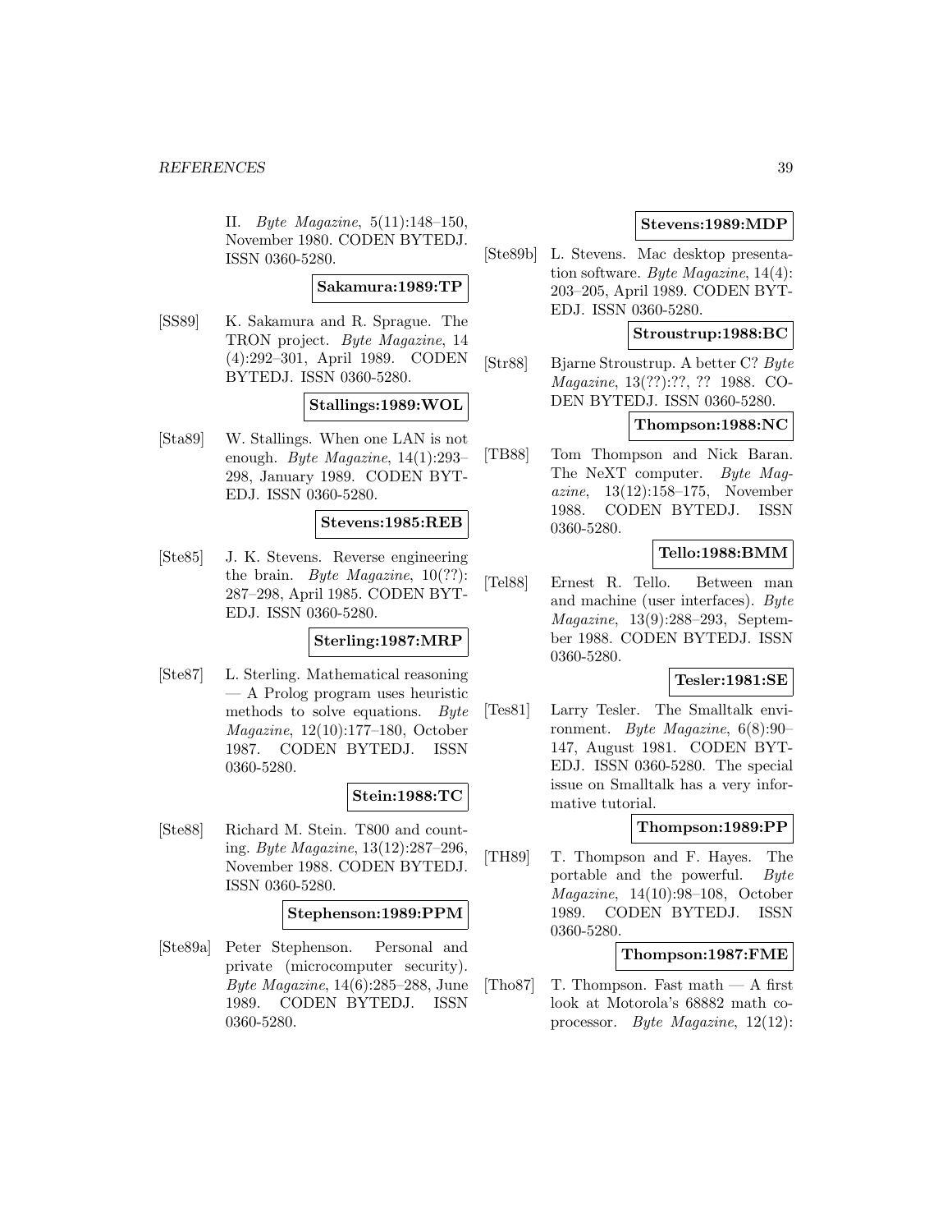II. *Byte Magazine*, 5(11):148–150, November 1980. CODEN BYTEDJ. ISSN 0360-5280.

**Sakamura:1989:TP**

[SS89] K. Sakamura and R. Sprague. The TRON project. *Byte Magazine*, 14 (4):292–301, April 1989. CODEN BYTEDJ. ISSN 0360-5280.

**Stallings:1989:WOL**

[Sta89] W. Stallings. When one LAN is not enough. *Byte Magazine*, 14(1):293–298, January 1989. CODEN BYTEDJ. ISSN 0360-5280.

**Stevens:1985:REB**

[Ste85] J. K. Stevens. Reverse engineering the brain. *Byte Magazine*, 10(??): 287–298, April 1985. CODEN BYTEDJ. ISSN 0360-5280.

**Sterling:1987:MRP**

[Ste87] L. Sterling. Mathematical reasoning — A Prolog program uses heuristic methods to solve equations. *Byte Magazine*, 12(10):177–180, October 1987. CODEN BYTEDJ. ISSN 0360-5280.

**Stein:1988:TC**

[Ste88] Richard M. Stein. T800 and counting. *Byte Magazine*, 13(12):287–296, November 1988. CODEN BYTEDJ. ISSN 0360-5280.

**Stephenson:1989:PPM**

[Ste89a] Peter Stephenson. Personal and private (microcomputer security). *Byte Magazine*, 14(6):285–288, June 1989. CODEN BYTEDJ. ISSN 0360-5280.

**Stevens:1989:MDP**

[Ste89b] L. Stevens. Mac desktop presentation software. *Byte Magazine*, 14(4): 203–205, April 1989. CODEN BYTEDJ. ISSN 0360-5280.

**Stroustrup:1988:BC**

[Str88] Bjarne Stroustrup. A better C? *Byte Magazine*, 13(??):??, ?? 1988. CODEN BYTEDJ. ISSN 0360-5280.

**Thompson:1988:NC**

[TB88] Tom Thompson and Nick Baran. The NeXT computer. *Byte Magazine*, 13(12):158–175, November 1988. CODEN BYTEDJ. ISSN 0360-5280.

**Tello:1988:BMM**

[Tel88] Ernest R. Tello. Between man and machine (user interfaces). *Byte Magazine*, 13(9):288–293, September 1988. CODEN BYTEDJ. ISSN 0360-5280.

**Tesler:1981:SE**

[Tes81] Larry Tesler. The Smalltalk environment. *Byte Magazine*, 6(8):90–147, August 1981. CODEN BYTEDJ. ISSN 0360-5280. The special issue on Smalltalk has a very informative tutorial.

**Thompson:1989:PP**

[TH89] T. Thompson and F. Hayes. The portable and the powerful. *Byte Magazine*, 14(10):98–108, October 1989. CODEN BYTEDJ. ISSN 0360-5280.

**Thompson:1987:FME**

[Tho87] T. Thompson. Fast math — A first look at Motorola's 68882 math coprocessor. *Byte Magazine*, 12(12):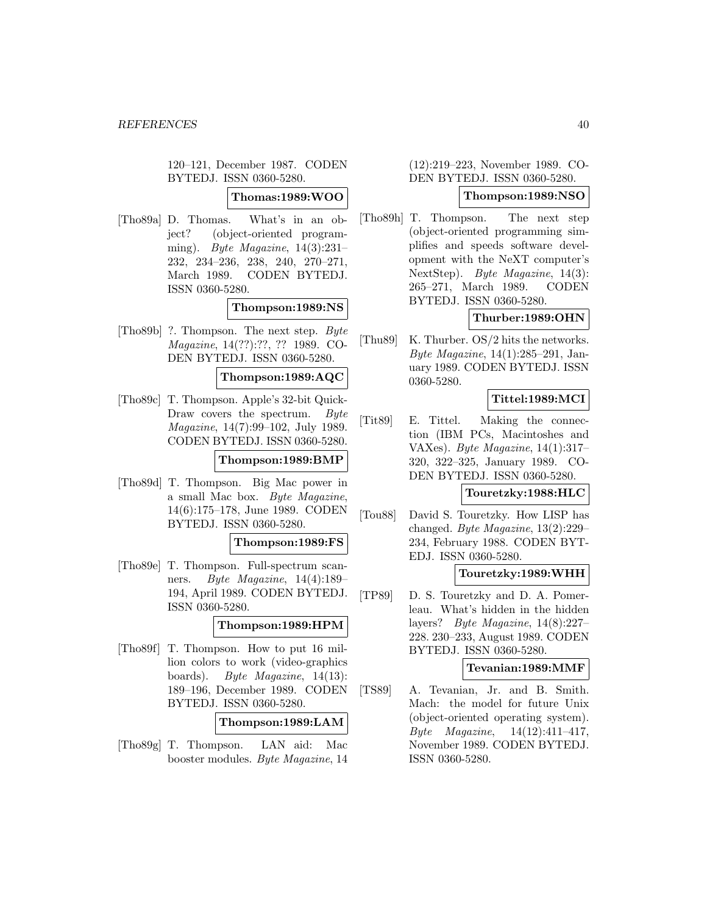120–121, December 1987. CODEN BYTEDJ. ISSN 0360-5280.

**Thomas:1989:WOO**

[Tho89a] D. Thomas. What's in an object? (object-oriented programming). *Byte Magazine*, 14(3):231–232, 234–236, 238, 240, 270–271, March 1989. CODEN BYTEDJ. ISSN 0360-5280.

**Thompson:1989:NS**

[Tho89b] ?. Thompson. The next step. *Byte Magazine*, 14(??):??, ?? 1989. CODEN BYTEDJ. ISSN 0360-5280.

**Thompson:1989:AQC**

[Tho89c] T. Thompson. Apple's 32-bit QuickDraw covers the spectrum. *Byte Magazine*, 14(7):99–102, July 1989. CODEN BYTEDJ. ISSN 0360-5280.

**Thompson:1989:BMP**

[Tho89d] T. Thompson. Big Mac power in a small Mac box. *Byte Magazine*, 14(6):175–178, June 1989. CODEN BYTEDJ. ISSN 0360-5280.

**Thompson:1989:FS**

[Tho89e] T. Thompson. Full-spectrum scanners. *Byte Magazine*, 14(4):189–194, April 1989. CODEN BYTEDJ. ISSN 0360-5280.

**Thompson:1989:HPM**

[Tho89f] T. Thompson. How to put 16 million colors to work (video-graphics boards). *Byte Magazine*, 14(13):189–196, December 1989. CODEN BYTEDJ. ISSN 0360-5280.

**Thompson:1989:LAM**

[Tho89g] T. Thompson. LAN aid: Mac booster modules. *Byte Magazine*, 14 (12):219–223, November 1989. CODEN BYTEDJ. ISSN 0360-5280.

**Thompson:1989:NSO**

[Tho89h] T. Thompson. The next step (object-oriented programming simplifies and speeds software development with the NeXT computer's NextStep). *Byte Magazine*, 14(3):265–271, March 1989. CODEN BYTEDJ. ISSN 0360-5280.

**Thurber:1989:OHN**

[Thu89] K. Thurber. OS/2 hits the networks. *Byte Magazine*, 14(1):285–291, January 1989. CODEN BYTEDJ. ISSN 0360-5280.

**Tittel:1989:MCI**

[Tit89] E. Tittel. Making the connection (IBM PCs, Macintoshes and VAXes). *Byte Magazine*, 14(1):317–320, 322–325, January 1989. CODEN BYTEDJ. ISSN 0360-5280.

**Touretzky:1988:HLC**

[Tou88] David S. Touretzky. How LISP has changed. *Byte Magazine*, 13(2):229–234, February 1988. CODEN BYTEDJ. ISSN 0360-5280.

**Touretzky:1989:WHH**

[TP89] D. S. Touretzky and D. A. Pomerleau. What's hidden in the hidden layers? *Byte Magazine*, 14(8):227–228. 230–233, August 1989. CODEN BYTEDJ. ISSN 0360-5280.

**Tevanian:1989:MMF**

[TS89] A. Tevanian, Jr. and B. Smith. Mach: the model for future Unix (object-oriented operating system). *Byte Magazine*, 14(12):411–417, November 1989. CODEN BYTEDJ. ISSN 0360-5280.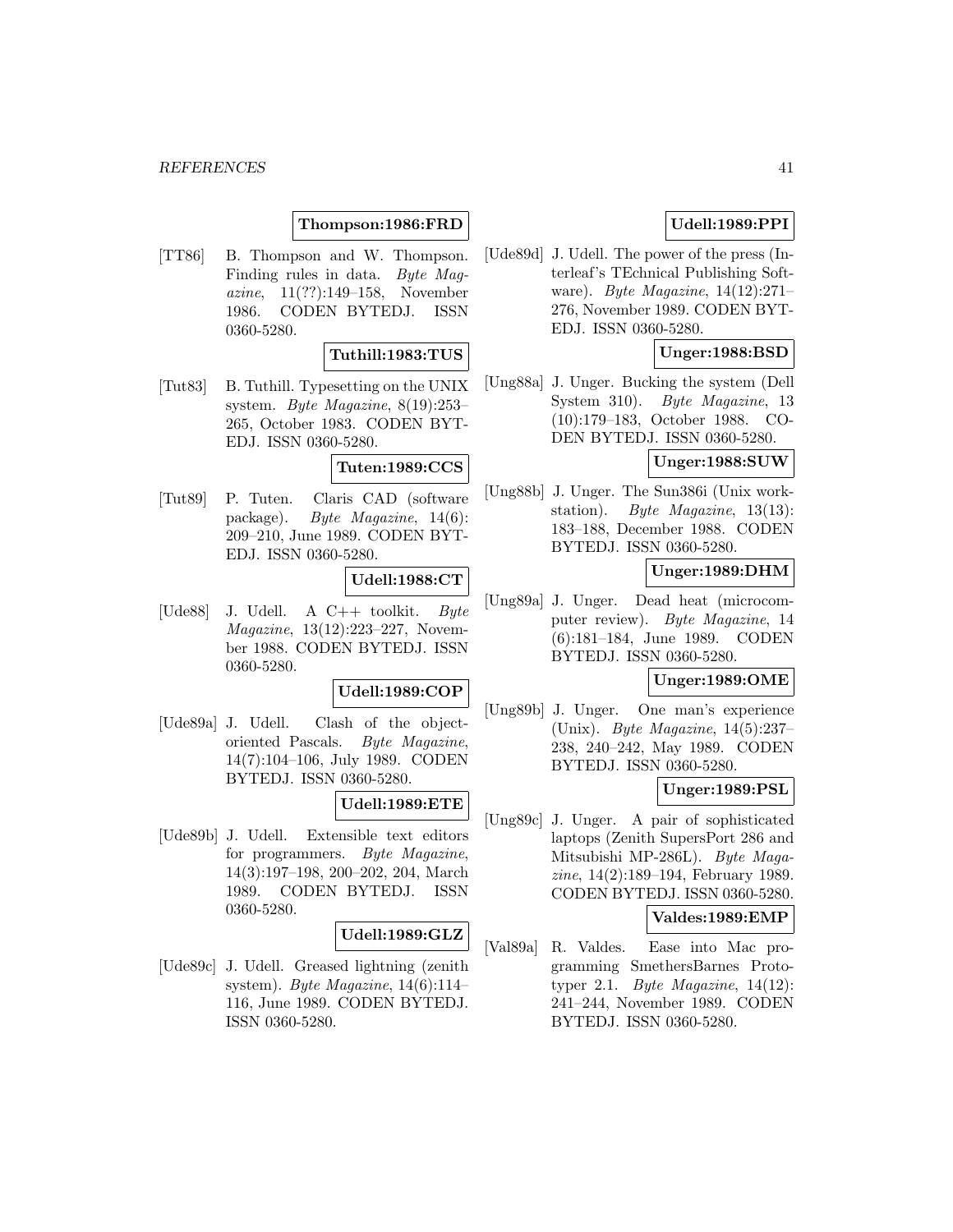**Thompson:1986:FRD**

[TT86] B. Thompson and W. Thompson. Finding rules in data. *Byte Magazine*, 11(??):149–158, November 1986. CODEN BYTEDJ. ISSN 0360-5280.

**Tuthill:1983:TUS**

[Tut83] B. Tuthill. Typesetting on the UNIX system. *Byte Magazine*, 8(19):253–265, October 1983. CODEN BYTEDJ. ISSN 0360-5280.

**Tuten:1989:CCS**

[Tut89] P. Tuten. Claris CAD (software package). *Byte Magazine*, 14(6): 209–210, June 1989. CODEN BYTEDJ. ISSN 0360-5280.

**Udell:1988:CT**

[Ude88] J. Udell. A C++ toolkit. *Byte Magazine*, 13(12):223–227, November 1988. CODEN BYTEDJ. ISSN 0360-5280.

**Udell:1989:COP**

[Ude89a] J. Udell. Clash of the object-oriented Pascals. *Byte Magazine*, 14(7):104–106, July 1989. CODEN BYTEDJ. ISSN 0360-5280.

**Udell:1989:ETE**

[Ude89b] J. Udell. Extensible text editors for programmers. *Byte Magazine*, 14(3):197–198, 200–202, 204, March 1989. CODEN BYTEDJ. ISSN 0360-5280.

**Udell:1989:GLZ**

[Ude89c] J. Udell. Greased lightning (zenith system). *Byte Magazine*, 14(6):114–116, June 1989. CODEN BYTEDJ. ISSN 0360-5280.

**Udell:1989:PPI**

[Ude89d] J. Udell. The power of the press (Interleaf's TEchnical Publishing Software). *Byte Magazine*, 14(12):271–276, November 1989. CODEN BYTEDJ. ISSN 0360-5280.

**Unger:1988:BSD**

[Ung88a] J. Unger. Bucking the system (Dell System 310). *Byte Magazine*, 13 (10):179–183, October 1988. CODEN BYTEDJ. ISSN 0360-5280.

**Unger:1988:SUW**

[Ung88b] J. Unger. The Sun386i (Unix workstation). *Byte Magazine*, 13(13): 183–188, December 1988. CODEN BYTEDJ. ISSN 0360-5280.

**Unger:1989:DHM**

[Ung89a] J. Unger. Dead heat (microcomputer review). *Byte Magazine*, 14 (6):181–184, June 1989. CODEN BYTEDJ. ISSN 0360-5280.

**Unger:1989:OME**

[Ung89b] J. Unger. One man's experience (Unix). *Byte Magazine*, 14(5):237–238, 240–242, May 1989. CODEN BYTEDJ. ISSN 0360-5280.

**Unger:1989:PSL**

[Ung89c] J. Unger. A pair of sophisticated laptops (Zenith SupersPort 286 and Mitsubishi MP-286L). *Byte Magazine*, 14(2):189–194, February 1989. CODEN BYTEDJ. ISSN 0360-5280.

**Valdes:1989:EMP**

[Val89a] R. Valdes. Ease into Mac programming SmethersBarnes Prototyper 2.1. *Byte Magazine*, 14(12): 241–244, November 1989. CODEN BYTEDJ. ISSN 0360-5280.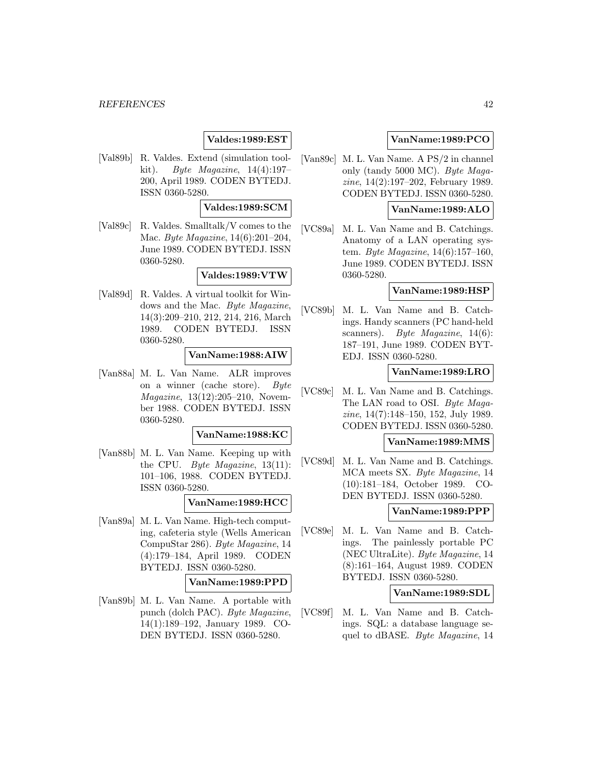**Valdes:1989:EST**

[Val89b] R. Valdes. Extend (simulation toolkit). *Byte Magazine*, 14(4):197–200, April 1989. CODEN BYTEDJ. ISSN 0360-5280.

**Valdes:1989:SCM**

[Val89c] R. Valdes. Smalltalk/V comes to the Mac. *Byte Magazine*, 14(6):201–204, June 1989. CODEN BYTEDJ. ISSN 0360-5280.

**Valdes:1989:VTW**

[Val89d] R. Valdes. A virtual toolkit for Windows and the Mac. *Byte Magazine*, 14(3):209–210, 212, 214, 216, March 1989. CODEN BYTEDJ. ISSN 0360-5280.

**VanName:1988:AIW**

[Van88a] M. L. Van Name. ALR improves on a winner (cache store). *Byte Magazine*, 13(12):205–210, November 1988. CODEN BYTEDJ. ISSN 0360-5280.

**VanName:1988:KC**

[Van88b] M. L. Van Name. Keeping up with the CPU. *Byte Magazine*, 13(11): 101–106, 1988. CODEN BYTEDJ. ISSN 0360-5280.

**VanName:1989:HCC**

[Van89a] M. L. Van Name. High-tech computing, cafeteria style (Wells American CompuStar 286). *Byte Magazine*, 14 (4):179–184, April 1989. CODEN BYTEDJ. ISSN 0360-5280.

**VanName:1989:PPD**

[Van89b] M. L. Van Name. A portable with punch (dolch PAC). *Byte Magazine*, 14(1):189–192, January 1989. CODEN BYTEDJ. ISSN 0360-5280.

**VanName:1989:PCO**

[Van89c] M. L. Van Name. A PS/2 in channel only (tandy 5000 MC). *Byte Magazine*, 14(2):197–202, February 1989. CODEN BYTEDJ. ISSN 0360-5280.

**VanName:1989:ALO**

[VC89a] M. L. Van Name and B. Catchings. Anatomy of a LAN operating system. *Byte Magazine*, 14(6):157–160, June 1989. CODEN BYTEDJ. ISSN 0360-5280.

**VanName:1989:HSP**

[VC89b] M. L. Van Name and B. Catchings. Handy scanners (PC hand-held scanners). *Byte Magazine*, 14(6): 187–191, June 1989. CODEN BYTEDJ. ISSN 0360-5280.

**VanName:1989:LRO**

[VC89c] M. L. Van Name and B. Catchings. The LAN road to OSI. *Byte Magazine*, 14(7):148–150, 152, July 1989. CODEN BYTEDJ. ISSN 0360-5280.

**VanName:1989:MMS**

[VC89d] M. L. Van Name and B. Catchings. MCA meets SX. *Byte Magazine*, 14 (10):181–184, October 1989. CODEN BYTEDJ. ISSN 0360-5280.

**VanName:1989:PPP**

[VC89e] M. L. Van Name and B. Catchings. The painlessly portable PC (NEC UltraLite). *Byte Magazine*, 14 (8):161–164, August 1989. CODEN BYTEDJ. ISSN 0360-5280.

**VanName:1989:SDL**

[VC89f] M. L. Van Name and B. Catchings. SQL: a database language sequel to dBASE. *Byte Magazine*, 14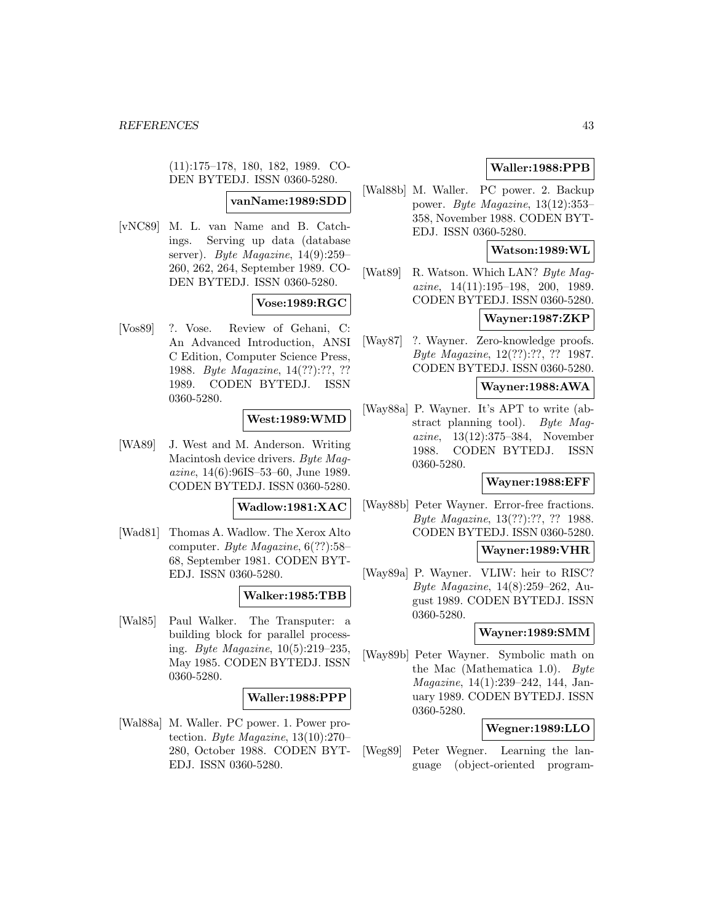(11):175–178, 180, 182, 1989. CODEN BYTEDJ. ISSN 0360-5280.

**vanName:1989:SDD**

[vNC89] M. L. van Name and B. Catchings. Serving up data (database server). *Byte Magazine*, 14(9):259–260, 262, 264, September 1989. CODEN BYTEDJ. ISSN 0360-5280.

**Vose:1989:RGC**

[Vos89] ?. Vose. Review of Gehani, C: An Advanced Introduction, ANSI C Edition, Computer Science Press, 1988. *Byte Magazine*, 14(??):??, ?? 1989. CODEN BYTEDJ. ISSN 0360-5280.

**West:1989:WMD**

[WA89] J. West and M. Anderson. Writing Macintosh device drivers. *Byte Magazine*, 14(6):96IS–53–60, June 1989. CODEN BYTEDJ. ISSN 0360-5280.

**Wadlow:1981:XAC**

[Wad81] Thomas A. Wadlow. The Xerox Alto computer. *Byte Magazine*, 6(??):58–68, September 1981. CODEN BYTEDJ. ISSN 0360-5280.

**Walker:1985:TBB**

[Wal85] Paul Walker. The Transputer: a building block for parallel processing. *Byte Magazine*, 10(5):219–235, May 1985. CODEN BYTEDJ. ISSN 0360-5280.

**Waller:1988:PPP**

[Wal88a] M. Waller. PC power. 1. Power protection. *Byte Magazine*, 13(10):270–280, October 1988. CODEN BYTEDJ. ISSN 0360-5280.

**Waller:1988:PPB**

[Wal88b] M. Waller. PC power. 2. Backup power. *Byte Magazine*, 13(12):353–358, November 1988. CODEN BYTEDJ. ISSN 0360-5280.

**Watson:1989:WL**

[Wat89] R. Watson. Which LAN? *Byte Magazine*, 14(11):195–198, 200, 1989. CODEN BYTEDJ. ISSN 0360-5280.

**Wayner:1987:ZKP**

[Way87] ?. Wayner. Zero-knowledge proofs. *Byte Magazine*, 12(??):??, ?? 1987. CODEN BYTEDJ. ISSN 0360-5280.

**Wayner:1988:AWA**

[Way88a] P. Wayner. It's APT to write (abstract planning tool). *Byte Magazine*, 13(12):375–384, November 1988. CODEN BYTEDJ. ISSN 0360-5280.

**Wayner:1988:EFF**

[Way88b] Peter Wayner. Error-free fractions. *Byte Magazine*, 13(??):??, ?? 1988. CODEN BYTEDJ. ISSN 0360-5280.

**Wayner:1989:VHR**

[Way89a] P. Wayner. VLIW: heir to RISC? *Byte Magazine*, 14(8):259–262, August 1989. CODEN BYTEDJ. ISSN 0360-5280.

**Wayner:1989:SMM**

[Way89b] Peter Wayner. Symbolic math on the Mac (Mathematica 1.0). *Byte Magazine*, 14(1):239–242, 144, January 1989. CODEN BYTEDJ. ISSN 0360-5280.

**Wegner:1989:LLO**

[Weg89] Peter Wegner. Learning the language (object-oriented program-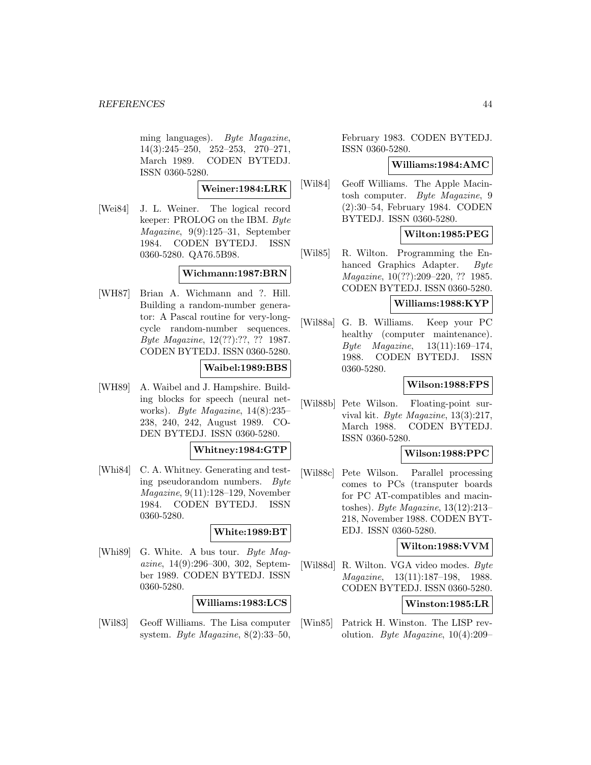ming languages). *Byte Magazine*, 14(3):245–250, 252–253, 270–271, March 1989. CODEN BYTEDJ. ISSN 0360-5280.

**Weiner:1984:LRK**

[Wei84] J. L. Weiner. The logical record keeper: PROLOG on the IBM. *Byte Magazine*, 9(9):125–31, September 1984. CODEN BYTEDJ. ISSN 0360-5280. QA76.5B98.

**Wichmann:1987:BRN**

[WH87] Brian A. Wichmann and ?. Hill. Building a random-number generator: A Pascal routine for very-long-cycle random-number sequences. *Byte Magazine*, 12(??):??, ?? 1987. CODEN BYTEDJ. ISSN 0360-5280.

**Waibel:1989:BBS**

[WH89] A. Waibel and J. Hampshire. Building blocks for speech (neural networks). *Byte Magazine*, 14(8):235–238, 240, 242, August 1989. CODEN BYTEDJ. ISSN 0360-5280.

**Whitney:1984:GTP**

[Whi84] C. A. Whitney. Generating and testing pseudorandom numbers. *Byte Magazine*, 9(11):128–129, November 1984. CODEN BYTEDJ. ISSN 0360-5280.

**White:1989:BT**

[Whi89] G. White. A bus tour. *Byte Magazine*, 14(9):296–300, 302, September 1989. CODEN BYTEDJ. ISSN 0360-5280.

**Williams:1983:LCS**

[Wil83] Geoff Williams. The Lisa computer system. *Byte Magazine*, 8(2):33–50, February 1983. CODEN BYTEDJ. ISSN 0360-5280.

**Williams:1984:AMC**

[Wil84] Geoff Williams. The Apple Macintosh computer. *Byte Magazine*, 9 (2):30–54, February 1984. CODEN BYTEDJ. ISSN 0360-5280.

**Wilton:1985:PEG**

[Wil85] R. Wilton. Programming the Enhanced Graphics Adapter. *Byte Magazine*, 10(??):209–220, ?? 1985. CODEN BYTEDJ. ISSN 0360-5280.

**Williams:1988:KYP**

[Wil88a] G. B. Williams. Keep your PC healthy (computer maintenance). *Byte Magazine*, 13(11):169–174, 1988. CODEN BYTEDJ. ISSN 0360-5280.

**Wilson:1988:FPS**

[Wil88b] Pete Wilson. Floating-point survival kit. *Byte Magazine*, 13(3):217, March 1988. CODEN BYTEDJ. ISSN 0360-5280.

**Wilson:1988:PPC**

[Wil88c] Pete Wilson. Parallel processing comes to PCs (transputer boards for PC AT-compatibles and macintoshes). *Byte Magazine*, 13(12):213–218, November 1988. CODEN BYTEDJ. ISSN 0360-5280.

**Wilton:1988:VVM**

[Wil88d] R. Wilton. VGA video modes. *Byte Magazine*, 13(11):187–198, 1988. CODEN BYTEDJ. ISSN 0360-5280.

**Winston:1985:LR**

[Win85] Patrick H. Winston. The LISP revolution. *Byte Magazine*, 10(4):209–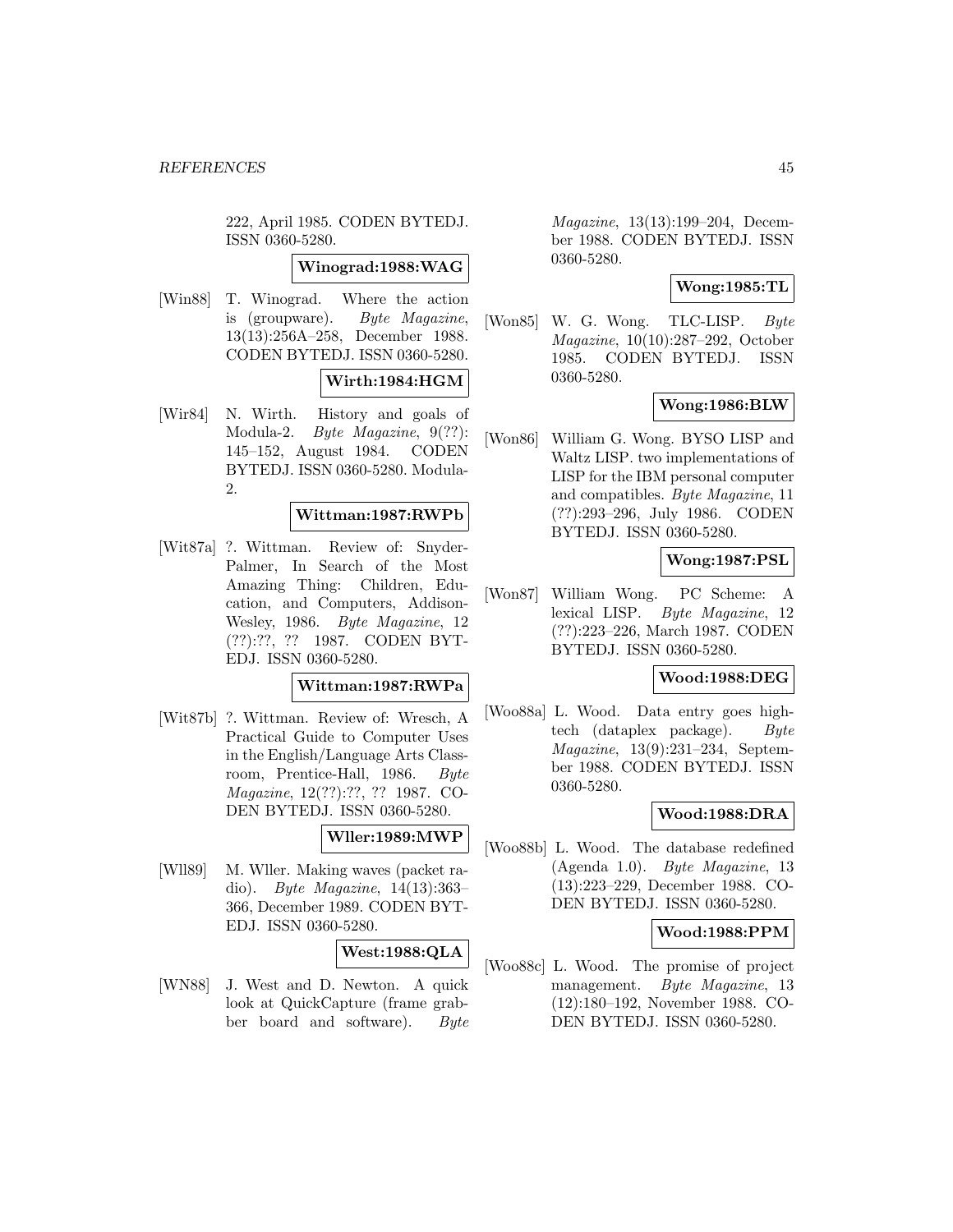222, April 1985. CODEN BYTEDJ. ISSN 0360-5280.

**Winograd:1988:WAG**

[Win88] T. Winograd. Where the action is (groupware). *Byte Magazine*, 13(13):256A–258, December 1988. CODEN BYTEDJ. ISSN 0360-5280.

**Wirth:1984:HGM**

[Wir84] N. Wirth. History and goals of Modula-2. *Byte Magazine*, 9(??): 145–152, August 1984. CODEN BYTEDJ. ISSN 0360-5280. Modula-2.

**Wittman:1987:RWPb**

[Wit87a] ?. Wittman. Review of: Snyder-Palmer, In Search of the Most Amazing Thing: Children, Education, and Computers, Addison-Wesley, 1986. *Byte Magazine*, 12 (??):??, ?? 1987. CODEN BYTEDJ. ISSN 0360-5280.

**Wittman:1987:RWPa**

[Wit87b] ?. Wittman. Review of: Wresch, A Practical Guide to Computer Uses in the English/Language Arts Classroom, Prentice-Hall, 1986. *Byte Magazine*, 12(??):??, ?? 1987. CODEN BYTEDJ. ISSN 0360-5280.

**Wller:1989:MWP**

[Wll89] M. Wller. Making waves (packet radio). *Byte Magazine*, 14(13):363–366, December 1989. CODEN BYTEDJ. ISSN 0360-5280.

**West:1988:QLA**

[WN88] J. West and D. Newton. A quick look at QuickCapture (frame grabber board and software). *Byte Magazine*, 13(13):199–204, December 1988. CODEN BYTEDJ. ISSN 0360-5280.

**Wong:1985:TL**

[Won85] W. G. Wong. TLC-LISP. *Byte Magazine*, 10(10):287–292, October 1985. CODEN BYTEDJ. ISSN 0360-5280.

**Wong:1986:BLW**

[Won86] William G. Wong. BYSO LISP and Waltz LISP. two implementations of LISP for the IBM personal computer and compatibles. *Byte Magazine*, 11 (??):293–296, July 1986. CODEN BYTEDJ. ISSN 0360-5280.

**Wong:1987:PSL**

[Won87] William Wong. PC Scheme: A lexical LISP. *Byte Magazine*, 12 (??):223–226, March 1987. CODEN BYTEDJ. ISSN 0360-5280.

**Wood:1988:DEG**

[Woo88a] L. Wood. Data entry goes high-tech (dataplex package). *Byte Magazine*, 13(9):231–234, September 1988. CODEN BYTEDJ. ISSN 0360-5280.

**Wood:1988:DRA**

[Woo88b] L. Wood. The database redefined (Agenda 1.0). *Byte Magazine*, 13 (13):223–229, December 1988. CODEN BYTEDJ. ISSN 0360-5280.

**Wood:1988:PPM**

[Woo88c] L. Wood. The promise of project management. *Byte Magazine*, 13 (12):180–192, November 1988. CODEN BYTEDJ. ISSN 0360-5280.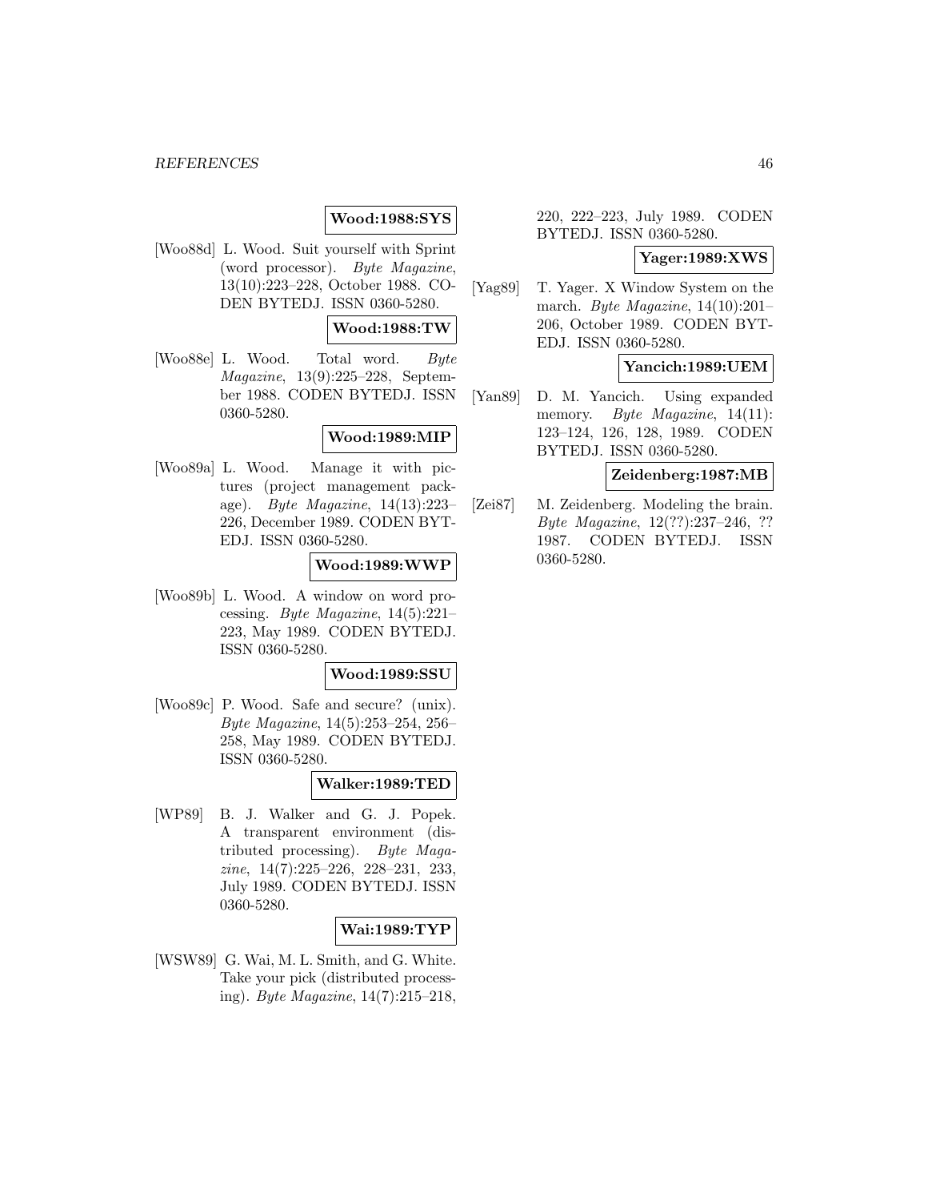**Wood:1988:SYS**

[Woo88d] L. Wood. Suit yourself with Sprint (word processor). *Byte Magazine*, 13(10):223–228, October 1988. CODEN BYTEDJ. ISSN 0360-5280.

**Wood:1988:TW**

[Woo88e] L. Wood. Total word. *Byte Magazine*, 13(9):225–228, September 1988. CODEN BYTEDJ. ISSN 0360-5280.

**Wood:1989:MIP**

[Woo89a] L. Wood. Manage it with pictures (project management package). *Byte Magazine*, 14(13):223–226, December 1989. CODEN BYTEDJ. ISSN 0360-5280.

**Wood:1989:WWP**

[Woo89b] L. Wood. A window on word processing. *Byte Magazine*, 14(5):221–223, May 1989. CODEN BYTEDJ. ISSN 0360-5280.

**Wood:1989:SSU**

[Woo89c] P. Wood. Safe and secure? (unix). *Byte Magazine*, 14(5):253–254, 256–258, May 1989. CODEN BYTEDJ. ISSN 0360-5280.

**Walker:1989:TED**

[WP89] B. J. Walker and G. J. Popek. A transparent environment (distributed processing). *Byte Magazine*, 14(7):225–226, 228–231, 233, July 1989. CODEN BYTEDJ. ISSN 0360-5280.

**Wai:1989:TYP**

[WSW89] G. Wai, M. L. Smith, and G. White. Take your pick (distributed processing). *Byte Magazine*, 14(7):215–218, 220, 222–223, July 1989. CODEN BYTEDJ. ISSN 0360-5280.

**Yager:1989:XWS**

[Yag89] T. Yager. X Window System on the march. *Byte Magazine*, 14(10):201–206, October 1989. CODEN BYTEDJ. ISSN 0360-5280.

**Yancich:1989:UEM**

[Yan89] D. M. Yancich. Using expanded memory. *Byte Magazine*, 14(11):123–124, 126, 128, 1989. CODEN BYTEDJ. ISSN 0360-5280.

**Zeidenberg:1987:MB**

[Zei87] M. Zeidenberg. Modeling the brain. *Byte Magazine*, 12(??):237–246, ?? 1987. CODEN BYTEDJ. ISSN 0360-5280.